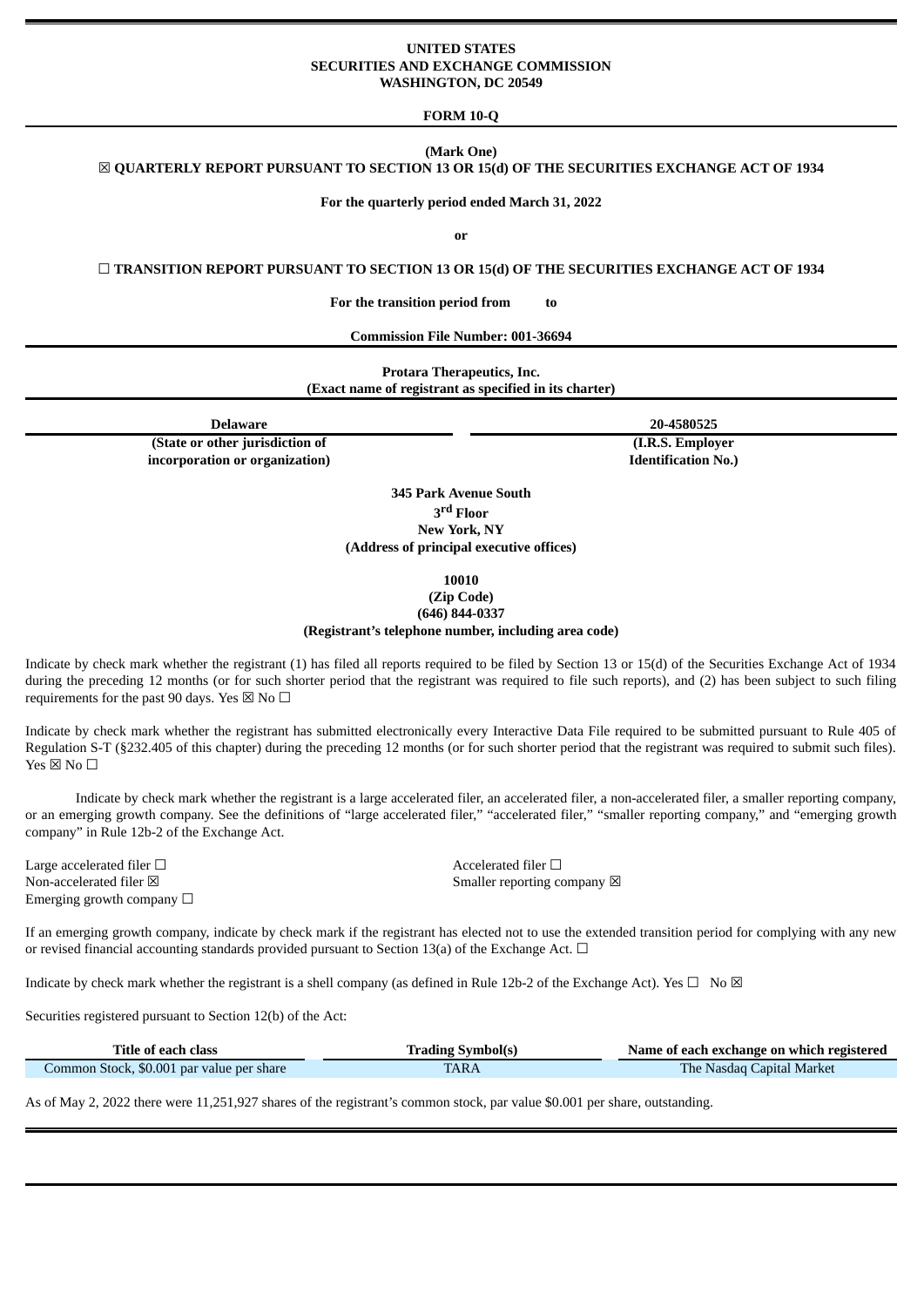**UNITED STATES**
**SECURITIES AND EXCHANGE COMMISSION**
**WASHINGTON, DC 20549**

**FORM 10-Q**

**(Mark One)**

☒ **QUARTERLY REPORT PURSUANT TO SECTION 13 OR 15(d) OF THE SECURITIES EXCHANGE ACT OF 1934**

**For the quarterly period ended March 31, 2022**

**or**

☐ **TRANSITION REPORT PURSUANT TO SECTION 13 OR 15(d) OF THE SECURITIES EXCHANGE ACT OF 1934**

**For the transition period from to**

**Commission File Number: 001-36694**

**Protara Therapeutics, Inc.**
**(Exact name of registrant as specified in its charter)**

| **Delaware** | **20-4580525** |
|---|---|
| **(State or other jurisdiction of incorporation or organization)** | **(I.R.S. Employer Identification No.)** |

**345 Park Avenue South**
**3rd Floor**
**New York, NY**
**(Address of principal executive offices)**

**10010**
**(Zip Code)**
**(646) 844-0337**
**(Registrant's telephone number, including area code)**

Indicate by check mark whether the registrant (1) has filed all reports required to be filed by Section 13 or 15(d) of the Securities Exchange Act of 1934 during the preceding 12 months (or for such shorter period that the registrant was required to file such reports), and (2) has been subject to such filing requirements for the past 90 days. Yes ☒ No ☐

Indicate by check mark whether the registrant has submitted electronically every Interactive Data File required to be submitted pursuant to Rule 405 of Regulation S-T (§232.405 of this chapter) during the preceding 12 months (or for such shorter period that the registrant was required to submit such files). Yes ☒ No ☐

Indicate by check mark whether the registrant is a large accelerated filer, an accelerated filer, a non-accelerated filer, a smaller reporting company, or an emerging growth company. See the definitions of "large accelerated filer," "accelerated filer," "smaller reporting company," and "emerging growth company" in Rule 12b-2 of the Exchange Act.

| | |
|---|---|
| Large accelerated filer ☐ | Accelerated filer ☐ |
| Non-accelerated filer ☒ | Smaller reporting company ☒ |
| Emerging growth company ☐ | |

If an emerging growth company, indicate by check mark if the registrant has elected not to use the extended transition period for complying with any new or revised financial accounting standards provided pursuant to Section 13(a) of the Exchange Act. ☐

Indicate by check mark whether the registrant is a shell company (as defined in Rule 12b-2 of the Exchange Act). Yes ☐ No ☒

Securities registered pursuant to Section 12(b) of the Act:

| Title of each class | Trading Symbol(s) | Name of each exchange on which registered |
|---|---|---|
| Common Stock, $0.001 par value per share | TARA | The Nasdaq Capital Market |

As of May 2, 2022 there were 11,251,927 shares of the registrant's common stock, par value $0.001 per share, outstanding.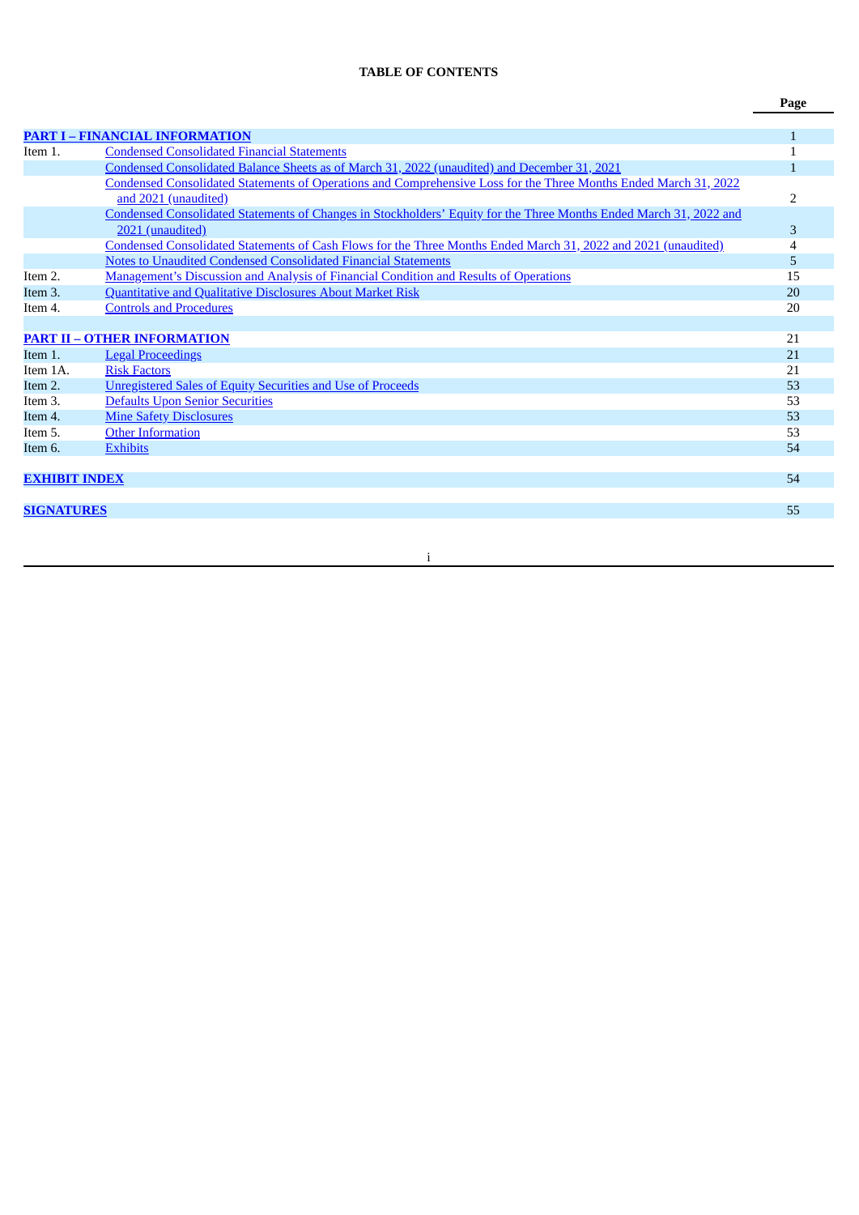# TABLE OF CONTENTS

| | | Page |
|---|---|---|
| **PART I – FINANCIAL INFORMATION** | | 1 |
| Item 1. | Condensed Consolidated Financial Statements | 1 |
| | Condensed Consolidated Balance Sheets as of March 31, 2022 (unaudited) and December 31, 2021 | 1 |
| | Condensed Consolidated Statements of Operations and Comprehensive Loss for the Three Months Ended March 31, 2022 and 2021 (unaudited) | 2 |
| | Condensed Consolidated Statements of Changes in Stockholders' Equity for the Three Months Ended March 31, 2022 and 2021 (unaudited) | 3 |
| | Condensed Consolidated Statements of Cash Flows for the Three Months Ended March 31, 2022 and 2021 (unaudited) | 4 |
| | Notes to Unaudited Condensed Consolidated Financial Statements | 5 |
| Item 2. | Management's Discussion and Analysis of Financial Condition and Results of Operations | 15 |
| Item 3. | Quantitative and Qualitative Disclosures About Market Risk | 20 |
| Item 4. | Controls and Procedures | 20 |
| **PART II – OTHER INFORMATION** | | 21 |
| Item 1. | Legal Proceedings | 21 |
| Item 1A. | Risk Factors | 21 |
| Item 2. | Unregistered Sales of Equity Securities and Use of Proceeds | 53 |
| Item 3. | Defaults Upon Senior Securities | 53 |
| Item 4. | Mine Safety Disclosures | 53 |
| Item 5. | Other Information | 53 |
| Item 6. | Exhibits | 54 |
| **EXHIBIT INDEX** | | 54 |
| **SIGNATURES** | | 55 |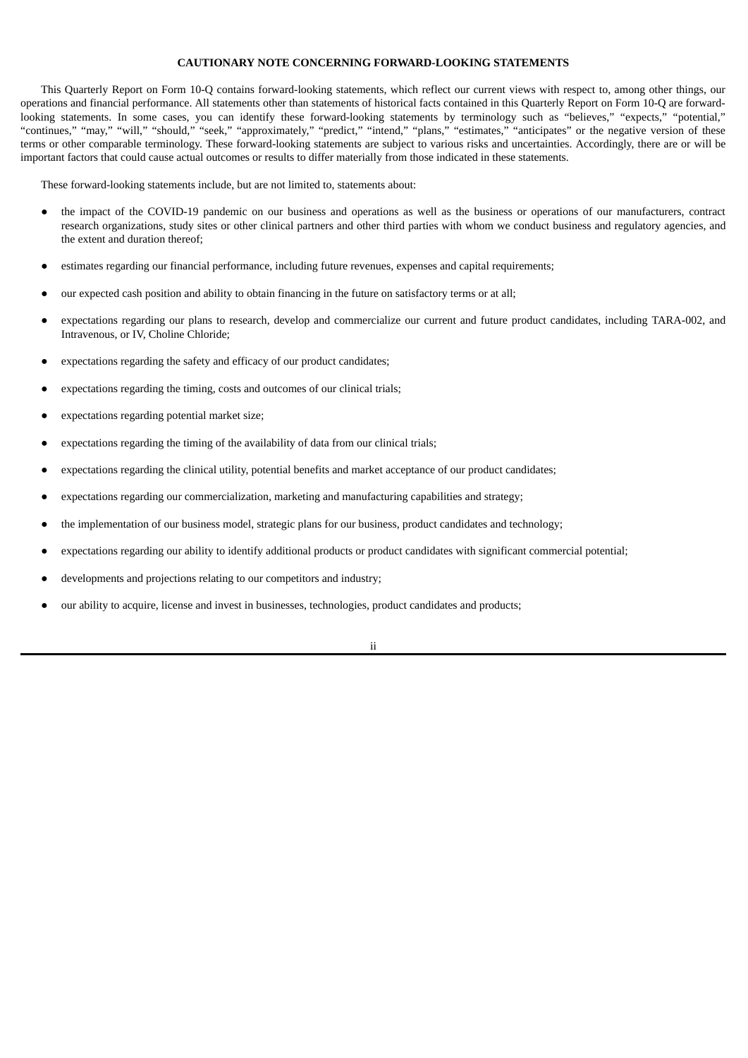## CAUTIONARY NOTE CONCERNING FORWARD-LOOKING STATEMENTS

This Quarterly Report on Form 10-Q contains forward-looking statements, which reflect our current views with respect to, among other things, our operations and financial performance. All statements other than statements of historical facts contained in this Quarterly Report on Form 10-Q are forward-looking statements. In some cases, you can identify these forward-looking statements by terminology such as "believes," "expects," "potential," "continues," "may," "will," "should," "seek," "approximately," "predict," "intend," "plans," "estimates," "anticipates" or the negative version of these terms or other comparable terminology. These forward-looking statements are subject to various risks and uncertainties. Accordingly, there are or will be important factors that could cause actual outcomes or results to differ materially from those indicated in these statements.

These forward-looking statements include, but are not limited to, statements about:

- the impact of the COVID-19 pandemic on our business and operations as well as the business or operations of our manufacturers, contract research organizations, study sites or other clinical partners and other third parties with whom we conduct business and regulatory agencies, and the extent and duration thereof;
- estimates regarding our financial performance, including future revenues, expenses and capital requirements;
- our expected cash position and ability to obtain financing in the future on satisfactory terms or at all;
- expectations regarding our plans to research, develop and commercialize our current and future product candidates, including TARA-002, and Intravenous, or IV, Choline Chloride;
- expectations regarding the safety and efficacy of our product candidates;
- expectations regarding the timing, costs and outcomes of our clinical trials;
- expectations regarding potential market size;
- expectations regarding the timing of the availability of data from our clinical trials;
- expectations regarding the clinical utility, potential benefits and market acceptance of our product candidates;
- expectations regarding our commercialization, marketing and manufacturing capabilities and strategy;
- the implementation of our business model, strategic plans for our business, product candidates and technology;
- expectations regarding our ability to identify additional products or product candidates with significant commercial potential;
- developments and projections relating to our competitors and industry;
- our ability to acquire, license and invest in businesses, technologies, product candidates and products;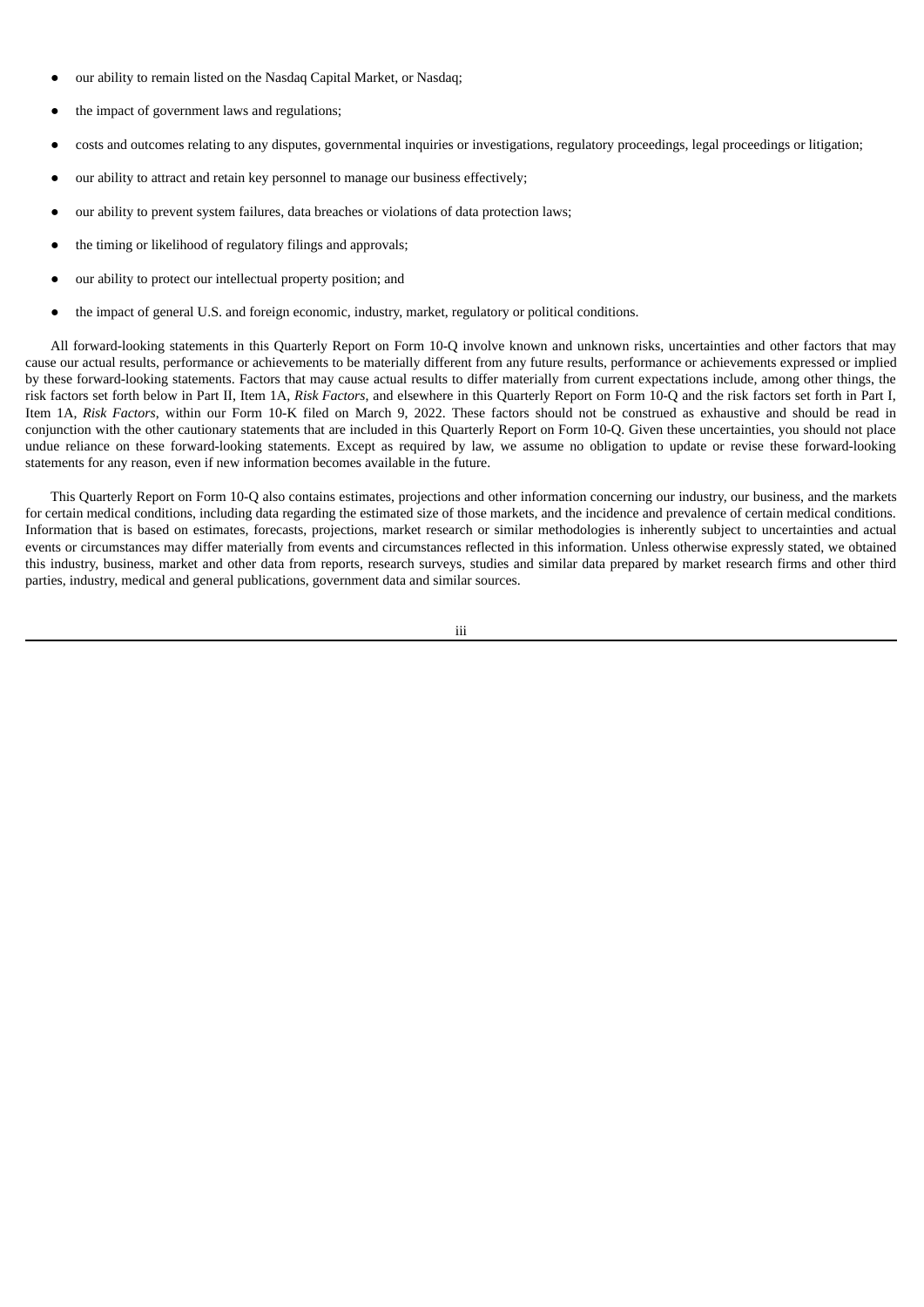- our ability to remain listed on the Nasdaq Capital Market, or Nasdaq;
- the impact of government laws and regulations;
- costs and outcomes relating to any disputes, governmental inquiries or investigations, regulatory proceedings, legal proceedings or litigation;
- our ability to attract and retain key personnel to manage our business effectively;
- our ability to prevent system failures, data breaches or violations of data protection laws;
- the timing or likelihood of regulatory filings and approvals;
- our ability to protect our intellectual property position; and
- the impact of general U.S. and foreign economic, industry, market, regulatory or political conditions.

All forward-looking statements in this Quarterly Report on Form 10-Q involve known and unknown risks, uncertainties and other factors that may cause our actual results, performance or achievements to be materially different from any future results, performance or achievements expressed or implied by these forward-looking statements. Factors that may cause actual results to differ materially from current expectations include, among other things, the risk factors set forth below in Part II, Item 1A, *Risk Factors*, and elsewhere in this Quarterly Report on Form 10-Q and the risk factors set forth in Part I, Item 1A, *Risk Factors*, within our Form 10-K filed on March 9, 2022. These factors should not be construed as exhaustive and should be read in conjunction with the other cautionary statements that are included in this Quarterly Report on Form 10-Q. Given these uncertainties, you should not place undue reliance on these forward-looking statements. Except as required by law, we assume no obligation to update or revise these forward-looking statements for any reason, even if new information becomes available in the future.

This Quarterly Report on Form 10-Q also contains estimates, projections and other information concerning our industry, our business, and the markets for certain medical conditions, including data regarding the estimated size of those markets, and the incidence and prevalence of certain medical conditions. Information that is based on estimates, forecasts, projections, market research or similar methodologies is inherently subject to uncertainties and actual events or circumstances may differ materially from events and circumstances reflected in this information. Unless otherwise expressly stated, we obtained this industry, business, market and other data from reports, research surveys, studies and similar data prepared by market research firms and other third parties, industry, medical and general publications, government data and similar sources.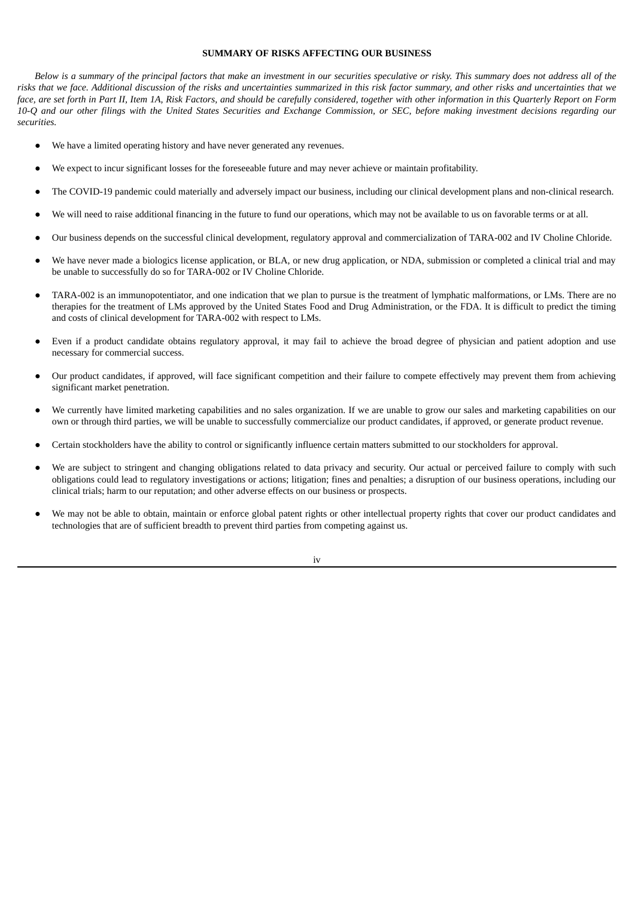## SUMMARY OF RISKS AFFECTING OUR BUSINESS

*Below is a summary of the principal factors that make an investment in our securities speculative or risky. This summary does not address all of the risks that we face. Additional discussion of the risks and uncertainties summarized in this risk factor summary, and other risks and uncertainties that we face, are set forth in Part II, Item 1A, Risk Factors, and should be carefully considered, together with other information in this Quarterly Report on Form 10-Q and our other filings with the United States Securities and Exchange Commission, or SEC, before making investment decisions regarding our securities.*

- We have a limited operating history and have never generated any revenues.
- We expect to incur significant losses for the foreseeable future and may never achieve or maintain profitability.
- The COVID-19 pandemic could materially and adversely impact our business, including our clinical development plans and non-clinical research.
- We will need to raise additional financing in the future to fund our operations, which may not be available to us on favorable terms or at all.
- Our business depends on the successful clinical development, regulatory approval and commercialization of TARA-002 and IV Choline Chloride.
- We have never made a biologics license application, or BLA, or new drug application, or NDA, submission or completed a clinical trial and may be unable to successfully do so for TARA-002 or IV Choline Chloride.
- TARA-002 is an immunopotentiator, and one indication that we plan to pursue is the treatment of lymphatic malformations, or LMs. There are no therapies for the treatment of LMs approved by the United States Food and Drug Administration, or the FDA. It is difficult to predict the timing and costs of clinical development for TARA-002 with respect to LMs.
- Even if a product candidate obtains regulatory approval, it may fail to achieve the broad degree of physician and patient adoption and use necessary for commercial success.
- Our product candidates, if approved, will face significant competition and their failure to compete effectively may prevent them from achieving significant market penetration.
- We currently have limited marketing capabilities and no sales organization. If we are unable to grow our sales and marketing capabilities on our own or through third parties, we will be unable to successfully commercialize our product candidates, if approved, or generate product revenue.
- Certain stockholders have the ability to control or significantly influence certain matters submitted to our stockholders for approval.
- We are subject to stringent and changing obligations related to data privacy and security. Our actual or perceived failure to comply with such obligations could lead to regulatory investigations or actions; litigation; fines and penalties; a disruption of our business operations, including our clinical trials; harm to our reputation; and other adverse effects on our business or prospects.
- We may not be able to obtain, maintain or enforce global patent rights or other intellectual property rights that cover our product candidates and technologies that are of sufficient breadth to prevent third parties from competing against us.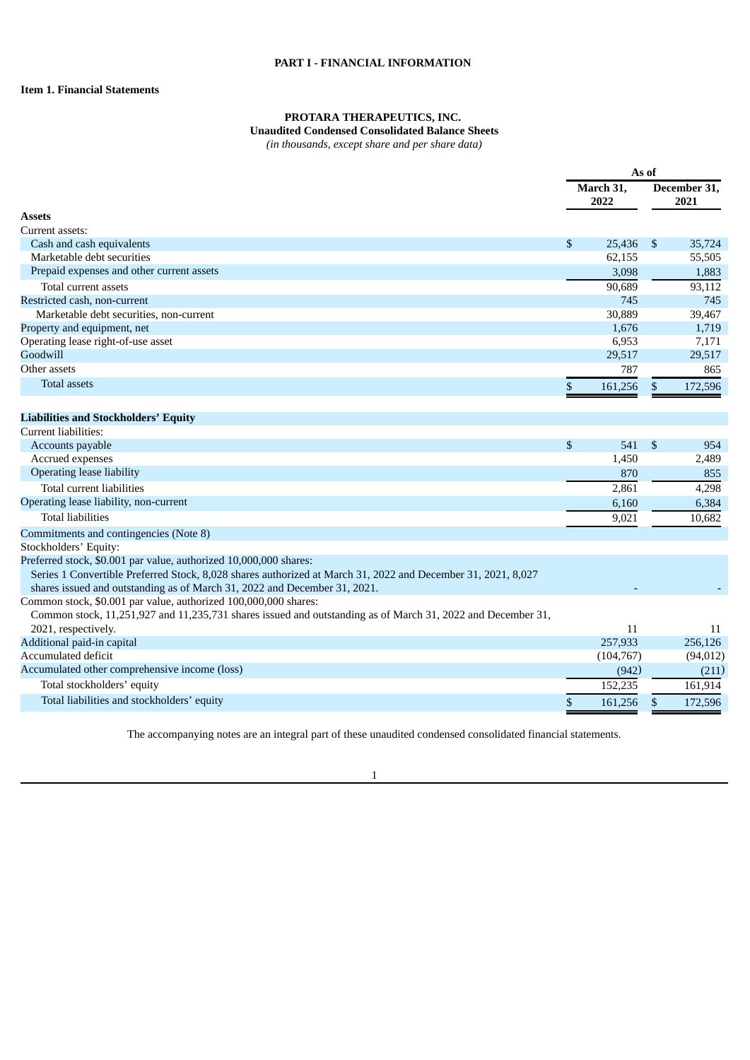# PART I - FINANCIAL INFORMATION

## Item 1. Financial Statements

**PROTARA THERAPEUTICS, INC.**
**Unaudited Condensed Consolidated Balance Sheets**
*(in thousands, except share and per share data)*

| | As of | |
|---|---|---|
| | **March 31, 2022** | **December 31, 2021** |
| **Assets** | | |
| Current assets: | | |
| Cash and cash equivalents | $ 25,436 | $ 35,724 |
| Marketable debt securities | 62,155 | 55,505 |
| Prepaid expenses and other current assets | 3,098 | 1,883 |
| Total current assets | 90,689 | 93,112 |
| Restricted cash, non-current | 745 | 745 |
| Marketable debt securities, non-current | 30,889 | 39,467 |
| Property and equipment, net | 1,676 | 1,719 |
| Operating lease right-of-use asset | 6,953 | 7,171 |
| Goodwill | 29,517 | 29,517 |
| Other assets | 787 | 865 |
| Total assets | $ 161,256 | $ 172,596 |
| **Liabilities and Stockholders' Equity** | | |
| Current liabilities: | | |
| Accounts payable | $ 541 | $ 954 |
| Accrued expenses | 1,450 | 2,489 |
| Operating lease liability | 870 | 855 |
| Total current liabilities | 2,861 | 4,298 |
| Operating lease liability, non-current | 6,160 | 6,384 |
| Total liabilities | 9,021 | 10,682 |
| Commitments and contingencies (Note 8) | | |
| Stockholders' Equity: | | |
| Preferred stock, $0.001 par value, authorized 10,000,000 shares: | | |
| Series 1 Convertible Preferred Stock, 8,028 shares authorized at March 31, 2022 and December 31, 2021, 8,027 shares issued and outstanding as of March 31, 2022 and December 31, 2021. | - | - |
| Common stock, $0.001 par value, authorized 100,000,000 shares: | | |
| Common stock, 11,251,927 and 11,235,731 shares issued and outstanding as of March 31, 2022 and December 31, 2021, respectively. | 11 | 11 |
| Additional paid-in capital | 257,933 | 256,126 |
| Accumulated deficit | (104,767) | (94,012) |
| Accumulated other comprehensive income (loss) | (942) | (211) |
| Total stockholders' equity | 152,235 | 161,914 |
| Total liabilities and stockholders' equity | $ 161,256 | $ 172,596 |

The accompanying notes are an integral part of these unaudited condensed consolidated financial statements.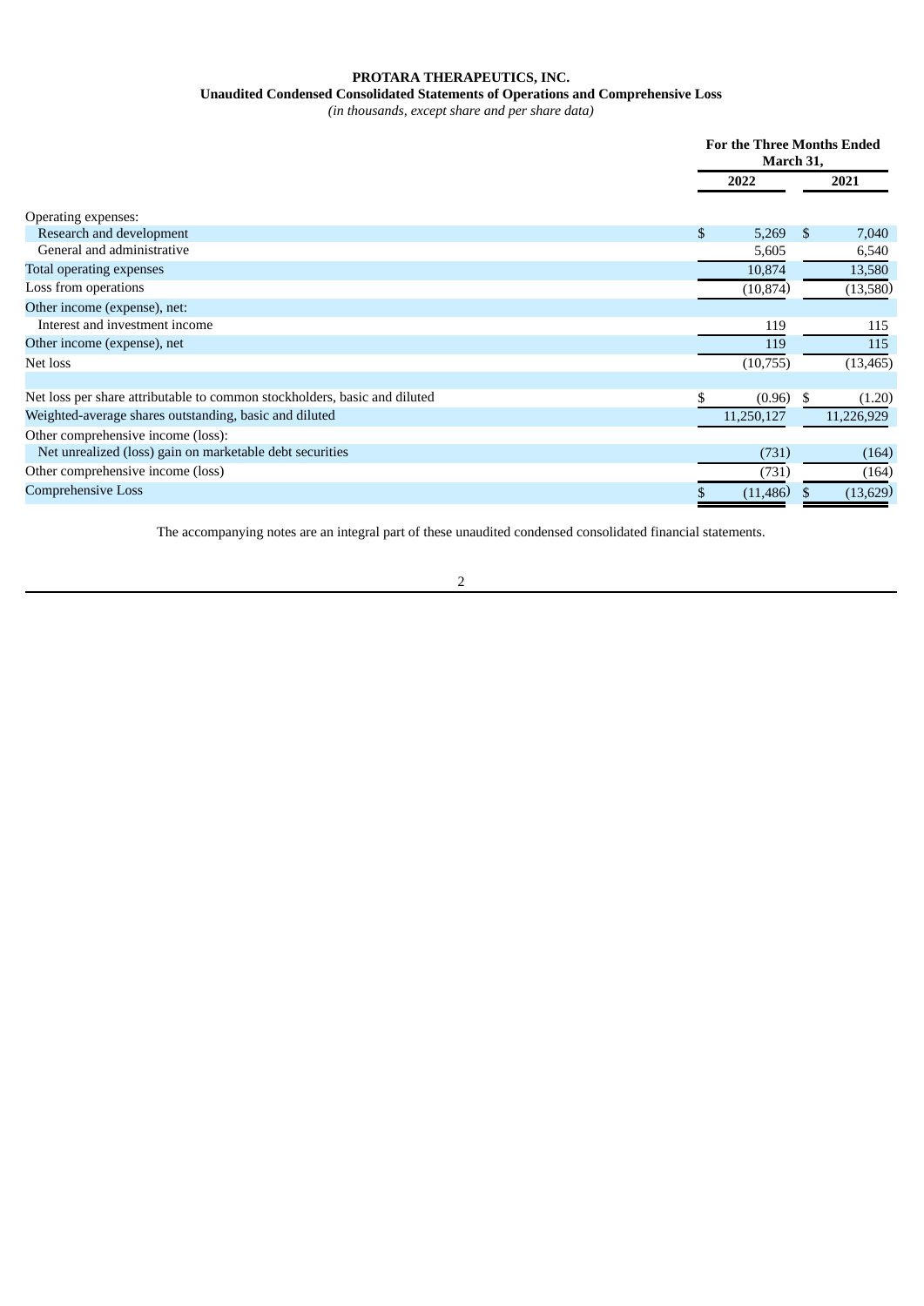**PROTARA THERAPEUTICS, INC.**
**Unaudited Condensed Consolidated Statements of Operations and Comprehensive Loss**
*(in thousands, except share and per share data)*

| | For the Three Months Ended March 31, | |
|---|---|---|
| | 2022 | 2021 |
| Operating expenses: | | |
| Research and development | $ 5,269 | $ 7,040 |
| General and administrative | 5,605 | 6,540 |
| Total operating expenses | 10,874 | 13,580 |
| Loss from operations | (10,874) | (13,580) |
| Other income (expense), net: | | |
| Interest and investment income | 119 | 115 |
| Other income (expense), net | 119 | 115 |
| Net loss | (10,755) | (13,465) |
| | | |
| Net loss per share attributable to common stockholders, basic and diluted | $ (0.96) | $ (1.20) |
| Weighted-average shares outstanding, basic and diluted | 11,250,127 | 11,226,929 |
| Other comprehensive income (loss): | | |
| Net unrealized (loss) gain on marketable debt securities | (731) | (164) |
| Other comprehensive income (loss) | (731) | (164) |
| Comprehensive Loss | $ (11,486) | $ (13,629) |

The accompanying notes are an integral part of these unaudited condensed consolidated financial statements.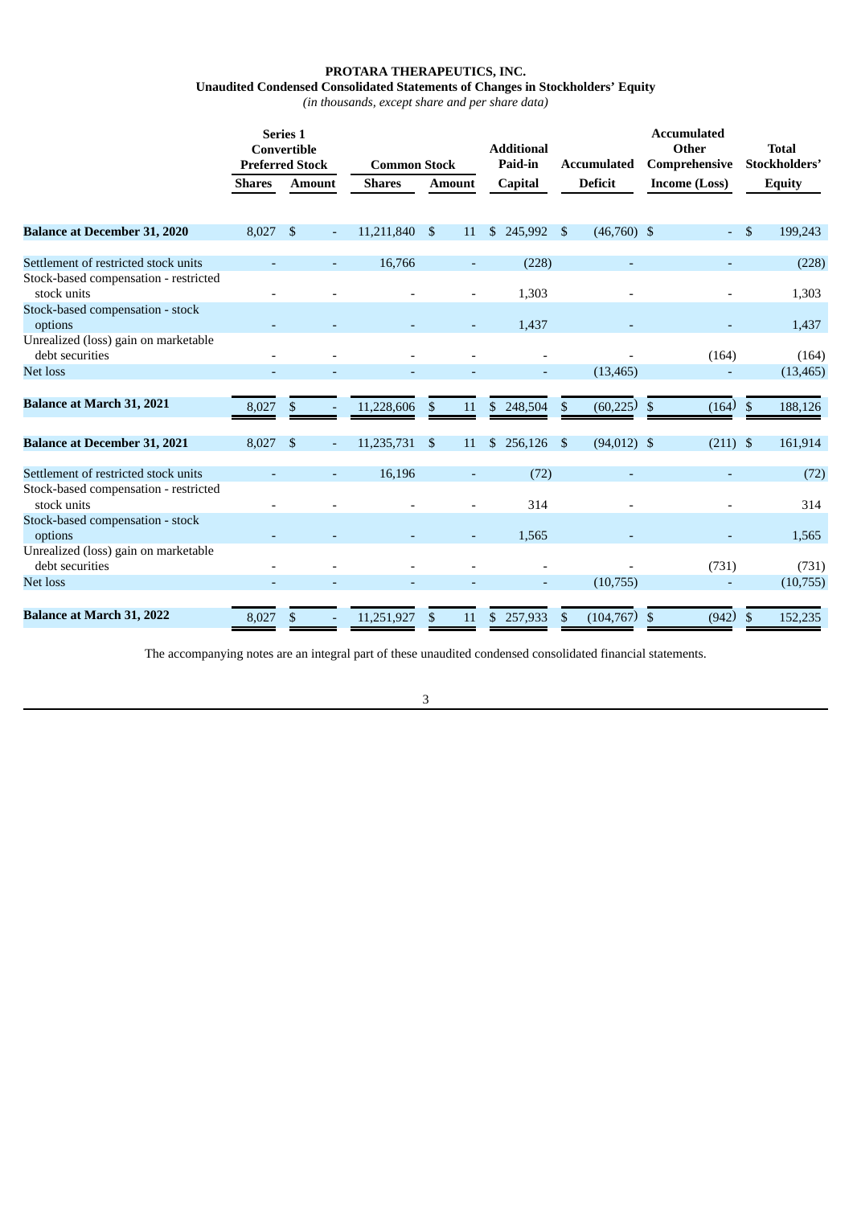**PROTARA THERAPEUTICS, INC.**

**Unaudited Condensed Consolidated Statements of Changes in Stockholders' Equity**

*(in thousands, except share and per share data)*

| | Series 1 Convertible Preferred Stock | | Common Stock | | Additional Paid-in | Accumulated | Accumulated Other Comprehensive | Total Stockholders' |
|---|---|---|---|---|---|---|---|---|
| | Shares | Amount | Shares | Amount | Capital | Deficit | Income (Loss) | Equity |
| **Balance at December 31, 2020** | 8,027 | $ - | 11,211,840 | $ 11 | $ 245,992 | $ (46,760) | $ - | $ 199,243 |
| Settlement of restricted stock units | - | - | 16,766 | - | (228) | - | - | (228) |
| Stock-based compensation - restricted stock units | - | - | - | - | 1,303 | - | - | 1,303 |
| Stock-based compensation - stock options | - | - | - | - | 1,437 | - | - | 1,437 |
| Unrealized (loss) gain on marketable debt securities | - | - | - | - | - | - | (164) | (164) |
| Net loss | - | - | - | - | - | (13,465) | - | (13,465) |
| **Balance at March 31, 2021** | 8,027 | $ - | 11,228,606 | $ 11 | $ 248,504 | $ (60,225) | $ (164) | $ 188,126 |
| **Balance at December 31, 2021** | 8,027 | $ - | 11,235,731 | $ 11 | $ 256,126 | $ (94,012) | $ (211) | $ 161,914 |
| Settlement of restricted stock units | - | - | 16,196 | - | (72) | - | - | (72) |
| Stock-based compensation - restricted stock units | - | - | - | - | 314 | - | - | 314 |
| Stock-based compensation - stock options | - | - | - | - | 1,565 | - | - | 1,565 |
| Unrealized (loss) gain on marketable debt securities | - | - | - | - | - | - | (731) | (731) |
| Net loss | - | - | - | - | - | (10,755) | - | (10,755) |
| **Balance at March 31, 2022** | 8,027 | $ - | 11,251,927 | $ 11 | $ 257,933 | $ (104,767) | $ (942) | $ 152,235 |

The accompanying notes are an integral part of these unaudited condensed consolidated financial statements.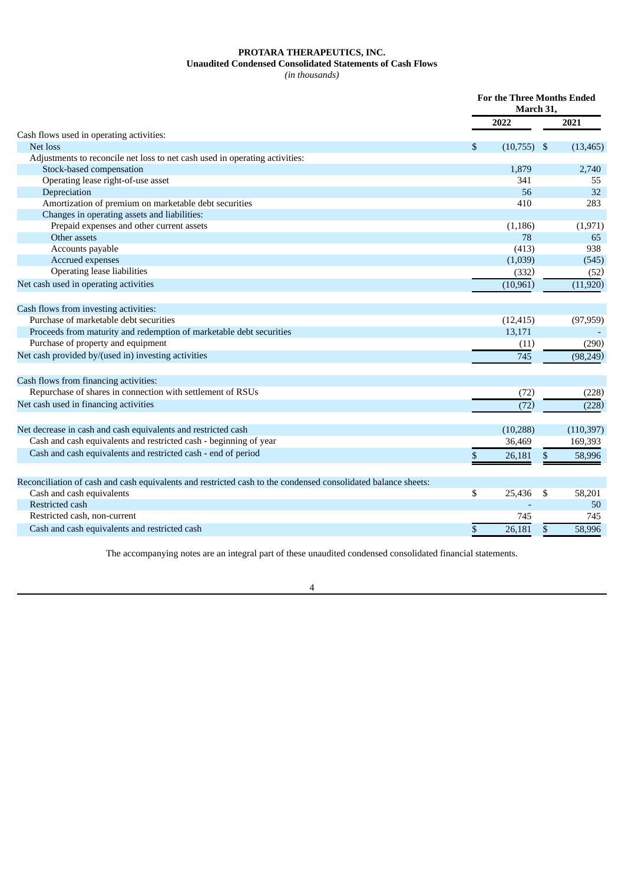**PROTARA THERAPEUTICS, INC.**
**Unaudited Condensed Consolidated Statements of Cash Flows**
*(in thousands)*

| | For the Three Months Ended March 31, | |
|---|---|---|
| | 2022 | 2021 |
| Cash flows used in operating activities: | | |
| Net loss | $ (10,755) | $ (13,465) |
| Adjustments to reconcile net loss to net cash used in operating activities: | | |
| Stock-based compensation | 1,879 | 2,740 |
| Operating lease right-of-use asset | 341 | 55 |
| Depreciation | 56 | 32 |
| Amortization of premium on marketable debt securities | 410 | 283 |
| Changes in operating assets and liabilities: | | |
| Prepaid expenses and other current assets | (1,186) | (1,971) |
| Other assets | 78 | 65 |
| Accounts payable | (413) | 938 |
| Accrued expenses | (1,039) | (545) |
| Operating lease liabilities | (332) | (52) |
| Net cash used in operating activities | (10,961) | (11,920) |
| Cash flows from investing activities: | | |
| Purchase of marketable debt securities | (12,415) | (97,959) |
| Proceeds from maturity and redemption of marketable debt securities | 13,171 | - |
| Purchase of property and equipment | (11) | (290) |
| Net cash provided by/(used in) investing activities | 745 | (98,249) |
| Cash flows from financing activities: | | |
| Repurchase of shares in connection with settlement of RSUs | (72) | (228) |
| Net cash used in financing activities | (72) | (228) |
| Net decrease in cash and cash equivalents and restricted cash | (10,288) | (110,397) |
| Cash and cash equivalents and restricted cash - beginning of year | 36,469 | 169,393 |
| Cash and cash equivalents and restricted cash - end of period | $ 26,181 | $ 58,996 |
| Reconciliation of cash and cash equivalents and restricted cash to the condensed consolidated balance sheets: | | |
| Cash and cash equivalents | $ 25,436 | $ 58,201 |
| Restricted cash | - | 50 |
| Restricted cash, non-current | 745 | 745 |
| Cash and cash equivalents and restricted cash | $ 26,181 | $ 58,996 |

The accompanying notes are an integral part of these unaudited condensed consolidated financial statements.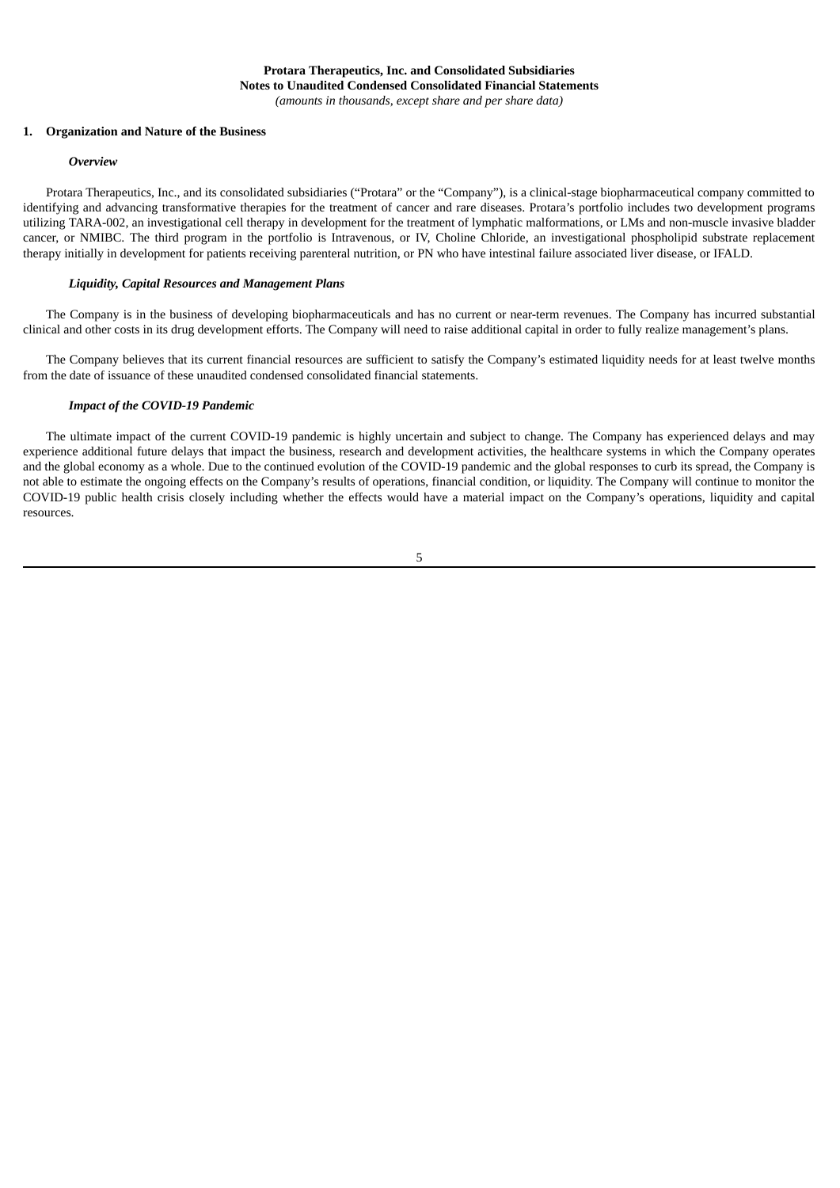**Protara Therapeutics, Inc. and Consolidated Subsidiaries**
**Notes to Unaudited Condensed Consolidated Financial Statements**
*(amounts in thousands, except share and per share data)*

## 1. Organization and Nature of the Business

### *Overview*

Protara Therapeutics, Inc., and its consolidated subsidiaries ("Protara" or the "Company"), is a clinical-stage biopharmaceutical company committed to identifying and advancing transformative therapies for the treatment of cancer and rare diseases. Protara's portfolio includes two development programs utilizing TARA-002, an investigational cell therapy in development for the treatment of lymphatic malformations, or LMs and non-muscle invasive bladder cancer, or NMIBC. The third program in the portfolio is Intravenous, or IV, Choline Chloride, an investigational phospholipid substrate replacement therapy initially in development for patients receiving parenteral nutrition, or PN who have intestinal failure associated liver disease, or IFALD.

### *Liquidity, Capital Resources and Management Plans*

The Company is in the business of developing biopharmaceuticals and has no current or near-term revenues. The Company has incurred substantial clinical and other costs in its drug development efforts. The Company will need to raise additional capital in order to fully realize management's plans.

The Company believes that its current financial resources are sufficient to satisfy the Company's estimated liquidity needs for at least twelve months from the date of issuance of these unaudited condensed consolidated financial statements.

### *Impact of the COVID-19 Pandemic*

The ultimate impact of the current COVID-19 pandemic is highly uncertain and subject to change. The Company has experienced delays and may experience additional future delays that impact the business, research and development activities, the healthcare systems in which the Company operates and the global economy as a whole. Due to the continued evolution of the COVID-19 pandemic and the global responses to curb its spread, the Company is not able to estimate the ongoing effects on the Company's results of operations, financial condition, or liquidity. The Company will continue to monitor the COVID-19 public health crisis closely including whether the effects would have a material impact on the Company's operations, liquidity and capital resources.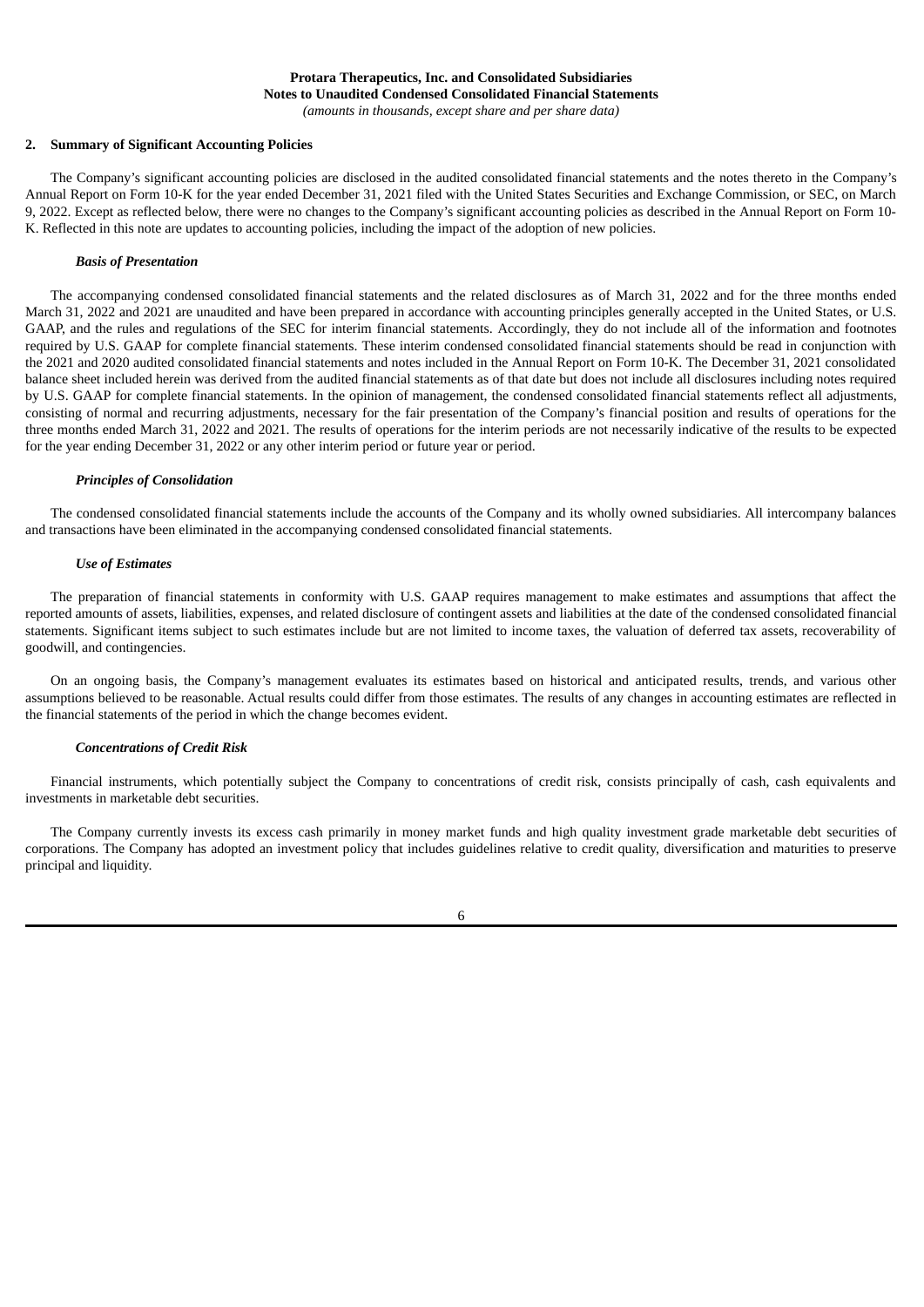**Protara Therapeutics, Inc. and Consolidated Subsidiaries**
**Notes to Unaudited Condensed Consolidated Financial Statements**
*(amounts in thousands, except share and per share data)*

## 2. Summary of Significant Accounting Policies

The Company's significant accounting policies are disclosed in the audited consolidated financial statements and the notes thereto in the Company's Annual Report on Form 10-K for the year ended December 31, 2021 filed with the United States Securities and Exchange Commission, or SEC, on March 9, 2022. Except as reflected below, there were no changes to the Company's significant accounting policies as described in the Annual Report on Form 10-K. Reflected in this note are updates to accounting policies, including the impact of the adoption of new policies.

### *Basis of Presentation*

The accompanying condensed consolidated financial statements and the related disclosures as of March 31, 2022 and for the three months ended March 31, 2022 and 2021 are unaudited and have been prepared in accordance with accounting principles generally accepted in the United States, or U.S. GAAP, and the rules and regulations of the SEC for interim financial statements. Accordingly, they do not include all of the information and footnotes required by U.S. GAAP for complete financial statements. These interim condensed consolidated financial statements should be read in conjunction with the 2021 and 2020 audited consolidated financial statements and notes included in the Annual Report on Form 10-K. The December 31, 2021 consolidated balance sheet included herein was derived from the audited financial statements as of that date but does not include all disclosures including notes required by U.S. GAAP for complete financial statements. In the opinion of management, the condensed consolidated financial statements reflect all adjustments, consisting of normal and recurring adjustments, necessary for the fair presentation of the Company's financial position and results of operations for the three months ended March 31, 2022 and 2021. The results of operations for the interim periods are not necessarily indicative of the results to be expected for the year ending December 31, 2022 or any other interim period or future year or period.

### *Principles of Consolidation*

The condensed consolidated financial statements include the accounts of the Company and its wholly owned subsidiaries. All intercompany balances and transactions have been eliminated in the accompanying condensed consolidated financial statements.

### *Use of Estimates*

The preparation of financial statements in conformity with U.S. GAAP requires management to make estimates and assumptions that affect the reported amounts of assets, liabilities, expenses, and related disclosure of contingent assets and liabilities at the date of the condensed consolidated financial statements. Significant items subject to such estimates include but are not limited to income taxes, the valuation of deferred tax assets, recoverability of goodwill, and contingencies.

On an ongoing basis, the Company's management evaluates its estimates based on historical and anticipated results, trends, and various other assumptions believed to be reasonable. Actual results could differ from those estimates. The results of any changes in accounting estimates are reflected in the financial statements of the period in which the change becomes evident.

### *Concentrations of Credit Risk*

Financial instruments, which potentially subject the Company to concentrations of credit risk, consists principally of cash, cash equivalents and investments in marketable debt securities.

The Company currently invests its excess cash primarily in money market funds and high quality investment grade marketable debt securities of corporations. The Company has adopted an investment policy that includes guidelines relative to credit quality, diversification and maturities to preserve principal and liquidity.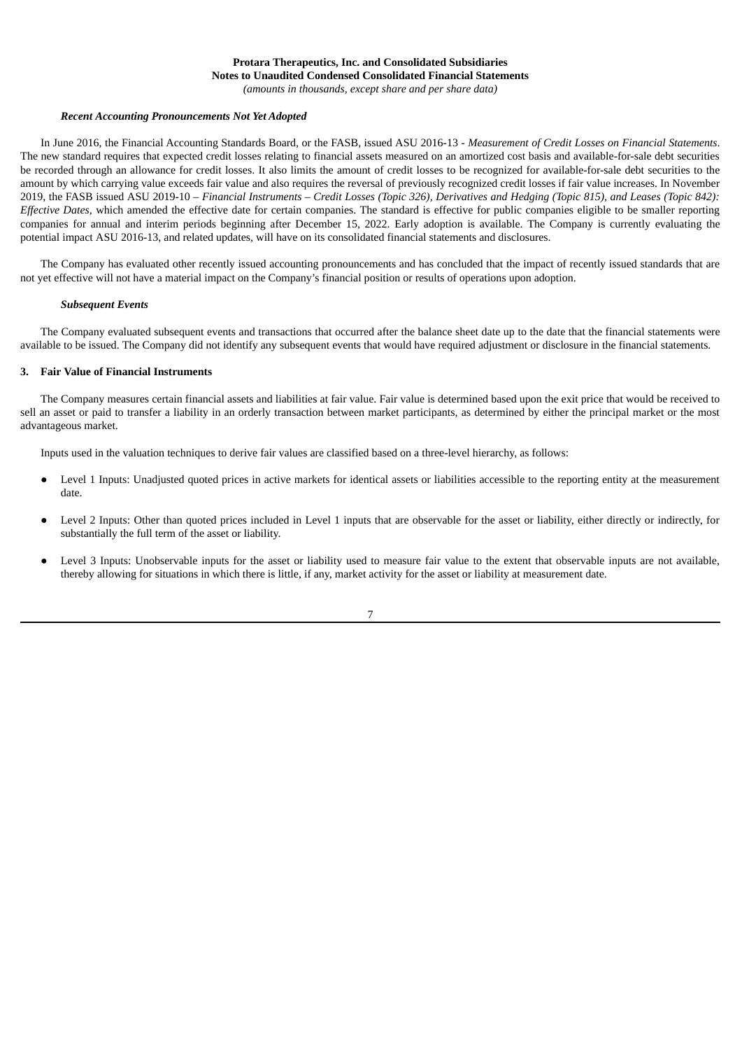### *Recent Accounting Pronouncements Not Yet Adopted*

In June 2016, the Financial Accounting Standards Board, or the FASB, issued ASU 2016-13 - *Measurement of Credit Losses on Financial Statements*. The new standard requires that expected credit losses relating to financial assets measured on an amortized cost basis and available-for-sale debt securities be recorded through an allowance for credit losses. It also limits the amount of credit losses to be recognized for available-for-sale debt securities to the amount by which carrying value exceeds fair value and also requires the reversal of previously recognized credit losses if fair value increases. In November 2019, the FASB issued ASU 2019-10 – *Financial Instruments – Credit Losses (Topic 326), Derivatives and Hedging (Topic 815), and Leases (Topic 842): Effective Dates*, which amended the effective date for certain companies. The standard is effective for public companies eligible to be smaller reporting companies for annual and interim periods beginning after December 15, 2022. Early adoption is available. The Company is currently evaluating the potential impact ASU 2016-13, and related updates, will have on its consolidated financial statements and disclosures.

The Company has evaluated other recently issued accounting pronouncements and has concluded that the impact of recently issued standards that are not yet effective will not have a material impact on the Company's financial position or results of operations upon adoption.

### *Subsequent Events*

The Company evaluated subsequent events and transactions that occurred after the balance sheet date up to the date that the financial statements were available to be issued. The Company did not identify any subsequent events that would have required adjustment or disclosure in the financial statements.

## 3. Fair Value of Financial Instruments

The Company measures certain financial assets and liabilities at fair value. Fair value is determined based upon the exit price that would be received to sell an asset or paid to transfer a liability in an orderly transaction between market participants, as determined by either the principal market or the most advantageous market.

Inputs used in the valuation techniques to derive fair values are classified based on a three-level hierarchy, as follows:

- Level 1 Inputs: Unadjusted quoted prices in active markets for identical assets or liabilities accessible to the reporting entity at the measurement date.
- Level 2 Inputs: Other than quoted prices included in Level 1 inputs that are observable for the asset or liability, either directly or indirectly, for substantially the full term of the asset or liability.
- Level 3 Inputs: Unobservable inputs for the asset or liability used to measure fair value to the extent that observable inputs are not available, thereby allowing for situations in which there is little, if any, market activity for the asset or liability at measurement date.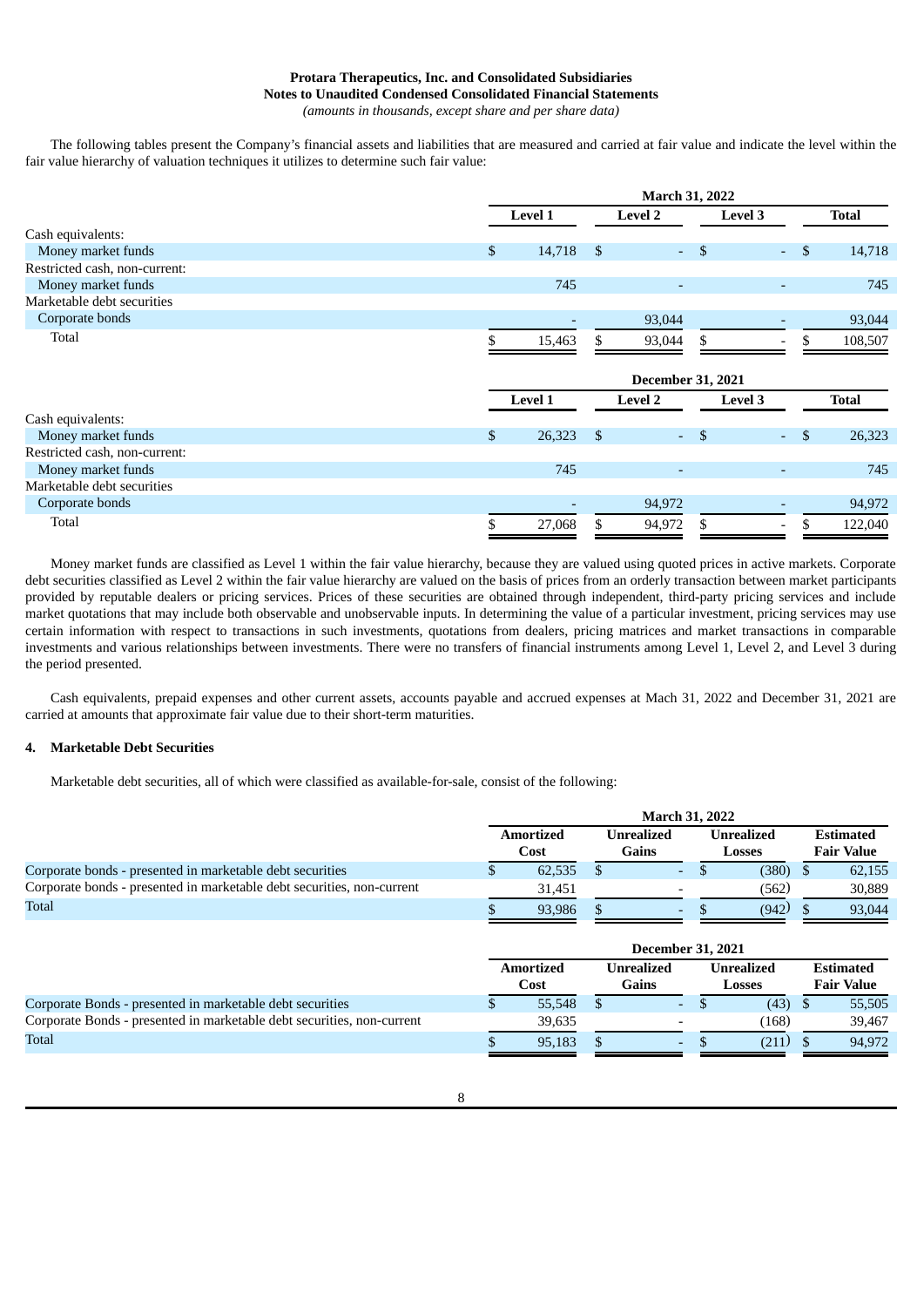The following tables present the Company's financial assets and liabilities that are measured and carried at fair value and indicate the level within the fair value hierarchy of valuation techniques it utilizes to determine such fair value:

| | March 31, 2022 | | | |
|---|---|---|---|---|
| | Level 1 | Level 2 | Level 3 | Total |
| Cash equivalents: | | | | |
| Money market funds | $ 14,718 | $ - | $ - | $ 14,718 |
| Restricted cash, non-current: | | | | |
| Money market funds | 745 | - | - | 745 |
| Marketable debt securities | | | | |
| Corporate bonds | - | 93,044 | - | 93,044 |
| Total | $ 15,463 | $ 93,044 | $ - | $ 108,507 |

| | December 31, 2021 | | | |
|---|---|---|---|---|
| | Level 1 | Level 2 | Level 3 | Total |
| Cash equivalents: | | | | |
| Money market funds | $ 26,323 | $ - | $ - | $ 26,323 |
| Restricted cash, non-current: | | | | |
| Money market funds | 745 | - | - | 745 |
| Marketable debt securities | | | | |
| Corporate bonds | - | 94,972 | - | 94,972 |
| Total | $ 27,068 | $ 94,972 | $ - | $ 122,040 |

Money market funds are classified as Level 1 within the fair value hierarchy, because they are valued using quoted prices in active markets. Corporate debt securities classified as Level 2 within the fair value hierarchy are valued on the basis of prices from an orderly transaction between market participants provided by reputable dealers or pricing services. Prices of these securities are obtained through independent, third-party pricing services and include market quotations that may include both observable and unobservable inputs. In determining the value of a particular investment, pricing services may use certain information with respect to transactions in such investments, quotations from dealers, pricing matrices and market transactions in comparable investments and various relationships between investments. There were no transfers of financial instruments among Level 1, Level 2, and Level 3 during the period presented.

Cash equivalents, prepaid expenses and other current assets, accounts payable and accrued expenses at Mach 31, 2022 and December 31, 2021 are carried at amounts that approximate fair value due to their short-term maturities.

## 4. Marketable Debt Securities

Marketable debt securities, all of which were classified as available-for-sale, consist of the following:

| | March 31, 2022 | | | |
|---|---|---|---|---|
| | Amortized Cost | Unrealized Gains | Unrealized Losses | Estimated Fair Value |
| Corporate bonds - presented in marketable debt securities | $ 62,535 | $ - | $ (380) | $ 62,155 |
| Corporate bonds - presented in marketable debt securities, non-current | 31,451 | - | (562) | 30,889 |
| Total | $ 93,986 | $ - | $ (942) | $ 93,044 |

| | December 31, 2021 | | | |
|---|---|---|---|---|
| | Amortized Cost | Unrealized Gains | Unrealized Losses | Estimated Fair Value |
| Corporate Bonds - presented in marketable debt securities | $ 55,548 | $ - | $ (43) | $ 55,505 |
| Corporate Bonds - presented in marketable debt securities, non-current | 39,635 | - | (168) | 39,467 |
| Total | $ 95,183 | $ - | $ (211) | $ 94,972 |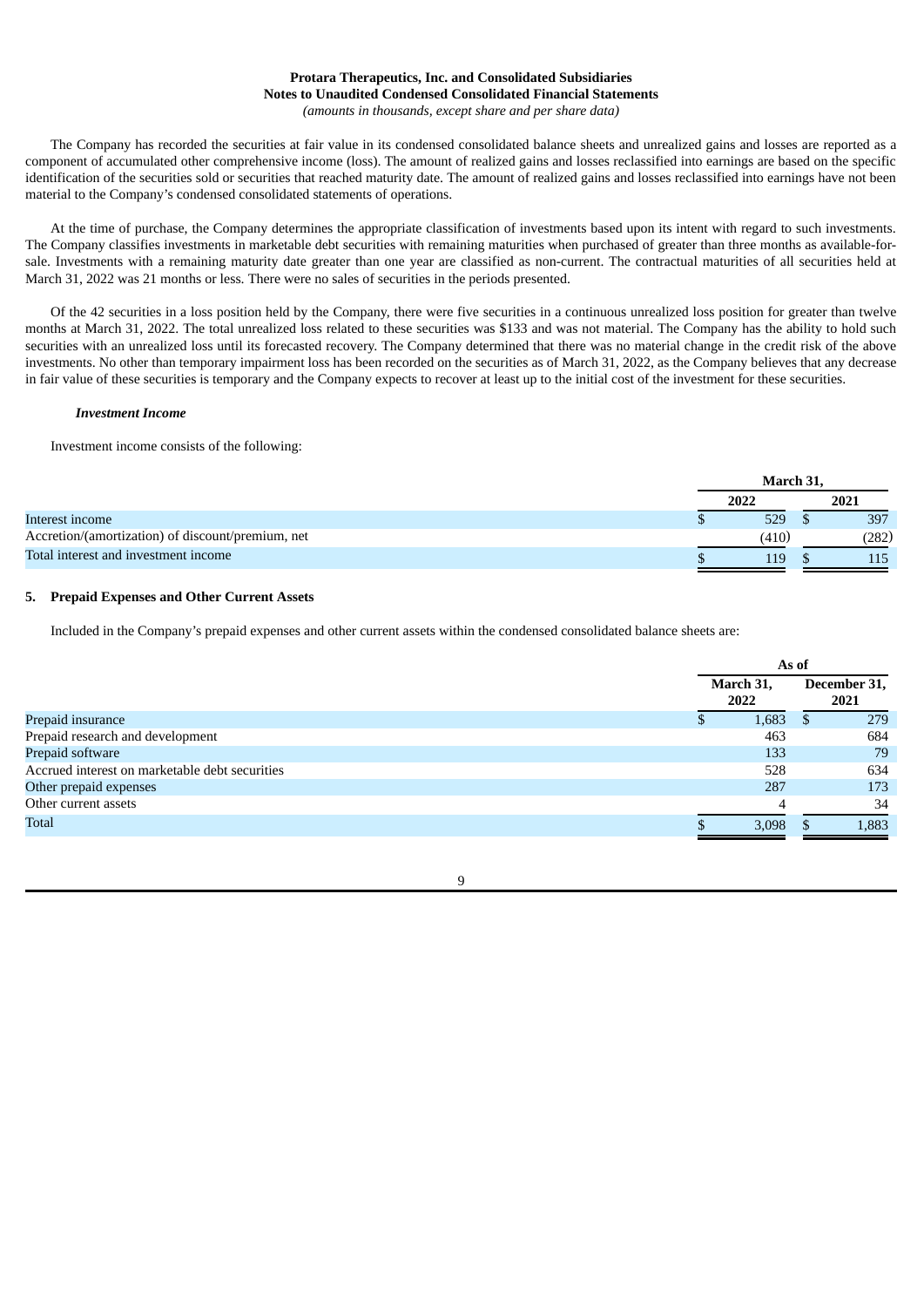The Company has recorded the securities at fair value in its condensed consolidated balance sheets and unrealized gains and losses are reported as a component of accumulated other comprehensive income (loss). The amount of realized gains and losses reclassified into earnings are based on the specific identification of the securities sold or securities that reached maturity date. The amount of realized gains and losses reclassified into earnings have not been material to the Company's condensed consolidated statements of operations.

At the time of purchase, the Company determines the appropriate classification of investments based upon its intent with regard to such investments. The Company classifies investments in marketable debt securities with remaining maturities when purchased of greater than three months as available-for-sale. Investments with a remaining maturity date greater than one year are classified as non-current. The contractual maturities of all securities held at March 31, 2022 was 21 months or less. There were no sales of securities in the periods presented.

Of the 42 securities in a loss position held by the Company, there were five securities in a continuous unrealized loss position for greater than twelve months at March 31, 2022. The total unrealized loss related to these securities was $133 and was not material. The Company has the ability to hold such securities with an unrealized loss until its forecasted recovery. The Company determined that there was no material change in the credit risk of the above investments. No other than temporary impairment loss has been recorded on the securities as of March 31, 2022, as the Company believes that any decrease in fair value of these securities is temporary and the Company expects to recover at least up to the initial cost of the investment for these securities.

***Investment Income***

Investment income consists of the following:

| | March 31, | |
|---|---|---|
| | 2022 | 2021 |
| Interest income | $ 529 | $ 397 |
| Accretion/(amortization) of discount/premium, net | (410) | (282) |
| Total interest and investment income | $ 119 | $ 115 |

## 5. Prepaid Expenses and Other Current Assets

Included in the Company's prepaid expenses and other current assets within the condensed consolidated balance sheets are:

| | As of | |
|---|---|---|
| | March 31, 2022 | December 31, 2021 |
| Prepaid insurance | $ 1,683 | $ 279 |
| Prepaid research and development | 463 | 684 |
| Prepaid software | 133 | 79 |
| Accrued interest on marketable debt securities | 528 | 634 |
| Other prepaid expenses | 287 | 173 |
| Other current assets | 4 | 34 |
| Total | $ 3,098 | $ 1,883 |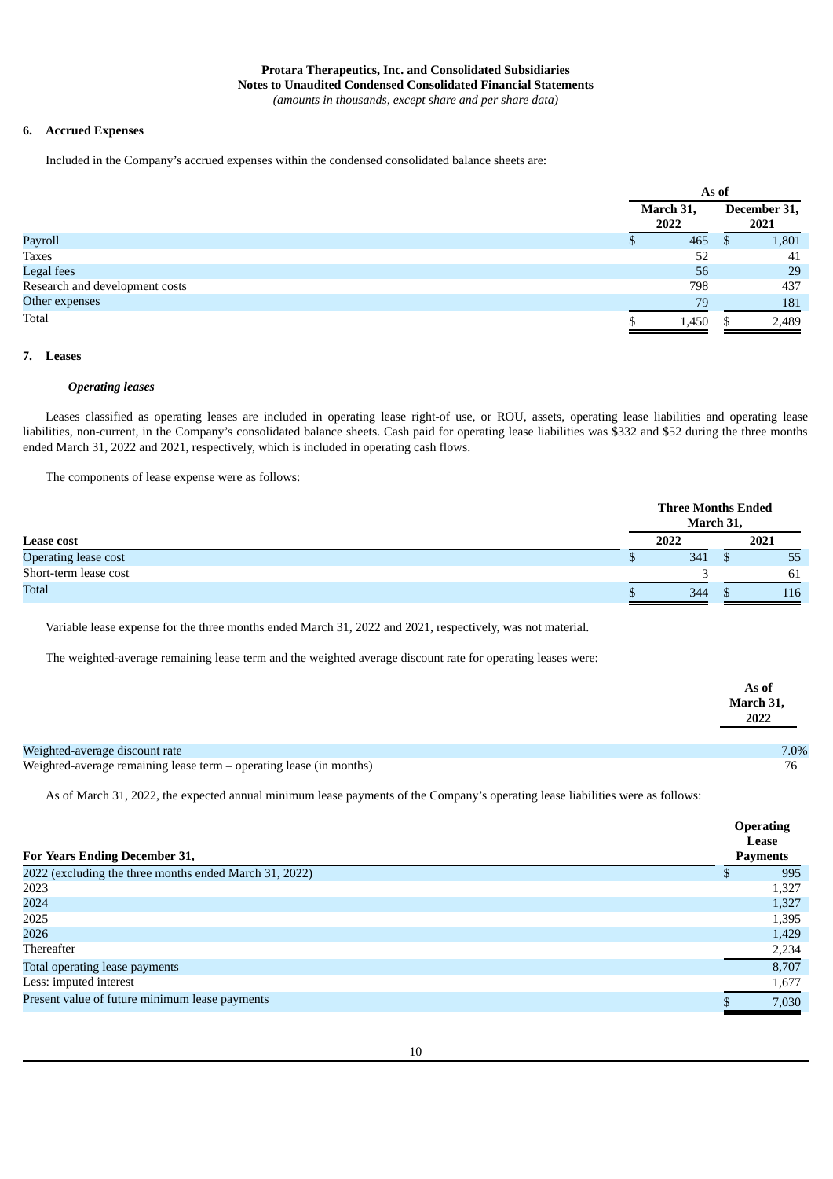Protara Therapeutics, Inc. and Consolidated Subsidiaries
Notes to Unaudited Condensed Consolidated Financial Statements
*(amounts in thousands, except share and per share data)*

## 6. Accrued Expenses

Included in the Company's accrued expenses within the condensed consolidated balance sheets are:

| | As of | |
|---|---|---|
| | March 31, 2022 | December 31, 2021 |
| Payroll | $ 465 | $ 1,801 |
| Taxes | 52 | 41 |
| Legal fees | 56 | 29 |
| Research and development costs | 798 | 437 |
| Other expenses | 79 | 181 |
| Total | $ 1,450 | $ 2,489 |

## 7. Leases

### *Operating leases*

Leases classified as operating leases are included in operating lease right-of use, or ROU, assets, operating lease liabilities and operating lease liabilities, non-current, in the Company's consolidated balance sheets. Cash paid for operating lease liabilities was $332 and $52 during the three months ended March 31, 2022 and 2021, respectively, which is included in operating cash flows.

The components of lease expense were as follows:

| | Three Months Ended March 31, | |
|---|---|---|
| **Lease cost** | **2022** | **2021** |
| Operating lease cost | $ 341 | $ 55 |
| Short-term lease cost | 3 | 61 |
| Total | $ 344 | $ 116 |

Variable lease expense for the three months ended March 31, 2022 and 2021, respectively, was not material.

The weighted-average remaining lease term and the weighted average discount rate for operating leases were:

| | As of March 31, 2022 |
|---|---|
| Weighted-average discount rate | 7.0% |
| Weighted-average remaining lease term – operating lease (in months) | 76 |

As of March 31, 2022, the expected annual minimum lease payments of the Company's operating lease liabilities were as follows:

| For Years Ending December 31, | Operating Lease Payments |
|---|---|
| 2022 (excluding the three months ended March 31, 2022) | $ 995 |
| 2023 | 1,327 |
| 2024 | 1,327 |
| 2025 | 1,395 |
| 2026 | 1,429 |
| Thereafter | 2,234 |
| Total operating lease payments | 8,707 |
| Less: imputed interest | 1,677 |
| Present value of future minimum lease payments | $ 7,030 |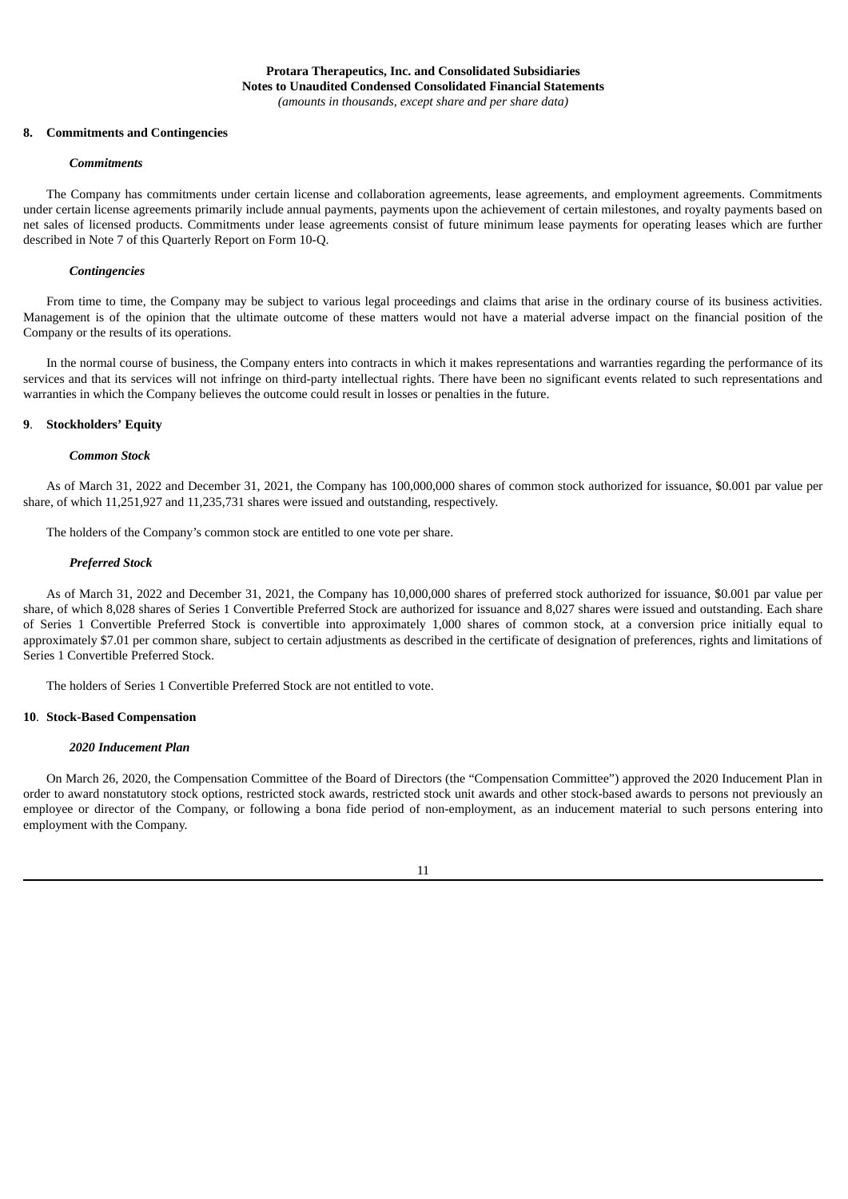## 8. Commitments and Contingencies

### *Commitments*

The Company has commitments under certain license and collaboration agreements, lease agreements, and employment agreements. Commitments under certain license agreements primarily include annual payments, payments upon the achievement of certain milestones, and royalty payments based on net sales of licensed products. Commitments under lease agreements consist of future minimum lease payments for operating leases which are further described in Note 7 of this Quarterly Report on Form 10-Q.

### *Contingencies*

From time to time, the Company may be subject to various legal proceedings and claims that arise in the ordinary course of its business activities. Management is of the opinion that the ultimate outcome of these matters would not have a material adverse impact on the financial position of the Company or the results of its operations.

In the normal course of business, the Company enters into contracts in which it makes representations and warranties regarding the performance of its services and that its services will not infringe on third-party intellectual rights. There have been no significant events related to such representations and warranties in which the Company believes the outcome could result in losses or penalties in the future.

## 9. Stockholders' Equity

### *Common Stock*

As of March 31, 2022 and December 31, 2021, the Company has 100,000,000 shares of common stock authorized for issuance, $0.001 par value per share, of which 11,251,927 and 11,235,731 shares were issued and outstanding, respectively.

The holders of the Company's common stock are entitled to one vote per share.

### *Preferred Stock*

As of March 31, 2022 and December 31, 2021, the Company has 10,000,000 shares of preferred stock authorized for issuance, $0.001 par value per share, of which 8,028 shares of Series 1 Convertible Preferred Stock are authorized for issuance and 8,027 shares were issued and outstanding. Each share of Series 1 Convertible Preferred Stock is convertible into approximately 1,000 shares of common stock, at a conversion price initially equal to approximately $7.01 per common share, subject to certain adjustments as described in the certificate of designation of preferences, rights and limitations of Series 1 Convertible Preferred Stock.

The holders of Series 1 Convertible Preferred Stock are not entitled to vote.

## 10. Stock-Based Compensation

### *2020 Inducement Plan*

On March 26, 2020, the Compensation Committee of the Board of Directors (the "Compensation Committee") approved the 2020 Inducement Plan in order to award nonstatutory stock options, restricted stock awards, restricted stock unit awards and other stock-based awards to persons not previously an employee or director of the Company, or following a bona fide period of non-employment, as an inducement material to such persons entering into employment with the Company.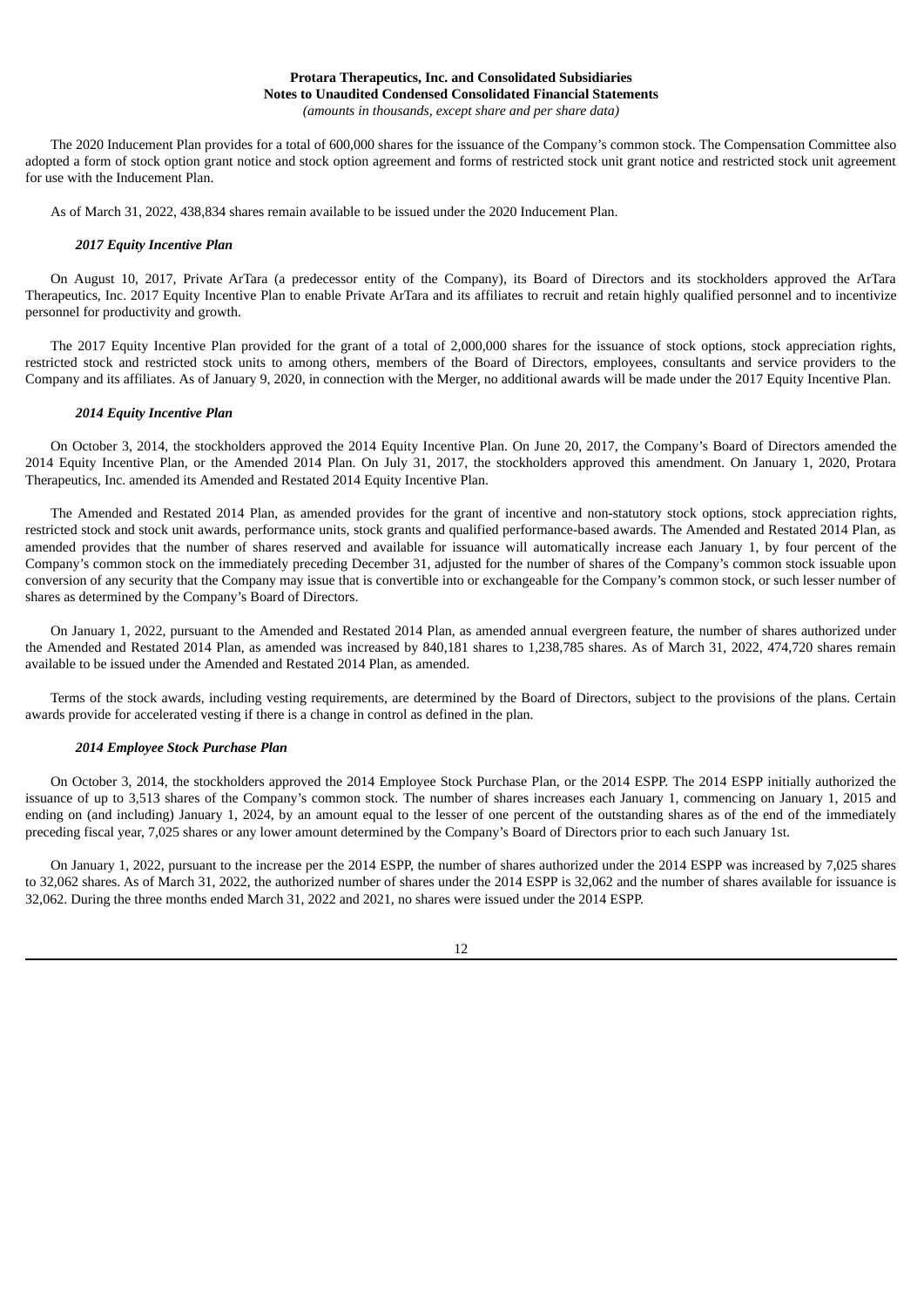The 2020 Inducement Plan provides for a total of 600,000 shares for the issuance of the Company's common stock. The Compensation Committee also adopted a form of stock option grant notice and stock option agreement and forms of restricted stock unit grant notice and restricted stock unit agreement for use with the Inducement Plan.

As of March 31, 2022, 438,834 shares remain available to be issued under the 2020 Inducement Plan.

***2017 Equity Incentive Plan***

On August 10, 2017, Private ArTara (a predecessor entity of the Company), its Board of Directors and its stockholders approved the ArTara Therapeutics, Inc. 2017 Equity Incentive Plan to enable Private ArTara and its affiliates to recruit and retain highly qualified personnel and to incentivize personnel for productivity and growth.

The 2017 Equity Incentive Plan provided for the grant of a total of 2,000,000 shares for the issuance of stock options, stock appreciation rights, restricted stock and restricted stock units to among others, members of the Board of Directors, employees, consultants and service providers to the Company and its affiliates. As of January 9, 2020, in connection with the Merger, no additional awards will be made under the 2017 Equity Incentive Plan.

***2014 Equity Incentive Plan***

On October 3, 2014, the stockholders approved the 2014 Equity Incentive Plan. On June 20, 2017, the Company's Board of Directors amended the 2014 Equity Incentive Plan, or the Amended 2014 Plan. On July 31, 2017, the stockholders approved this amendment. On January 1, 2020, Protara Therapeutics, Inc. amended its Amended and Restated 2014 Equity Incentive Plan.

The Amended and Restated 2014 Plan, as amended provides for the grant of incentive and non-statutory stock options, stock appreciation rights, restricted stock and stock unit awards, performance units, stock grants and qualified performance-based awards. The Amended and Restated 2014 Plan, as amended provides that the number of shares reserved and available for issuance will automatically increase each January 1, by four percent of the Company's common stock on the immediately preceding December 31, adjusted for the number of shares of the Company's common stock issuable upon conversion of any security that the Company may issue that is convertible into or exchangeable for the Company's common stock, or such lesser number of shares as determined by the Company's Board of Directors.

On January 1, 2022, pursuant to the Amended and Restated 2014 Plan, as amended annual evergreen feature, the number of shares authorized under the Amended and Restated 2014 Plan, as amended was increased by 840,181 shares to 1,238,785 shares. As of March 31, 2022, 474,720 shares remain available to be issued under the Amended and Restated 2014 Plan, as amended.

Terms of the stock awards, including vesting requirements, are determined by the Board of Directors, subject to the provisions of the plans. Certain awards provide for accelerated vesting if there is a change in control as defined in the plan.

***2014 Employee Stock Purchase Plan***

On October 3, 2014, the stockholders approved the 2014 Employee Stock Purchase Plan, or the 2014 ESPP. The 2014 ESPP initially authorized the issuance of up to 3,513 shares of the Company's common stock. The number of shares increases each January 1, commencing on January 1, 2015 and ending on (and including) January 1, 2024, by an amount equal to the lesser of one percent of the outstanding shares as of the end of the immediately preceding fiscal year, 7,025 shares or any lower amount determined by the Company's Board of Directors prior to each such January 1st.

On January 1, 2022, pursuant to the increase per the 2014 ESPP, the number of shares authorized under the 2014 ESPP was increased by 7,025 shares to 32,062 shares. As of March 31, 2022, the authorized number of shares under the 2014 ESPP is 32,062 and the number of shares available for issuance is 32,062. During the three months ended March 31, 2022 and 2021, no shares were issued under the 2014 ESPP.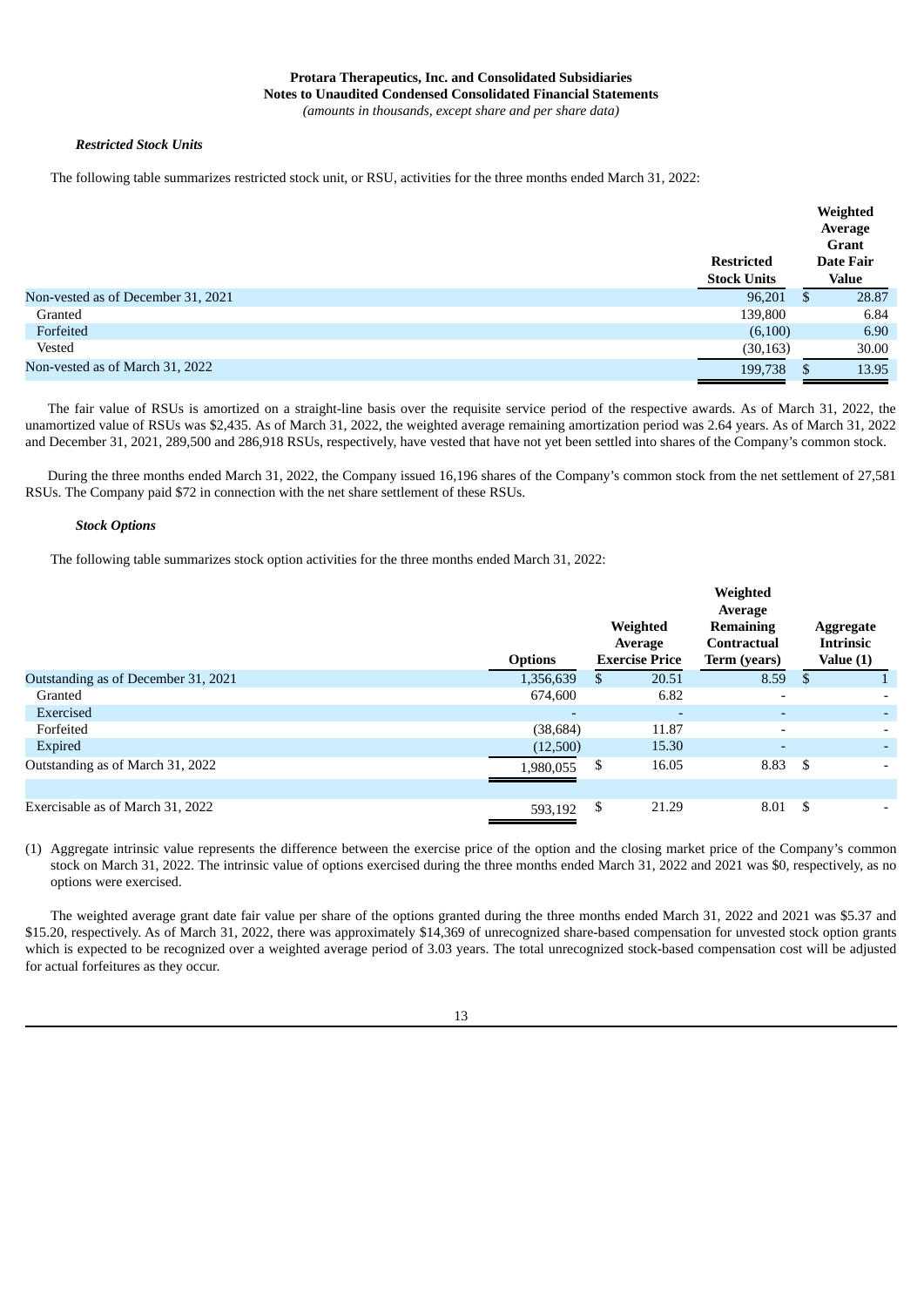**Protara Therapeutics, Inc. and Consolidated Subsidiaries**
**Notes to Unaudited Condensed Consolidated Financial Statements**
*(amounts in thousands, except share and per share data)*

***Restricted Stock Units***

The following table summarizes restricted stock unit, or RSU, activities for the three months ended March 31, 2022:

| | Restricted Stock Units | Weighted Average Grant Date Fair Value |
|---|---|---|
| Non-vested as of December 31, 2021 | 96,201 | $ 28.87 |
| Granted | 139,800 | 6.84 |
| Forfeited | (6,100) | 6.90 |
| Vested | (30,163) | 30.00 |
| Non-vested as of March 31, 2022 | 199,738 | $ 13.95 |

The fair value of RSUs is amortized on a straight-line basis over the requisite service period of the respective awards. As of March 31, 2022, the unamortized value of RSUs was $2,435. As of March 31, 2022, the weighted average remaining amortization period was 2.64 years. As of March 31, 2022 and December 31, 2021, 289,500 and 286,918 RSUs, respectively, have vested that have not yet been settled into shares of the Company's common stock.

During the three months ended March 31, 2022, the Company issued 16,196 shares of the Company's common stock from the net settlement of 27,581 RSUs. The Company paid $72 in connection with the net share settlement of these RSUs.

***Stock Options***

The following table summarizes stock option activities for the three months ended March 31, 2022:

| | Options | Weighted Average Exercise Price | Weighted Average Remaining Contractual Term (years) | Aggregate Intrinsic Value (1) |
|---|---|---|---|---|
| Outstanding as of December 31, 2021 | 1,356,639 | $ 20.51 | 8.59 | $ 1 |
| Granted | 674,600 | 6.82 | - | - |
| Exercised | - | - | - | - |
| Forfeited | (38,684) | 11.87 | - | - |
| Expired | (12,500) | 15.30 | - | - |
| Outstanding as of March 31, 2022 | 1,980,055 | $ 16.05 | 8.83 | $ - |
| | | | | |
| Exercisable as of March 31, 2022 | 593,192 | $ 21.29 | 8.01 | $ - |

(1) Aggregate intrinsic value represents the difference between the exercise price of the option and the closing market price of the Company's common stock on March 31, 2022. The intrinsic value of options exercised during the three months ended March 31, 2022 and 2021 was $0, respectively, as no options were exercised.

The weighted average grant date fair value per share of the options granted during the three months ended March 31, 2022 and 2021 was $5.37 and $15.20, respectively. As of March 31, 2022, there was approximately $14,369 of unrecognized share-based compensation for unvested stock option grants which is expected to be recognized over a weighted average period of 3.03 years. The total unrecognized stock-based compensation cost will be adjusted for actual forfeitures as they occur.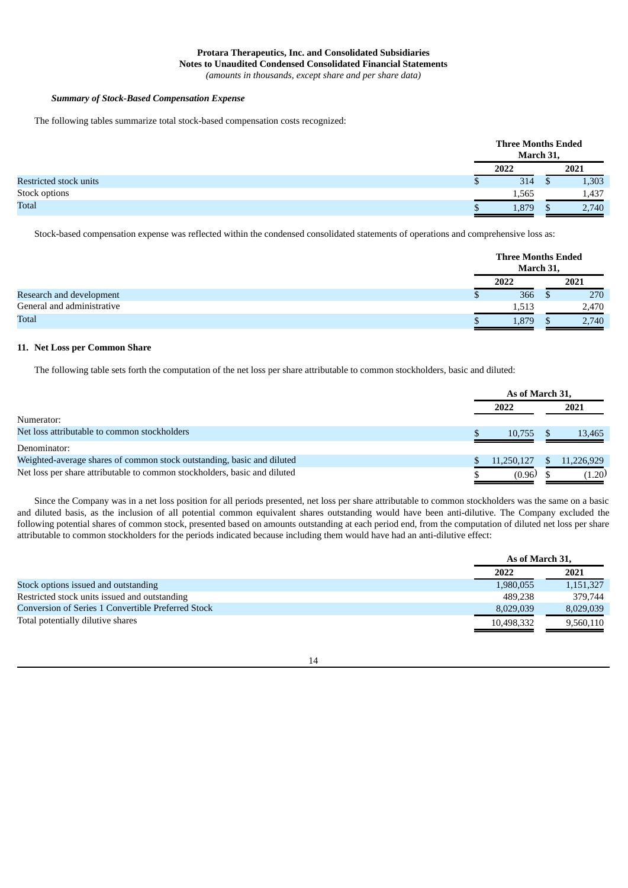**Protara Therapeutics, Inc. and Consolidated Subsidiaries**
**Notes to Unaudited Condensed Consolidated Financial Statements**
*(amounts in thousands, except share and per share data)*

***Summary of Stock-Based Compensation Expense***

The following tables summarize total stock-based compensation costs recognized:

| | Three Months Ended March 31, | |
|---|---|---|
| | 2022 | 2021 |
| Restricted stock units | $ 314 | $ 1,303 |
| Stock options | 1,565 | 1,437 |
| Total | $ 1,879 | $ 2,740 |

Stock-based compensation expense was reflected within the condensed consolidated statements of operations and comprehensive loss as:

| | Three Months Ended March 31, | |
|---|---|---|
| | 2022 | 2021 |
| Research and development | $ 366 | $ 270 |
| General and administrative | 1,513 | 2,470 |
| Total | $ 1,879 | $ 2,740 |

## 11. Net Loss per Common Share

The following table sets forth the computation of the net loss per share attributable to common stockholders, basic and diluted:

| | As of March 31, | |
|---|---|---|
| | 2022 | 2021 |
| Numerator: | | |
| Net loss attributable to common stockholders | $ 10,755 | $ 13,465 |
| Denominator: | | |
| Weighted-average shares of common stock outstanding, basic and diluted | $ 11,250,127 | $ 11,226,929 |
| Net loss per share attributable to common stockholders, basic and diluted | $ (0.96) | $ (1.20) |

Since the Company was in a net loss position for all periods presented, net loss per share attributable to common stockholders was the same on a basic and diluted basis, as the inclusion of all potential common equivalent shares outstanding would have been anti-dilutive. The Company excluded the following potential shares of common stock, presented based on amounts outstanding at each period end, from the computation of diluted net loss per share attributable to common stockholders for the periods indicated because including them would have had an anti-dilutive effect:

| | As of March 31, | |
|---|---|---|
| | 2022 | 2021 |
| Stock options issued and outstanding | 1,980,055 | 1,151,327 |
| Restricted stock units issued and outstanding | 489,238 | 379,744 |
| Conversion of Series 1 Convertible Preferred Stock | 8,029,039 | 8,029,039 |
| Total potentially dilutive shares | 10,498,332 | 9,560,110 |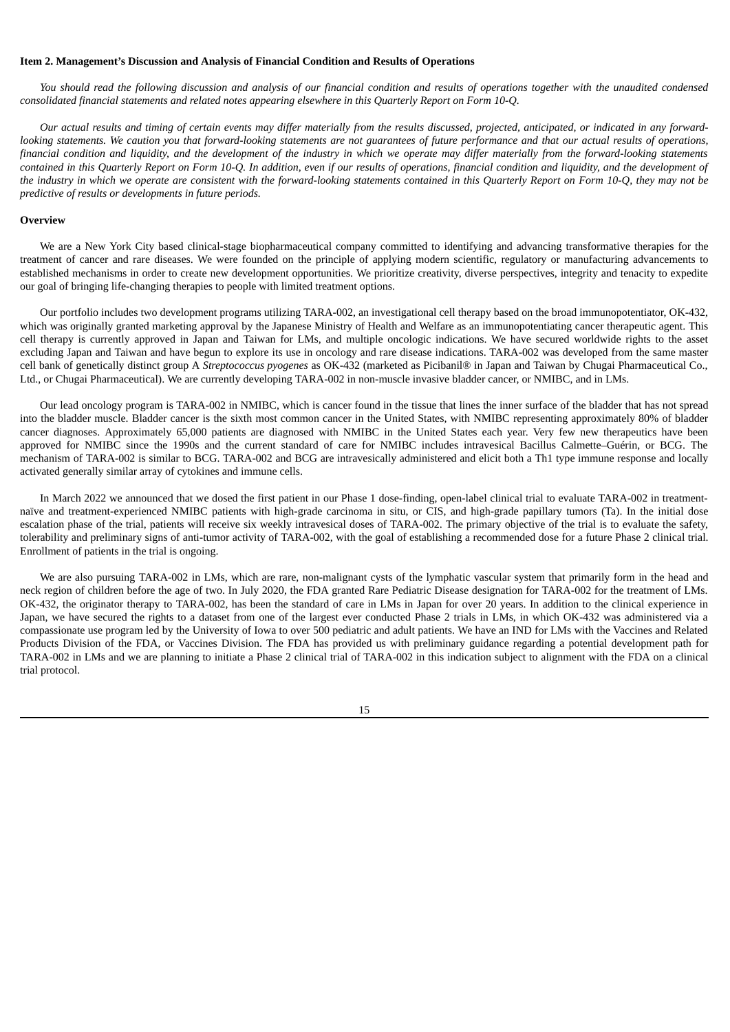**Item 2. Management's Discussion and Analysis of Financial Condition and Results of Operations**

*You should read the following discussion and analysis of our financial condition and results of operations together with the unaudited condensed consolidated financial statements and related notes appearing elsewhere in this Quarterly Report on Form 10-Q.*

*Our actual results and timing of certain events may differ materially from the results discussed, projected, anticipated, or indicated in any forward-looking statements. We caution you that forward-looking statements are not guarantees of future performance and that our actual results of operations, financial condition and liquidity, and the development of the industry in which we operate may differ materially from the forward-looking statements contained in this Quarterly Report on Form 10-Q. In addition, even if our results of operations, financial condition and liquidity, and the development of the industry in which we operate are consistent with the forward-looking statements contained in this Quarterly Report on Form 10-Q, they may not be predictive of results or developments in future periods.*

**Overview**

We are a New York City based clinical-stage biopharmaceutical company committed to identifying and advancing transformative therapies for the treatment of cancer and rare diseases. We were founded on the principle of applying modern scientific, regulatory or manufacturing advancements to established mechanisms in order to create new development opportunities. We prioritize creativity, diverse perspectives, integrity and tenacity to expedite our goal of bringing life-changing therapies to people with limited treatment options.

Our portfolio includes two development programs utilizing TARA-002, an investigational cell therapy based on the broad immunopotentiator, OK-432, which was originally granted marketing approval by the Japanese Ministry of Health and Welfare as an immunopotentiating cancer therapeutic agent. This cell therapy is currently approved in Japan and Taiwan for LMs, and multiple oncologic indications. We have secured worldwide rights to the asset excluding Japan and Taiwan and have begun to explore its use in oncology and rare disease indications. TARA-002 was developed from the same master cell bank of genetically distinct group A *Streptococcus pyogenes* as OK-432 (marketed as Picibanil® in Japan and Taiwan by Chugai Pharmaceutical Co., Ltd., or Chugai Pharmaceutical). We are currently developing TARA-002 in non-muscle invasive bladder cancer, or NMIBC, and in LMs.

Our lead oncology program is TARA-002 in NMIBC, which is cancer found in the tissue that lines the inner surface of the bladder that has not spread into the bladder muscle. Bladder cancer is the sixth most common cancer in the United States, with NMIBC representing approximately 80% of bladder cancer diagnoses. Approximately 65,000 patients are diagnosed with NMIBC in the United States each year. Very few new therapeutics have been approved for NMIBC since the 1990s and the current standard of care for NMIBC includes intravesical Bacillus Calmette–Guérin, or BCG. The mechanism of TARA-002 is similar to BCG. TARA-002 and BCG are intravesically administered and elicit both a Th1 type immune response and locally activated generally similar array of cytokines and immune cells.

In March 2022 we announced that we dosed the first patient in our Phase 1 dose-finding, open-label clinical trial to evaluate TARA-002 in treatment-naïve and treatment-experienced NMIBC patients with high-grade carcinoma in situ, or CIS, and high-grade papillary tumors (Ta). In the initial dose escalation phase of the trial, patients will receive six weekly intravesical doses of TARA-002. The primary objective of the trial is to evaluate the safety, tolerability and preliminary signs of anti-tumor activity of TARA-002, with the goal of establishing a recommended dose for a future Phase 2 clinical trial. Enrollment of patients in the trial is ongoing.

We are also pursuing TARA-002 in LMs, which are rare, non-malignant cysts of the lymphatic vascular system that primarily form in the head and neck region of children before the age of two. In July 2020, the FDA granted Rare Pediatric Disease designation for TARA-002 for the treatment of LMs. OK-432, the originator therapy to TARA-002, has been the standard of care in LMs in Japan for over 20 years. In addition to the clinical experience in Japan, we have secured the rights to a dataset from one of the largest ever conducted Phase 2 trials in LMs, in which OK-432 was administered via a compassionate use program led by the University of Iowa to over 500 pediatric and adult patients. We have an IND for LMs with the Vaccines and Related Products Division of the FDA, or Vaccines Division. The FDA has provided us with preliminary guidance regarding a potential development path for TARA-002 in LMs and we are planning to initiate a Phase 2 clinical trial of TARA-002 in this indication subject to alignment with the FDA on a clinical trial protocol.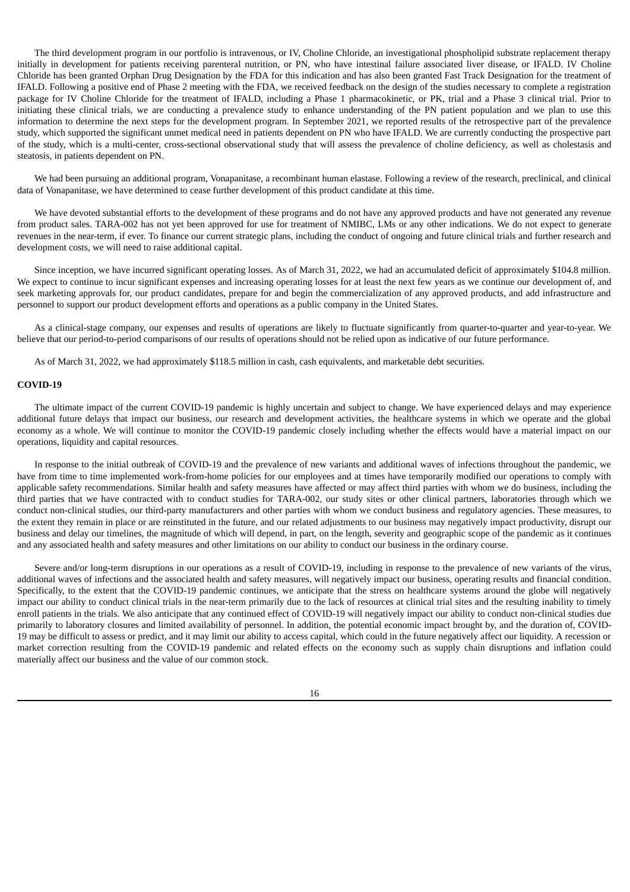The third development program in our portfolio is intravenous, or IV, Choline Chloride, an investigational phospholipid substrate replacement therapy initially in development for patients receiving parenteral nutrition, or PN, who have intestinal failure associated liver disease, or IFALD. IV Choline Chloride has been granted Orphan Drug Designation by the FDA for this indication and has also been granted Fast Track Designation for the treatment of IFALD. Following a positive end of Phase 2 meeting with the FDA, we received feedback on the design of the studies necessary to complete a registration package for IV Choline Chloride for the treatment of IFALD, including a Phase 1 pharmacokinetic, or PK, trial and a Phase 3 clinical trial. Prior to initiating these clinical trials, we are conducting a prevalence study to enhance understanding of the PN patient population and we plan to use this information to determine the next steps for the development program. In September 2021, we reported results of the retrospective part of the prevalence study, which supported the significant unmet medical need in patients dependent on PN who have IFALD. We are currently conducting the prospective part of the study, which is a multi-center, cross-sectional observational study that will assess the prevalence of choline deficiency, as well as cholestasis and steatosis, in patients dependent on PN.

We had been pursuing an additional program, Vonapanitase, a recombinant human elastase. Following a review of the research, preclinical, and clinical data of Vonapanitase, we have determined to cease further development of this product candidate at this time.

We have devoted substantial efforts to the development of these programs and do not have any approved products and have not generated any revenue from product sales. TARA-002 has not yet been approved for use for treatment of NMIBC, LMs or any other indications. We do not expect to generate revenues in the near-term, if ever. To finance our current strategic plans, including the conduct of ongoing and future clinical trials and further research and development costs, we will need to raise additional capital.

Since inception, we have incurred significant operating losses. As of March 31, 2022, we had an accumulated deficit of approximately $104.8 million. We expect to continue to incur significant expenses and increasing operating losses for at least the next few years as we continue our development of, and seek marketing approvals for, our product candidates, prepare for and begin the commercialization of any approved products, and add infrastructure and personnel to support our product development efforts and operations as a public company in the United States.

As a clinical-stage company, our expenses and results of operations are likely to fluctuate significantly from quarter-to-quarter and year-to-year. We believe that our period-to-period comparisons of our results of operations should not be relied upon as indicative of our future performance.

As of March 31, 2022, we had approximately $118.5 million in cash, cash equivalents, and marketable debt securities.

**COVID-19**

The ultimate impact of the current COVID-19 pandemic is highly uncertain and subject to change. We have experienced delays and may experience additional future delays that impact our business, our research and development activities, the healthcare systems in which we operate and the global economy as a whole. We will continue to monitor the COVID-19 pandemic closely including whether the effects would have a material impact on our operations, liquidity and capital resources.

In response to the initial outbreak of COVID-19 and the prevalence of new variants and additional waves of infections throughout the pandemic, we have from time to time implemented work-from-home policies for our employees and at times have temporarily modified our operations to comply with applicable safety recommendations. Similar health and safety measures have affected or may affect third parties with whom we do business, including the third parties that we have contracted with to conduct studies for TARA-002, our study sites or other clinical partners, laboratories through which we conduct non-clinical studies, our third-party manufacturers and other parties with whom we conduct business and regulatory agencies. These measures, to the extent they remain in place or are reinstituted in the future, and our related adjustments to our business may negatively impact productivity, disrupt our business and delay our timelines, the magnitude of which will depend, in part, on the length, severity and geographic scope of the pandemic as it continues and any associated health and safety measures and other limitations on our ability to conduct our business in the ordinary course.

Severe and/or long-term disruptions in our operations as a result of COVID-19, including in response to the prevalence of new variants of the virus, additional waves of infections and the associated health and safety measures, will negatively impact our business, operating results and financial condition. Specifically, to the extent that the COVID-19 pandemic continues, we anticipate that the stress on healthcare systems around the globe will negatively impact our ability to conduct clinical trials in the near-term primarily due to the lack of resources at clinical trial sites and the resulting inability to timely enroll patients in the trials. We also anticipate that any continued effect of COVID-19 will negatively impact our ability to conduct non-clinical studies due primarily to laboratory closures and limited availability of personnel. In addition, the potential economic impact brought by, and the duration of, COVID-19 may be difficult to assess or predict, and it may limit our ability to access capital, which could in the future negatively affect our liquidity. A recession or market correction resulting from the COVID-19 pandemic and related effects on the economy such as supply chain disruptions and inflation could materially affect our business and the value of our common stock.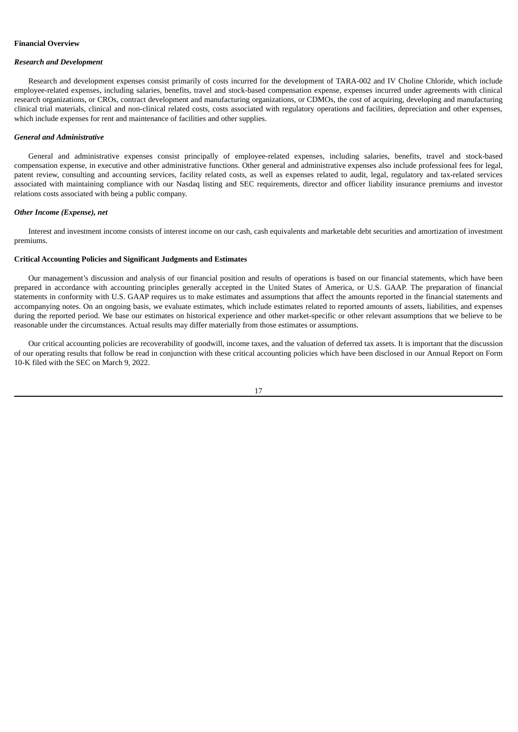**Financial Overview**

***Research and Development***

Research and development expenses consist primarily of costs incurred for the development of TARA-002 and IV Choline Chloride, which include employee-related expenses, including salaries, benefits, travel and stock-based compensation expense, expenses incurred under agreements with clinical research organizations, or CROs, contract development and manufacturing organizations, or CDMOs, the cost of acquiring, developing and manufacturing clinical trial materials, clinical and non-clinical related costs, costs associated with regulatory operations and facilities, depreciation and other expenses, which include expenses for rent and maintenance of facilities and other supplies.

***General and Administrative***

General and administrative expenses consist principally of employee-related expenses, including salaries, benefits, travel and stock-based compensation expense, in executive and other administrative functions. Other general and administrative expenses also include professional fees for legal, patent review, consulting and accounting services, facility related costs, as well as expenses related to audit, legal, regulatory and tax-related services associated with maintaining compliance with our Nasdaq listing and SEC requirements, director and officer liability insurance premiums and investor relations costs associated with being a public company.

***Other Income (Expense), net***

Interest and investment income consists of interest income on our cash, cash equivalents and marketable debt securities and amortization of investment premiums.

**Critical Accounting Policies and Significant Judgments and Estimates**

Our management's discussion and analysis of our financial position and results of operations is based on our financial statements, which have been prepared in accordance with accounting principles generally accepted in the United States of America, or U.S. GAAP. The preparation of financial statements in conformity with U.S. GAAP requires us to make estimates and assumptions that affect the amounts reported in the financial statements and accompanying notes. On an ongoing basis, we evaluate estimates, which include estimates related to reported amounts of assets, liabilities, and expenses during the reported period. We base our estimates on historical experience and other market-specific or other relevant assumptions that we believe to be reasonable under the circumstances. Actual results may differ materially from those estimates or assumptions.

Our critical accounting policies are recoverability of goodwill, income taxes, and the valuation of deferred tax assets. It is important that the discussion of our operating results that follow be read in conjunction with these critical accounting policies which have been disclosed in our Annual Report on Form 10-K filed with the SEC on March 9, 2022.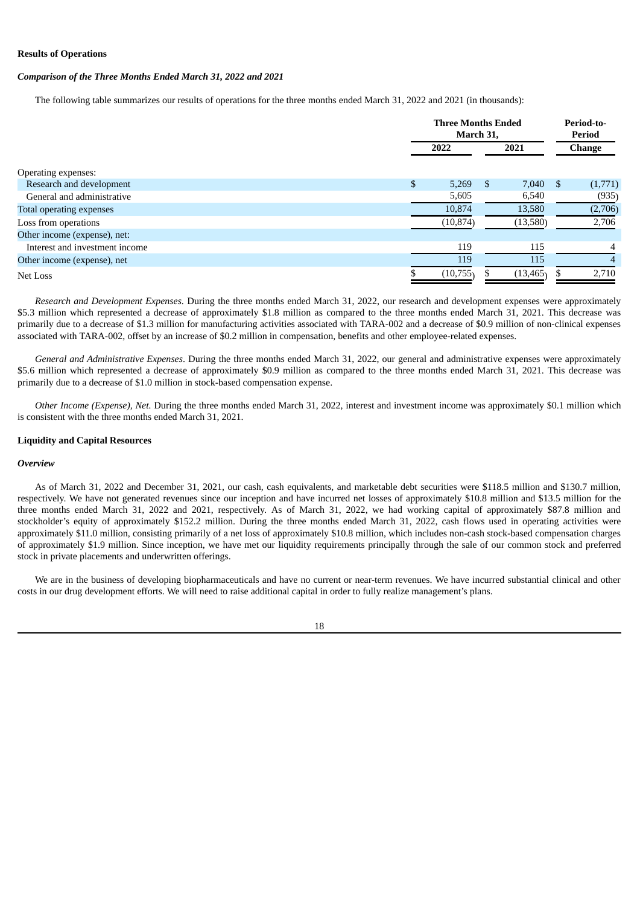### Results of Operations

#### *Comparison of the Three Months Ended March 31, 2022 and 2021*

The following table summarizes our results of operations for the three months ended March 31, 2022 and 2021 (in thousands):

| | Three Months Ended March 31, | | Period-to-Period |
|---|---|---|---|
| | 2022 | 2021 | Change |
| Operating expenses: | | | |
| Research and development | $ 5,269 | $ 7,040 | $ (1,771) |
| General and administrative | 5,605 | 6,540 | (935) |
| Total operating expenses | 10,874 | 13,580 | (2,706) |
| Loss from operations | (10,874) | (13,580) | 2,706 |
| Other income (expense), net: | | | |
| Interest and investment income | 119 | 115 | 4 |
| Other income (expense), net | 119 | 115 | 4 |
| Net Loss | $ (10,755) | $ (13,465) | $ 2,710 |

*Research and Development Expenses*. During the three months ended March 31, 2022, our research and development expenses were approximately $5.3 million which represented a decrease of approximately $1.8 million as compared to the three months ended March 31, 2021. This decrease was primarily due to a decrease of $1.3 million for manufacturing activities associated with TARA-002 and a decrease of $0.9 million of non-clinical expenses associated with TARA-002, offset by an increase of $0.2 million in compensation, benefits and other employee-related expenses.

*General and Administrative Expenses*. During the three months ended March 31, 2022, our general and administrative expenses were approximately $5.6 million which represented a decrease of approximately $0.9 million as compared to the three months ended March 31, 2021. This decrease was primarily due to a decrease of $1.0 million in stock-based compensation expense.

*Other Income (Expense), Net.* During the three months ended March 31, 2022, interest and investment income was approximately $0.1 million which is consistent with the three months ended March 31, 2021.

### Liquidity and Capital Resources

#### *Overview*

As of March 31, 2022 and December 31, 2021, our cash, cash equivalents, and marketable debt securities were $118.5 million and $130.7 million, respectively. We have not generated revenues since our inception and have incurred net losses of approximately $10.8 million and $13.5 million for the three months ended March 31, 2022 and 2021, respectively. As of March 31, 2022, we had working capital of approximately $87.8 million and stockholder's equity of approximately $152.2 million. During the three months ended March 31, 2022, cash flows used in operating activities were approximately $11.0 million, consisting primarily of a net loss of approximately $10.8 million, which includes non-cash stock-based compensation charges of approximately $1.9 million. Since inception, we have met our liquidity requirements principally through the sale of our common stock and preferred stock in private placements and underwritten offerings.

We are in the business of developing biopharmaceuticals and have no current or near-term revenues. We have incurred substantial clinical and other costs in our drug development efforts. We will need to raise additional capital in order to fully realize management's plans.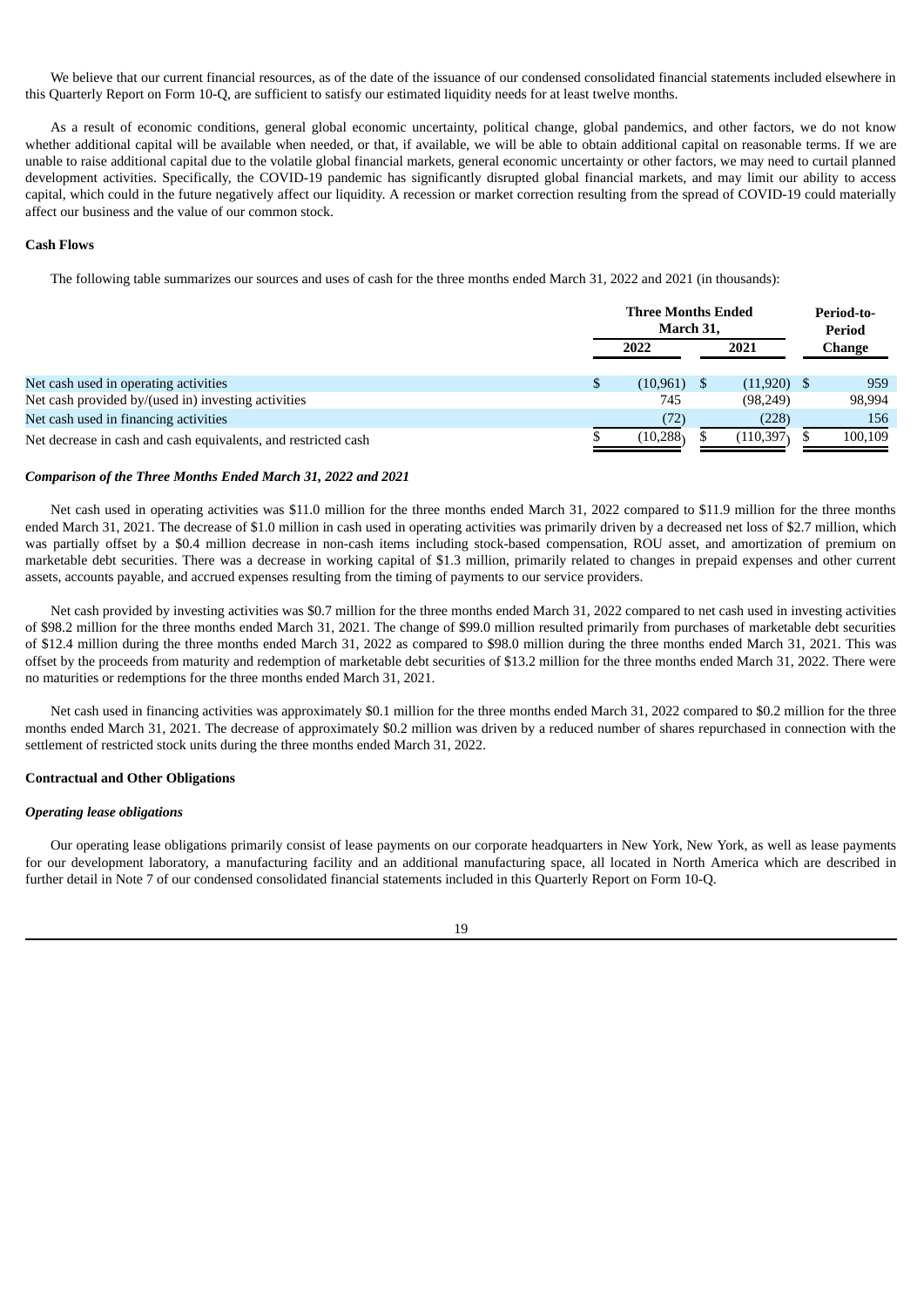We believe that our current financial resources, as of the date of the issuance of our condensed consolidated financial statements included elsewhere in this Quarterly Report on Form 10-Q, are sufficient to satisfy our estimated liquidity needs for at least twelve months.

As a result of economic conditions, general global economic uncertainty, political change, global pandemics, and other factors, we do not know whether additional capital will be available when needed, or that, if available, we will be able to obtain additional capital on reasonable terms. If we are unable to raise additional capital due to the volatile global financial markets, general economic uncertainty or other factors, we may need to curtail planned development activities. Specifically, the COVID-19 pandemic has significantly disrupted global financial markets, and may limit our ability to access capital, which could in the future negatively affect our liquidity. A recession or market correction resulting from the spread of COVID-19 could materially affect our business and the value of our common stock.

**Cash Flows**

The following table summarizes our sources and uses of cash for the three months ended March 31, 2022 and 2021 (in thousands):

| | Three Months Ended March 31, | | Period-to-Period |
|---|---|---|---|
| | 2022 | 2021 | Change |
| Net cash used in operating activities | $ (10,961) | $ (11,920) | $ 959 |
| Net cash provided by/(used in) investing activities | 745 | (98,249) | 98,994 |
| Net cash used in financing activities | (72) | (228) | 156 |
| Net decrease in cash and cash equivalents, and restricted cash | $ (10,288) | $ (110,397) | $ 100,109 |

***Comparison of the Three Months Ended March 31, 2022 and 2021***

Net cash used in operating activities was $11.0 million for the three months ended March 31, 2022 compared to $11.9 million for the three months ended March 31, 2021. The decrease of $1.0 million in cash used in operating activities was primarily driven by a decreased net loss of $2.7 million, which was partially offset by a $0.4 million decrease in non-cash items including stock-based compensation, ROU asset, and amortization of premium on marketable debt securities. There was a decrease in working capital of $1.3 million, primarily related to changes in prepaid expenses and other current assets, accounts payable, and accrued expenses resulting from the timing of payments to our service providers.

Net cash provided by investing activities was $0.7 million for the three months ended March 31, 2022 compared to net cash used in investing activities of $98.2 million for the three months ended March 31, 2021. The change of $99.0 million resulted primarily from purchases of marketable debt securities of $12.4 million during the three months ended March 31, 2022 as compared to $98.0 million during the three months ended March 31, 2021. This was offset by the proceeds from maturity and redemption of marketable debt securities of $13.2 million for the three months ended March 31, 2022. There were no maturities or redemptions for the three months ended March 31, 2021.

Net cash used in financing activities was approximately $0.1 million for the three months ended March 31, 2022 compared to $0.2 million for the three months ended March 31, 2021. The decrease of approximately $0.2 million was driven by a reduced number of shares repurchased in connection with the settlement of restricted stock units during the three months ended March 31, 2022.

**Contractual and Other Obligations**

***Operating lease obligations***

Our operating lease obligations primarily consist of lease payments on our corporate headquarters in New York, New York, as well as lease payments for our development laboratory, a manufacturing facility and an additional manufacturing space, all located in North America which are described in further detail in Note 7 of our condensed consolidated financial statements included in this Quarterly Report on Form 10-Q.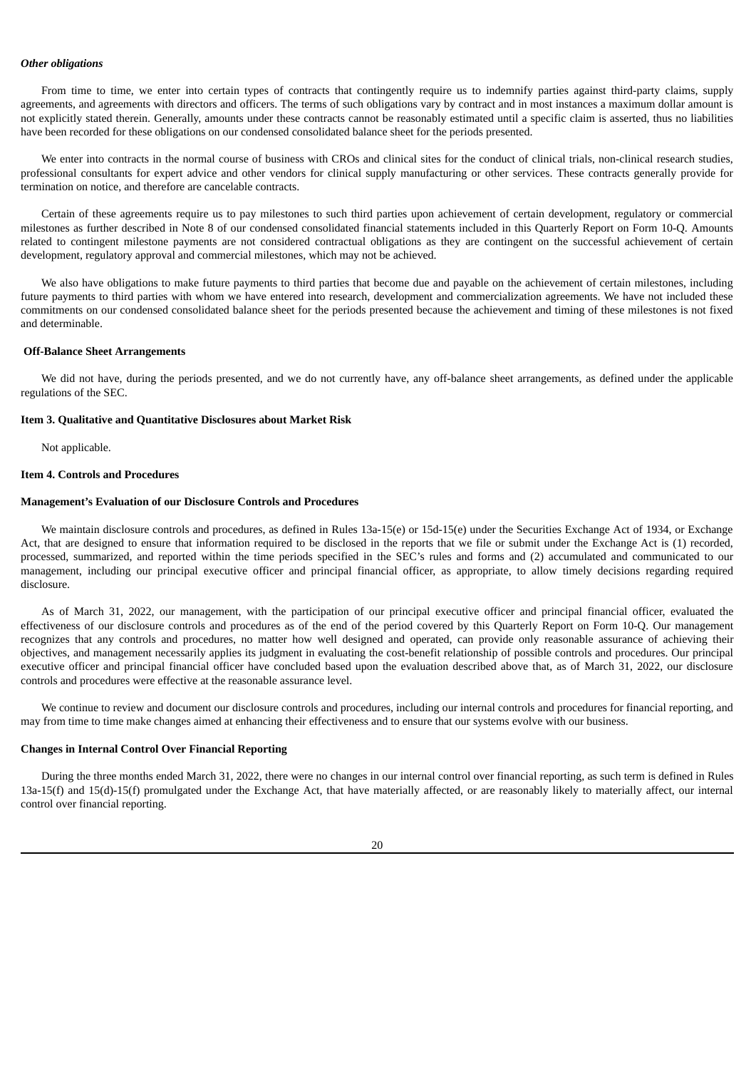*Other obligations*

From time to time, we enter into certain types of contracts that contingently require us to indemnify parties against third-party claims, supply agreements, and agreements with directors and officers. The terms of such obligations vary by contract and in most instances a maximum dollar amount is not explicitly stated therein. Generally, amounts under these contracts cannot be reasonably estimated until a specific claim is asserted, thus no liabilities have been recorded for these obligations on our condensed consolidated balance sheet for the periods presented.

We enter into contracts in the normal course of business with CROs and clinical sites for the conduct of clinical trials, non-clinical research studies, professional consultants for expert advice and other vendors for clinical supply manufacturing or other services. These contracts generally provide for termination on notice, and therefore are cancelable contracts.

Certain of these agreements require us to pay milestones to such third parties upon achievement of certain development, regulatory or commercial milestones as further described in Note 8 of our condensed consolidated financial statements included in this Quarterly Report on Form 10-Q. Amounts related to contingent milestone payments are not considered contractual obligations as they are contingent on the successful achievement of certain development, regulatory approval and commercial milestones, which may not be achieved.

We also have obligations to make future payments to third parties that become due and payable on the achievement of certain milestones, including future payments to third parties with whom we have entered into research, development and commercialization agreements. We have not included these commitments on our condensed consolidated balance sheet for the periods presented because the achievement and timing of these milestones is not fixed and determinable.

**Off-Balance Sheet Arrangements**

We did not have, during the periods presented, and we do not currently have, any off-balance sheet arrangements, as defined under the applicable regulations of the SEC.

**Item 3. Qualitative and Quantitative Disclosures about Market Risk**

Not applicable.

**Item 4. Controls and Procedures**

**Management's Evaluation of our Disclosure Controls and Procedures**

We maintain disclosure controls and procedures, as defined in Rules 13a-15(e) or 15d-15(e) under the Securities Exchange Act of 1934, or Exchange Act, that are designed to ensure that information required to be disclosed in the reports that we file or submit under the Exchange Act is (1) recorded, processed, summarized, and reported within the time periods specified in the SEC's rules and forms and (2) accumulated and communicated to our management, including our principal executive officer and principal financial officer, as appropriate, to allow timely decisions regarding required disclosure.

As of March 31, 2022, our management, with the participation of our principal executive officer and principal financial officer, evaluated the effectiveness of our disclosure controls and procedures as of the end of the period covered by this Quarterly Report on Form 10-Q. Our management recognizes that any controls and procedures, no matter how well designed and operated, can provide only reasonable assurance of achieving their objectives, and management necessarily applies its judgment in evaluating the cost-benefit relationship of possible controls and procedures. Our principal executive officer and principal financial officer have concluded based upon the evaluation described above that, as of March 31, 2022, our disclosure controls and procedures were effective at the reasonable assurance level.

We continue to review and document our disclosure controls and procedures, including our internal controls and procedures for financial reporting, and may from time to time make changes aimed at enhancing their effectiveness and to ensure that our systems evolve with our business.

**Changes in Internal Control Over Financial Reporting**

During the three months ended March 31, 2022, there were no changes in our internal control over financial reporting, as such term is defined in Rules 13a-15(f) and 15(d)-15(f) promulgated under the Exchange Act, that have materially affected, or are reasonably likely to materially affect, our internal control over financial reporting.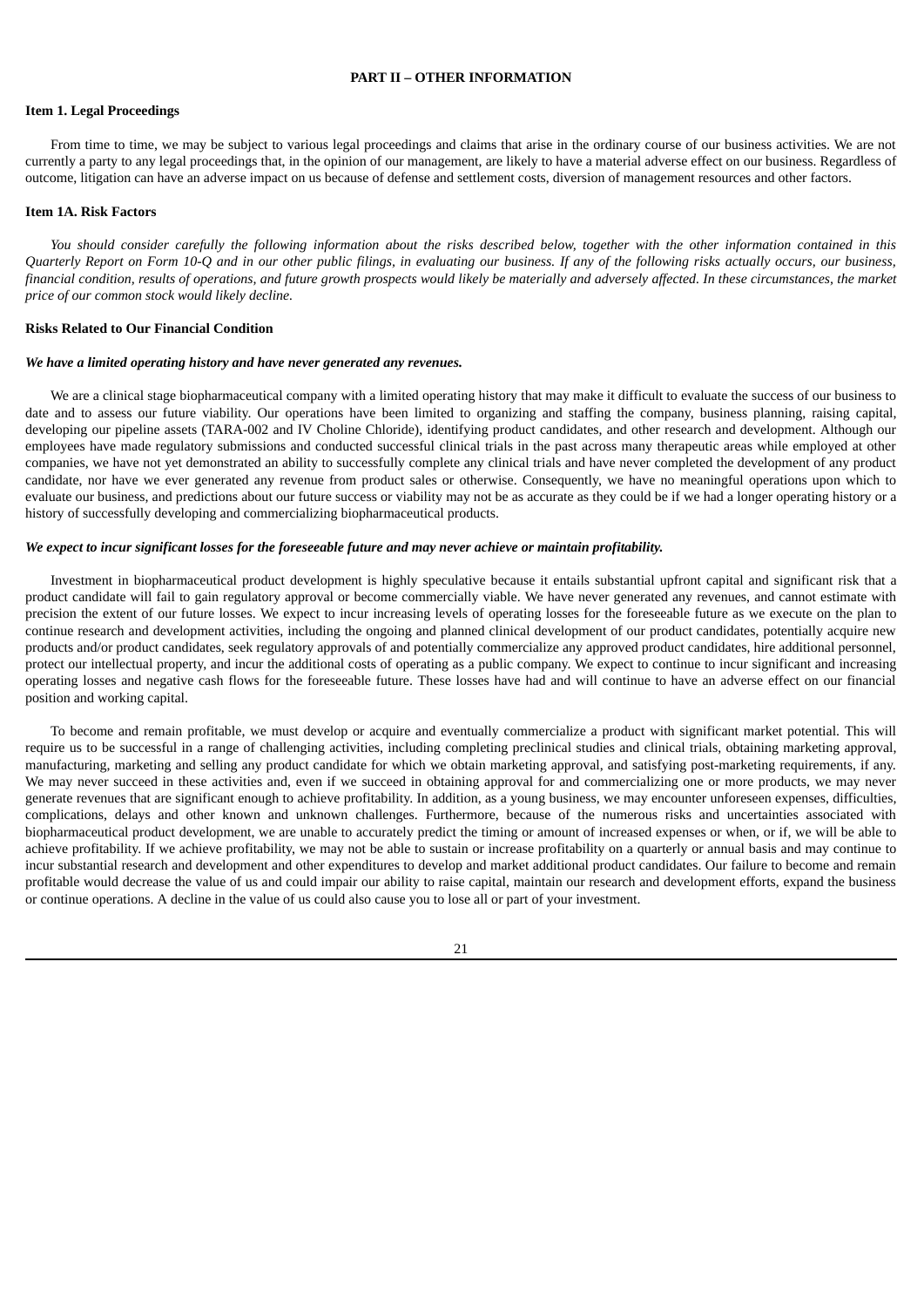## PART II – OTHER INFORMATION

### Item 1. Legal Proceedings

From time to time, we may be subject to various legal proceedings and claims that arise in the ordinary course of our business activities. We are not currently a party to any legal proceedings that, in the opinion of our management, are likely to have a material adverse effect on our business. Regardless of outcome, litigation can have an adverse impact on us because of defense and settlement costs, diversion of management resources and other factors.

### Item 1A. Risk Factors

*You should consider carefully the following information about the risks described below, together with the other information contained in this Quarterly Report on Form 10-Q and in our other public filings, in evaluating our business. If any of the following risks actually occurs, our business, financial condition, results of operations, and future growth prospects would likely be materially and adversely affected. In these circumstances, the market price of our common stock would likely decline.*

#### Risks Related to Our Financial Condition

***We have a limited operating history and have never generated any revenues.***

We are a clinical stage biopharmaceutical company with a limited operating history that may make it difficult to evaluate the success of our business to date and to assess our future viability. Our operations have been limited to organizing and staffing the company, business planning, raising capital, developing our pipeline assets (TARA-002 and IV Choline Chloride), identifying product candidates, and other research and development. Although our employees have made regulatory submissions and conducted successful clinical trials in the past across many therapeutic areas while employed at other companies, we have not yet demonstrated an ability to successfully complete any clinical trials and have never completed the development of any product candidate, nor have we ever generated any revenue from product sales or otherwise. Consequently, we have no meaningful operations upon which to evaluate our business, and predictions about our future success or viability may not be as accurate as they could be if we had a longer operating history or a history of successfully developing and commercializing biopharmaceutical products.

***We expect to incur significant losses for the foreseeable future and may never achieve or maintain profitability.***

Investment in biopharmaceutical product development is highly speculative because it entails substantial upfront capital and significant risk that a product candidate will fail to gain regulatory approval or become commercially viable. We have never generated any revenues, and cannot estimate with precision the extent of our future losses. We expect to incur increasing levels of operating losses for the foreseeable future as we execute on the plan to continue research and development activities, including the ongoing and planned clinical development of our product candidates, potentially acquire new products and/or product candidates, seek regulatory approvals of and potentially commercialize any approved product candidates, hire additional personnel, protect our intellectual property, and incur the additional costs of operating as a public company. We expect to continue to incur significant and increasing operating losses and negative cash flows for the foreseeable future. These losses have had and will continue to have an adverse effect on our financial position and working capital.

To become and remain profitable, we must develop or acquire and eventually commercialize a product with significant market potential. This will require us to be successful in a range of challenging activities, including completing preclinical studies and clinical trials, obtaining marketing approval, manufacturing, marketing and selling any product candidate for which we obtain marketing approval, and satisfying post-marketing requirements, if any. We may never succeed in these activities and, even if we succeed in obtaining approval for and commercializing one or more products, we may never generate revenues that are significant enough to achieve profitability. In addition, as a young business, we may encounter unforeseen expenses, difficulties, complications, delays and other known and unknown challenges. Furthermore, because of the numerous risks and uncertainties associated with biopharmaceutical product development, we are unable to accurately predict the timing or amount of increased expenses or when, or if, we will be able to achieve profitability. If we achieve profitability, we may not be able to sustain or increase profitability on a quarterly or annual basis and may continue to incur substantial research and development and other expenditures to develop and market additional product candidates. Our failure to become and remain profitable would decrease the value of us and could impair our ability to raise capital, maintain our research and development efforts, expand the business or continue operations. A decline in the value of us could also cause you to lose all or part of your investment.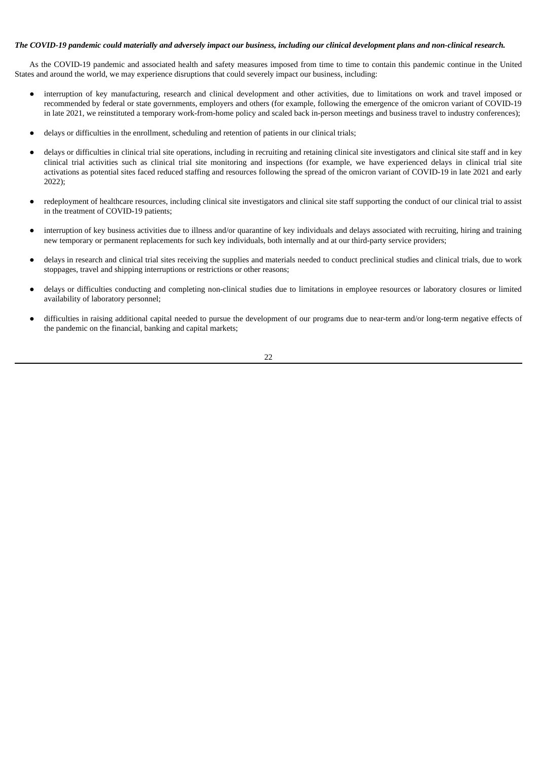***The COVID-19 pandemic could materially and adversely impact our business, including our clinical development plans and non-clinical research.***

As the COVID-19 pandemic and associated health and safety measures imposed from time to time to contain this pandemic continue in the United States and around the world, we may experience disruptions that could severely impact our business, including:

- interruption of key manufacturing, research and clinical development and other activities, due to limitations on work and travel imposed or recommended by federal or state governments, employers and others (for example, following the emergence of the omicron variant of COVID-19 in late 2021, we reinstituted a temporary work-from-home policy and scaled back in-person meetings and business travel to industry conferences);
- delays or difficulties in the enrollment, scheduling and retention of patients in our clinical trials;
- delays or difficulties in clinical trial site operations, including in recruiting and retaining clinical site investigators and clinical site staff and in key clinical trial activities such as clinical trial site monitoring and inspections (for example, we have experienced delays in clinical trial site activations as potential sites faced reduced staffing and resources following the spread of the omicron variant of COVID-19 in late 2021 and early 2022);
- redeployment of healthcare resources, including clinical site investigators and clinical site staff supporting the conduct of our clinical trial to assist in the treatment of COVID-19 patients;
- interruption of key business activities due to illness and/or quarantine of key individuals and delays associated with recruiting, hiring and training new temporary or permanent replacements for such key individuals, both internally and at our third-party service providers;
- delays in research and clinical trial sites receiving the supplies and materials needed to conduct preclinical studies and clinical trials, due to work stoppages, travel and shipping interruptions or restrictions or other reasons;
- delays or difficulties conducting and completing non-clinical studies due to limitations in employee resources or laboratory closures or limited availability of laboratory personnel;
- difficulties in raising additional capital needed to pursue the development of our programs due to near-term and/or long-term negative effects of the pandemic on the financial, banking and capital markets;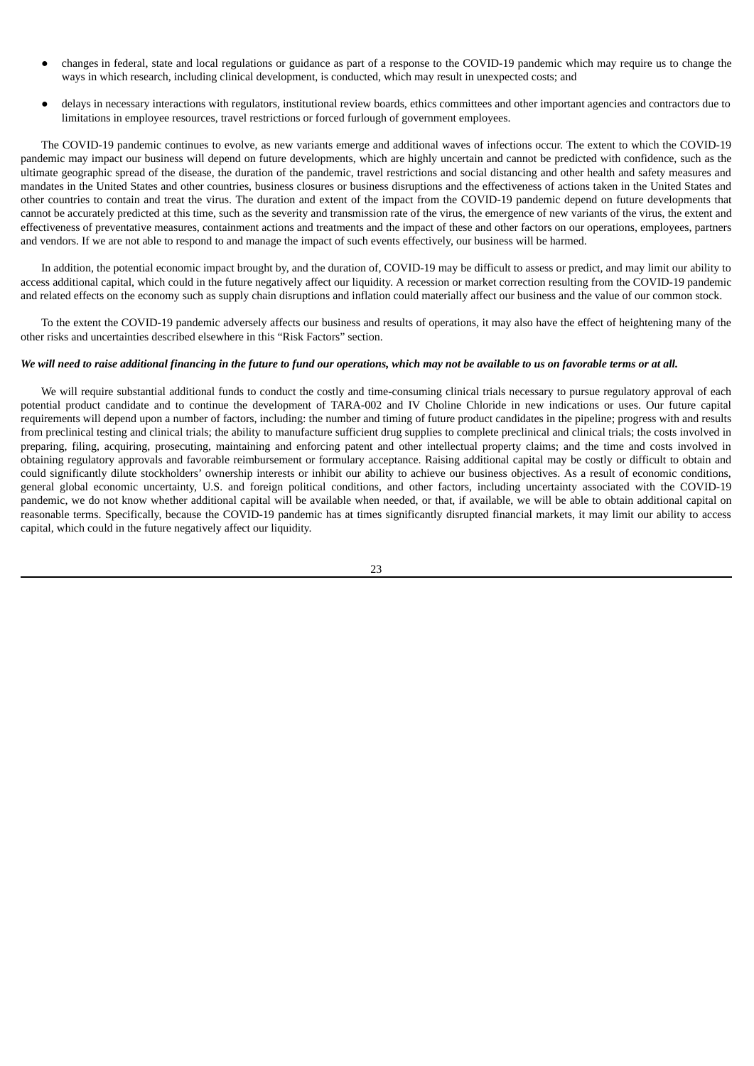- changes in federal, state and local regulations or guidance as part of a response to the COVID-19 pandemic which may require us to change the ways in which research, including clinical development, is conducted, which may result in unexpected costs; and
- delays in necessary interactions with regulators, institutional review boards, ethics committees and other important agencies and contractors due to limitations in employee resources, travel restrictions or forced furlough of government employees.

The COVID-19 pandemic continues to evolve, as new variants emerge and additional waves of infections occur. The extent to which the COVID-19 pandemic may impact our business will depend on future developments, which are highly uncertain and cannot be predicted with confidence, such as the ultimate geographic spread of the disease, the duration of the pandemic, travel restrictions and social distancing and other health and safety measures and mandates in the United States and other countries, business closures or business disruptions and the effectiveness of actions taken in the United States and other countries to contain and treat the virus. The duration and extent of the impact from the COVID-19 pandemic depend on future developments that cannot be accurately predicted at this time, such as the severity and transmission rate of the virus, the emergence of new variants of the virus, the extent and effectiveness of preventative measures, containment actions and treatments and the impact of these and other factors on our operations, employees, partners and vendors. If we are not able to respond to and manage the impact of such events effectively, our business will be harmed.

In addition, the potential economic impact brought by, and the duration of, COVID-19 may be difficult to assess or predict, and may limit our ability to access additional capital, which could in the future negatively affect our liquidity. A recession or market correction resulting from the COVID-19 pandemic and related effects on the economy such as supply chain disruptions and inflation could materially affect our business and the value of our common stock.

To the extent the COVID-19 pandemic adversely affects our business and results of operations, it may also have the effect of heightening many of the other risks and uncertainties described elsewhere in this "Risk Factors" section.

***We will need to raise additional financing in the future to fund our operations, which may not be available to us on favorable terms or at all.***

We will require substantial additional funds to conduct the costly and time-consuming clinical trials necessary to pursue regulatory approval of each potential product candidate and to continue the development of TARA-002 and IV Choline Chloride in new indications or uses. Our future capital requirements will depend upon a number of factors, including: the number and timing of future product candidates in the pipeline; progress with and results from preclinical testing and clinical trials; the ability to manufacture sufficient drug supplies to complete preclinical and clinical trials; the costs involved in preparing, filing, acquiring, prosecuting, maintaining and enforcing patent and other intellectual property claims; and the time and costs involved in obtaining regulatory approvals and favorable reimbursement or formulary acceptance. Raising additional capital may be costly or difficult to obtain and could significantly dilute stockholders' ownership interests or inhibit our ability to achieve our business objectives. As a result of economic conditions, general global economic uncertainty, U.S. and foreign political conditions, and other factors, including uncertainty associated with the COVID-19 pandemic, we do not know whether additional capital will be available when needed, or that, if available, we will be able to obtain additional capital on reasonable terms. Specifically, because the COVID-19 pandemic has at times significantly disrupted financial markets, it may limit our ability to access capital, which could in the future negatively affect our liquidity.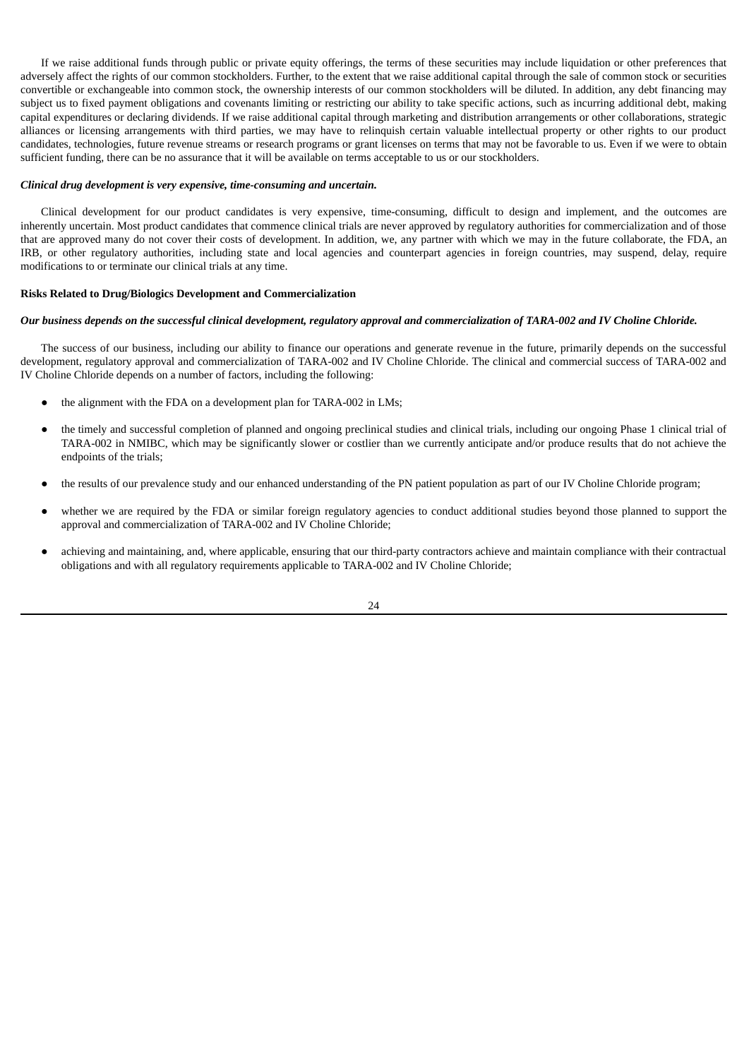If we raise additional funds through public or private equity offerings, the terms of these securities may include liquidation or other preferences that adversely affect the rights of our common stockholders. Further, to the extent that we raise additional capital through the sale of common stock or securities convertible or exchangeable into common stock, the ownership interests of our common stockholders will be diluted. In addition, any debt financing may subject us to fixed payment obligations and covenants limiting or restricting our ability to take specific actions, such as incurring additional debt, making capital expenditures or declaring dividends. If we raise additional capital through marketing and distribution arrangements or other collaborations, strategic alliances or licensing arrangements with third parties, we may have to relinquish certain valuable intellectual property or other rights to our product candidates, technologies, future revenue streams or research programs or grant licenses on terms that may not be favorable to us. Even if we were to obtain sufficient funding, there can be no assurance that it will be available on terms acceptable to us or our stockholders.

***Clinical drug development is very expensive, time-consuming and uncertain.***

Clinical development for our product candidates is very expensive, time-consuming, difficult to design and implement, and the outcomes are inherently uncertain. Most product candidates that commence clinical trials are never approved by regulatory authorities for commercialization and of those that are approved many do not cover their costs of development. In addition, we, any partner with which we may in the future collaborate, the FDA, an IRB, or other regulatory authorities, including state and local agencies and counterpart agencies in foreign countries, may suspend, delay, require modifications to or terminate our clinical trials at any time.

**Risks Related to Drug/Biologics Development and Commercialization**

***Our business depends on the successful clinical development, regulatory approval and commercialization of TARA-002 and IV Choline Chloride.***

The success of our business, including our ability to finance our operations and generate revenue in the future, primarily depends on the successful development, regulatory approval and commercialization of TARA-002 and IV Choline Chloride. The clinical and commercial success of TARA-002 and IV Choline Chloride depends on a number of factors, including the following:

- the alignment with the FDA on a development plan for TARA-002 in LMs;
- the timely and successful completion of planned and ongoing preclinical studies and clinical trials, including our ongoing Phase 1 clinical trial of TARA-002 in NMIBC, which may be significantly slower or costlier than we currently anticipate and/or produce results that do not achieve the endpoints of the trials;
- the results of our prevalence study and our enhanced understanding of the PN patient population as part of our IV Choline Chloride program;
- whether we are required by the FDA or similar foreign regulatory agencies to conduct additional studies beyond those planned to support the approval and commercialization of TARA-002 and IV Choline Chloride;
- achieving and maintaining, and, where applicable, ensuring that our third-party contractors achieve and maintain compliance with their contractual obligations and with all regulatory requirements applicable to TARA-002 and IV Choline Chloride;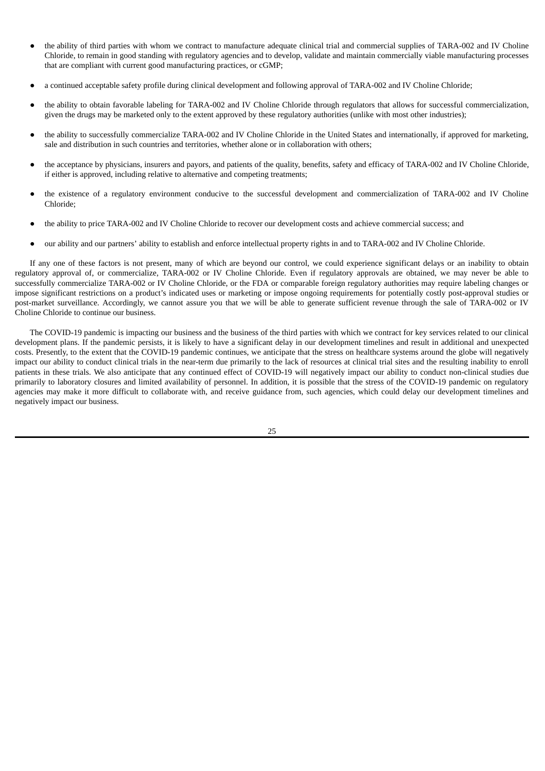- the ability of third parties with whom we contract to manufacture adequate clinical trial and commercial supplies of TARA-002 and IV Choline Chloride, to remain in good standing with regulatory agencies and to develop, validate and maintain commercially viable manufacturing processes that are compliant with current good manufacturing practices, or cGMP;
- a continued acceptable safety profile during clinical development and following approval of TARA-002 and IV Choline Chloride;
- the ability to obtain favorable labeling for TARA-002 and IV Choline Chloride through regulators that allows for successful commercialization, given the drugs may be marketed only to the extent approved by these regulatory authorities (unlike with most other industries);
- the ability to successfully commercialize TARA-002 and IV Choline Chloride in the United States and internationally, if approved for marketing, sale and distribution in such countries and territories, whether alone or in collaboration with others;
- the acceptance by physicians, insurers and payors, and patients of the quality, benefits, safety and efficacy of TARA-002 and IV Choline Chloride, if either is approved, including relative to alternative and competing treatments;
- the existence of a regulatory environment conducive to the successful development and commercialization of TARA-002 and IV Choline Chloride;
- the ability to price TARA-002 and IV Choline Chloride to recover our development costs and achieve commercial success; and
- our ability and our partners' ability to establish and enforce intellectual property rights in and to TARA-002 and IV Choline Chloride.

If any one of these factors is not present, many of which are beyond our control, we could experience significant delays or an inability to obtain regulatory approval of, or commercialize, TARA-002 or IV Choline Chloride. Even if regulatory approvals are obtained, we may never be able to successfully commercialize TARA-002 or IV Choline Chloride, or the FDA or comparable foreign regulatory authorities may require labeling changes or impose significant restrictions on a product's indicated uses or marketing or impose ongoing requirements for potentially costly post-approval studies or post-market surveillance. Accordingly, we cannot assure you that we will be able to generate sufficient revenue through the sale of TARA-002 or IV Choline Chloride to continue our business.

The COVID-19 pandemic is impacting our business and the business of the third parties with which we contract for key services related to our clinical development plans. If the pandemic persists, it is likely to have a significant delay in our development timelines and result in additional and unexpected costs. Presently, to the extent that the COVID-19 pandemic continues, we anticipate that the stress on healthcare systems around the globe will negatively impact our ability to conduct clinical trials in the near-term due primarily to the lack of resources at clinical trial sites and the resulting inability to enroll patients in these trials. We also anticipate that any continued effect of COVID-19 will negatively impact our ability to conduct non-clinical studies due primarily to laboratory closures and limited availability of personnel. In addition, it is possible that the stress of the COVID-19 pandemic on regulatory agencies may make it more difficult to collaborate with, and receive guidance from, such agencies, which could delay our development timelines and negatively impact our business.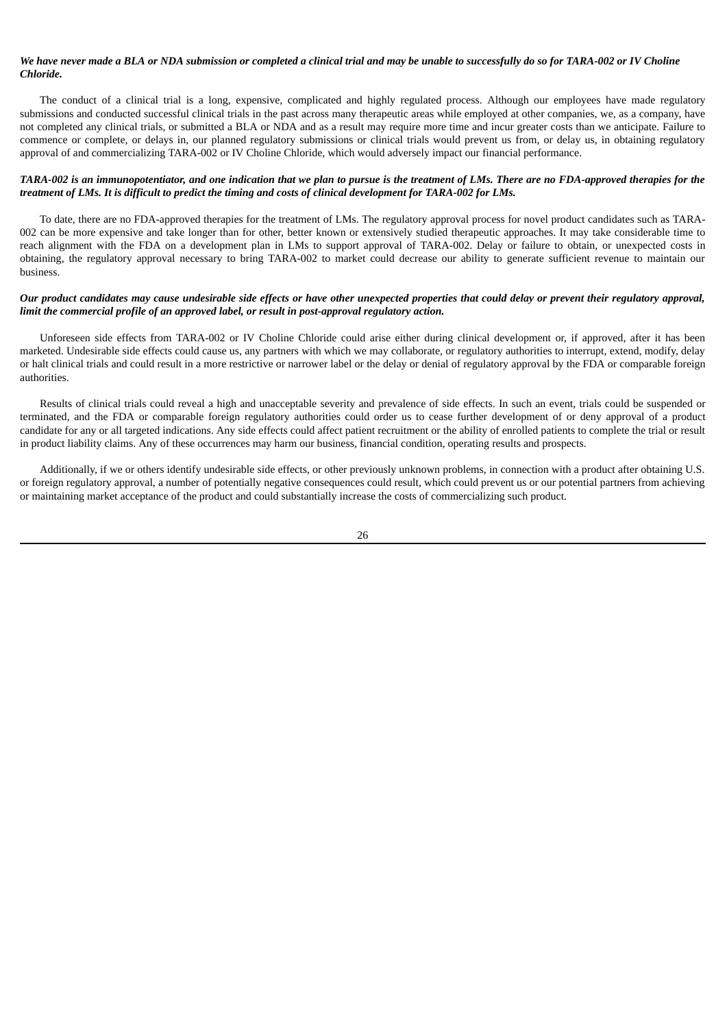***We have never made a BLA or NDA submission or completed a clinical trial and may be unable to successfully do so for TARA-002 or IV Choline Chloride.***

The conduct of a clinical trial is a long, expensive, complicated and highly regulated process. Although our employees have made regulatory submissions and conducted successful clinical trials in the past across many therapeutic areas while employed at other companies, we, as a company, have not completed any clinical trials, or submitted a BLA or NDA and as a result may require more time and incur greater costs than we anticipate. Failure to commence or complete, or delays in, our planned regulatory submissions or clinical trials would prevent us from, or delay us, in obtaining regulatory approval of and commercializing TARA-002 or IV Choline Chloride, which would adversely impact our financial performance.

***TARA-002 is an immunopotentiator, and one indication that we plan to pursue is the treatment of LMs. There are no FDA-approved therapies for the treatment of LMs. It is difficult to predict the timing and costs of clinical development for TARA-002 for LMs.***

To date, there are no FDA-approved therapies for the treatment of LMs. The regulatory approval process for novel product candidates such as TARA-002 can be more expensive and take longer than for other, better known or extensively studied therapeutic approaches. It may take considerable time to reach alignment with the FDA on a development plan in LMs to support approval of TARA-002. Delay or failure to obtain, or unexpected costs in obtaining, the regulatory approval necessary to bring TARA-002 to market could decrease our ability to generate sufficient revenue to maintain our business.

***Our product candidates may cause undesirable side effects or have other unexpected properties that could delay or prevent their regulatory approval, limit the commercial profile of an approved label, or result in post-approval regulatory action.***

Unforeseen side effects from TARA-002 or IV Choline Chloride could arise either during clinical development or, if approved, after it has been marketed. Undesirable side effects could cause us, any partners with which we may collaborate, or regulatory authorities to interrupt, extend, modify, delay or halt clinical trials and could result in a more restrictive or narrower label or the delay or denial of regulatory approval by the FDA or comparable foreign authorities.

Results of clinical trials could reveal a high and unacceptable severity and prevalence of side effects. In such an event, trials could be suspended or terminated, and the FDA or comparable foreign regulatory authorities could order us to cease further development of or deny approval of a product candidate for any or all targeted indications. Any side effects could affect patient recruitment or the ability of enrolled patients to complete the trial or result in product liability claims. Any of these occurrences may harm our business, financial condition, operating results and prospects.

Additionally, if we or others identify undesirable side effects, or other previously unknown problems, in connection with a product after obtaining U.S. or foreign regulatory approval, a number of potentially negative consequences could result, which could prevent us or our potential partners from achieving or maintaining market acceptance of the product and could substantially increase the costs of commercializing such product.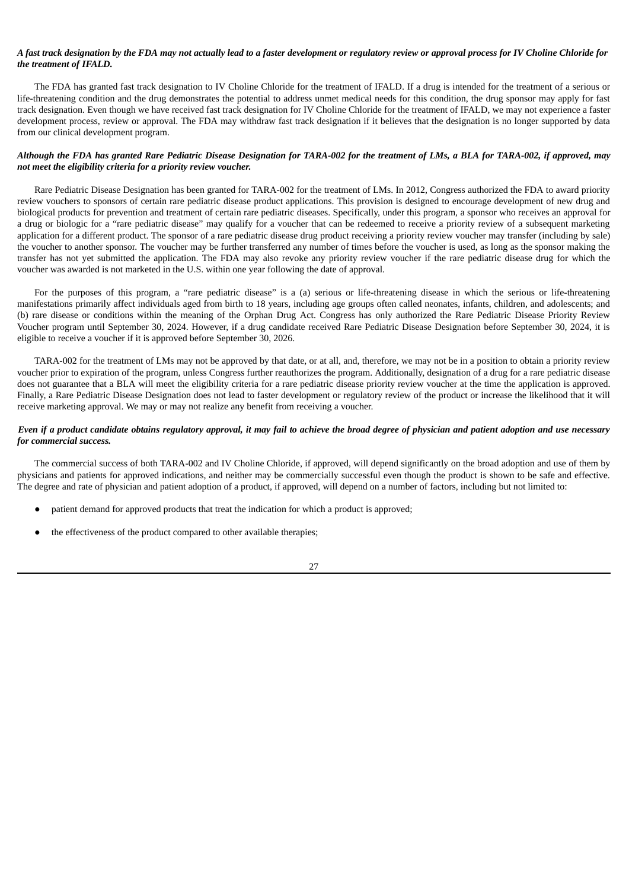***A fast track designation by the FDA may not actually lead to a faster development or regulatory review or approval process for IV Choline Chloride for the treatment of IFALD.***

The FDA has granted fast track designation to IV Choline Chloride for the treatment of IFALD. If a drug is intended for the treatment of a serious or life-threatening condition and the drug demonstrates the potential to address unmet medical needs for this condition, the drug sponsor may apply for fast track designation. Even though we have received fast track designation for IV Choline Chloride for the treatment of IFALD, we may not experience a faster development process, review or approval. The FDA may withdraw fast track designation if it believes that the designation is no longer supported by data from our clinical development program.

***Although the FDA has granted Rare Pediatric Disease Designation for TARA-002 for the treatment of LMs, a BLA for TARA-002, if approved, may not meet the eligibility criteria for a priority review voucher.***

Rare Pediatric Disease Designation has been granted for TARA-002 for the treatment of LMs. In 2012, Congress authorized the FDA to award priority review vouchers to sponsors of certain rare pediatric disease product applications. This provision is designed to encourage development of new drug and biological products for prevention and treatment of certain rare pediatric diseases. Specifically, under this program, a sponsor who receives an approval for a drug or biologic for a "rare pediatric disease" may qualify for a voucher that can be redeemed to receive a priority review of a subsequent marketing application for a different product. The sponsor of a rare pediatric disease drug product receiving a priority review voucher may transfer (including by sale) the voucher to another sponsor. The voucher may be further transferred any number of times before the voucher is used, as long as the sponsor making the transfer has not yet submitted the application. The FDA may also revoke any priority review voucher if the rare pediatric disease drug for which the voucher was awarded is not marketed in the U.S. within one year following the date of approval.

For the purposes of this program, a "rare pediatric disease" is a (a) serious or life-threatening disease in which the serious or life-threatening manifestations primarily affect individuals aged from birth to 18 years, including age groups often called neonates, infants, children, and adolescents; and (b) rare disease or conditions within the meaning of the Orphan Drug Act. Congress has only authorized the Rare Pediatric Disease Priority Review Voucher program until September 30, 2024. However, if a drug candidate received Rare Pediatric Disease Designation before September 30, 2024, it is eligible to receive a voucher if it is approved before September 30, 2026.

TARA-002 for the treatment of LMs may not be approved by that date, or at all, and, therefore, we may not be in a position to obtain a priority review voucher prior to expiration of the program, unless Congress further reauthorizes the program. Additionally, designation of a drug for a rare pediatric disease does not guarantee that a BLA will meet the eligibility criteria for a rare pediatric disease priority review voucher at the time the application is approved. Finally, a Rare Pediatric Disease Designation does not lead to faster development or regulatory review of the product or increase the likelihood that it will receive marketing approval. We may or may not realize any benefit from receiving a voucher.

***Even if a product candidate obtains regulatory approval, it may fail to achieve the broad degree of physician and patient adoption and use necessary for commercial success.***

The commercial success of both TARA-002 and IV Choline Chloride, if approved, will depend significantly on the broad adoption and use of them by physicians and patients for approved indications, and neither may be commercially successful even though the product is shown to be safe and effective. The degree and rate of physician and patient adoption of a product, if approved, will depend on a number of factors, including but not limited to:

- patient demand for approved products that treat the indication for which a product is approved;
- the effectiveness of the product compared to other available therapies;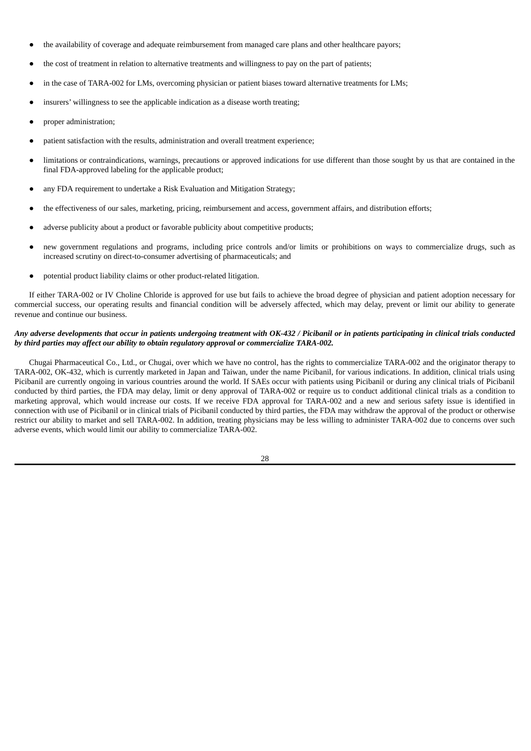- the availability of coverage and adequate reimbursement from managed care plans and other healthcare payors;
- the cost of treatment in relation to alternative treatments and willingness to pay on the part of patients;
- in the case of TARA-002 for LMs, overcoming physician or patient biases toward alternative treatments for LMs;
- insurers' willingness to see the applicable indication as a disease worth treating;
- proper administration;
- patient satisfaction with the results, administration and overall treatment experience;
- limitations or contraindications, warnings, precautions or approved indications for use different than those sought by us that are contained in the final FDA-approved labeling for the applicable product;
- any FDA requirement to undertake a Risk Evaluation and Mitigation Strategy;
- the effectiveness of our sales, marketing, pricing, reimbursement and access, government affairs, and distribution efforts;
- adverse publicity about a product or favorable publicity about competitive products;
- new government regulations and programs, including price controls and/or limits or prohibitions on ways to commercialize drugs, such as increased scrutiny on direct-to-consumer advertising of pharmaceuticals; and
- potential product liability claims or other product-related litigation.

If either TARA-002 or IV Choline Chloride is approved for use but fails to achieve the broad degree of physician and patient adoption necessary for commercial success, our operating results and financial condition will be adversely affected, which may delay, prevent or limit our ability to generate revenue and continue our business.

***Any adverse developments that occur in patients undergoing treatment with OK-432 / Picibanil or in patients participating in clinical trials conducted by third parties may affect our ability to obtain regulatory approval or commercialize TARA-002.***

Chugai Pharmaceutical Co., Ltd., or Chugai, over which we have no control, has the rights to commercialize TARA-002 and the originator therapy to TARA-002, OK-432, which is currently marketed in Japan and Taiwan, under the name Picibanil, for various indications. In addition, clinical trials using Picibanil are currently ongoing in various countries around the world. If SAEs occur with patients using Picibanil or during any clinical trials of Picibanil conducted by third parties, the FDA may delay, limit or deny approval of TARA-002 or require us to conduct additional clinical trials as a condition to marketing approval, which would increase our costs. If we receive FDA approval for TARA-002 and a new and serious safety issue is identified in connection with use of Picibanil or in clinical trials of Picibanil conducted by third parties, the FDA may withdraw the approval of the product or otherwise restrict our ability to market and sell TARA-002. In addition, treating physicians may be less willing to administer TARA-002 due to concerns over such adverse events, which would limit our ability to commercialize TARA-002.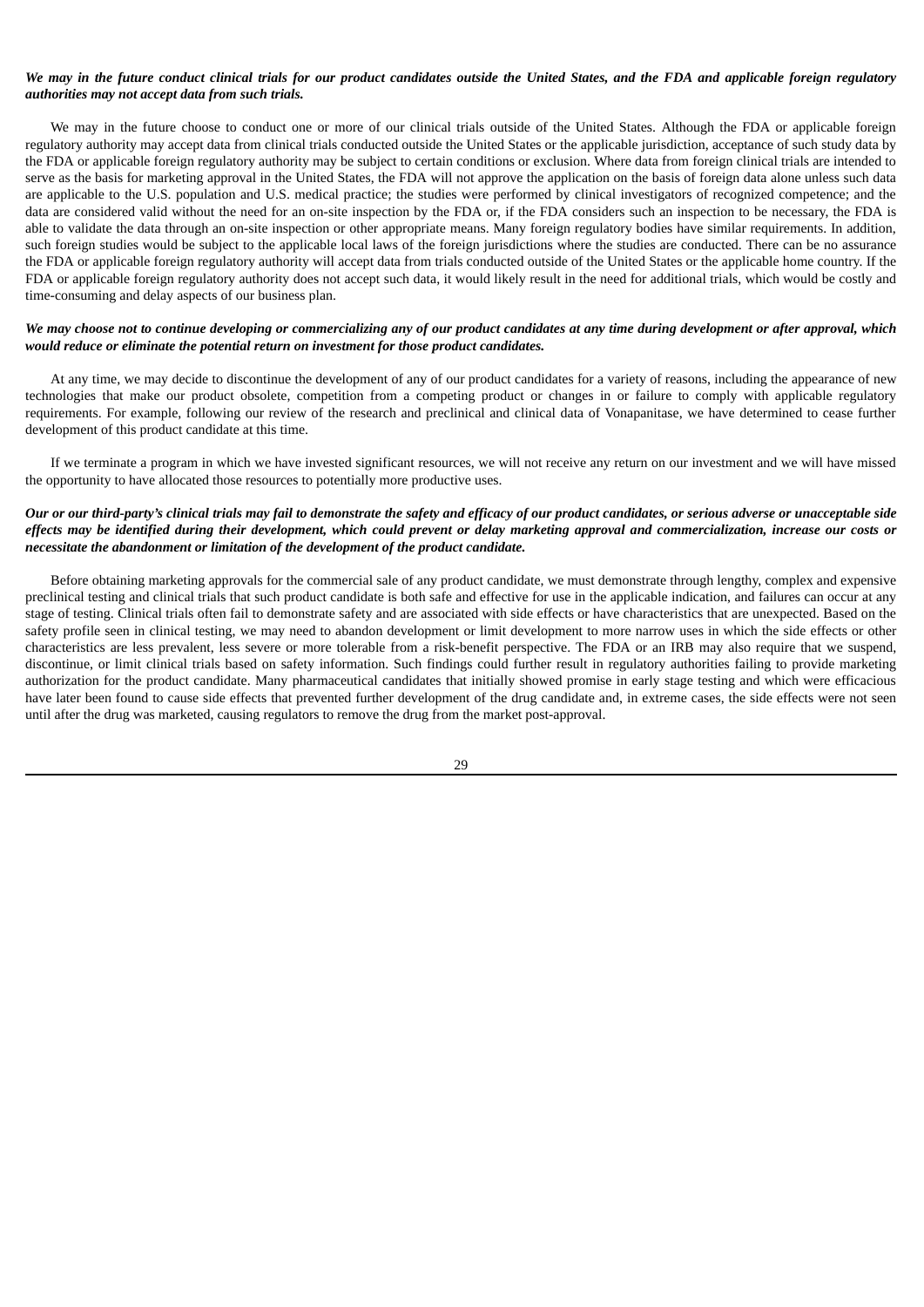***We may in the future conduct clinical trials for our product candidates outside the United States, and the FDA and applicable foreign regulatory authorities may not accept data from such trials.***

We may in the future choose to conduct one or more of our clinical trials outside of the United States. Although the FDA or applicable foreign regulatory authority may accept data from clinical trials conducted outside the United States or the applicable jurisdiction, acceptance of such study data by the FDA or applicable foreign regulatory authority may be subject to certain conditions or exclusion. Where data from foreign clinical trials are intended to serve as the basis for marketing approval in the United States, the FDA will not approve the application on the basis of foreign data alone unless such data are applicable to the U.S. population and U.S. medical practice; the studies were performed by clinical investigators of recognized competence; and the data are considered valid without the need for an on-site inspection by the FDA or, if the FDA considers such an inspection to be necessary, the FDA is able to validate the data through an on-site inspection or other appropriate means. Many foreign regulatory bodies have similar requirements. In addition, such foreign studies would be subject to the applicable local laws of the foreign jurisdictions where the studies are conducted. There can be no assurance the FDA or applicable foreign regulatory authority will accept data from trials conducted outside of the United States or the applicable home country. If the FDA or applicable foreign regulatory authority does not accept such data, it would likely result in the need for additional trials, which would be costly and time-consuming and delay aspects of our business plan.

***We may choose not to continue developing or commercializing any of our product candidates at any time during development or after approval, which would reduce or eliminate the potential return on investment for those product candidates.***

At any time, we may decide to discontinue the development of any of our product candidates for a variety of reasons, including the appearance of new technologies that make our product obsolete, competition from a competing product or changes in or failure to comply with applicable regulatory requirements. For example, following our review of the research and preclinical and clinical data of Vonapanitase, we have determined to cease further development of this product candidate at this time.

If we terminate a program in which we have invested significant resources, we will not receive any return on our investment and we will have missed the opportunity to have allocated those resources to potentially more productive uses.

***Our or our third-party's clinical trials may fail to demonstrate the safety and efficacy of our product candidates, or serious adverse or unacceptable side effects may be identified during their development, which could prevent or delay marketing approval and commercialization, increase our costs or necessitate the abandonment or limitation of the development of the product candidate.***

Before obtaining marketing approvals for the commercial sale of any product candidate, we must demonstrate through lengthy, complex and expensive preclinical testing and clinical trials that such product candidate is both safe and effective for use in the applicable indication, and failures can occur at any stage of testing. Clinical trials often fail to demonstrate safety and are associated with side effects or have characteristics that are unexpected. Based on the safety profile seen in clinical testing, we may need to abandon development or limit development to more narrow uses in which the side effects or other characteristics are less prevalent, less severe or more tolerable from a risk-benefit perspective. The FDA or an IRB may also require that we suspend, discontinue, or limit clinical trials based on safety information. Such findings could further result in regulatory authorities failing to provide marketing authorization for the product candidate. Many pharmaceutical candidates that initially showed promise in early stage testing and which were efficacious have later been found to cause side effects that prevented further development of the drug candidate and, in extreme cases, the side effects were not seen until after the drug was marketed, causing regulators to remove the drug from the market post-approval.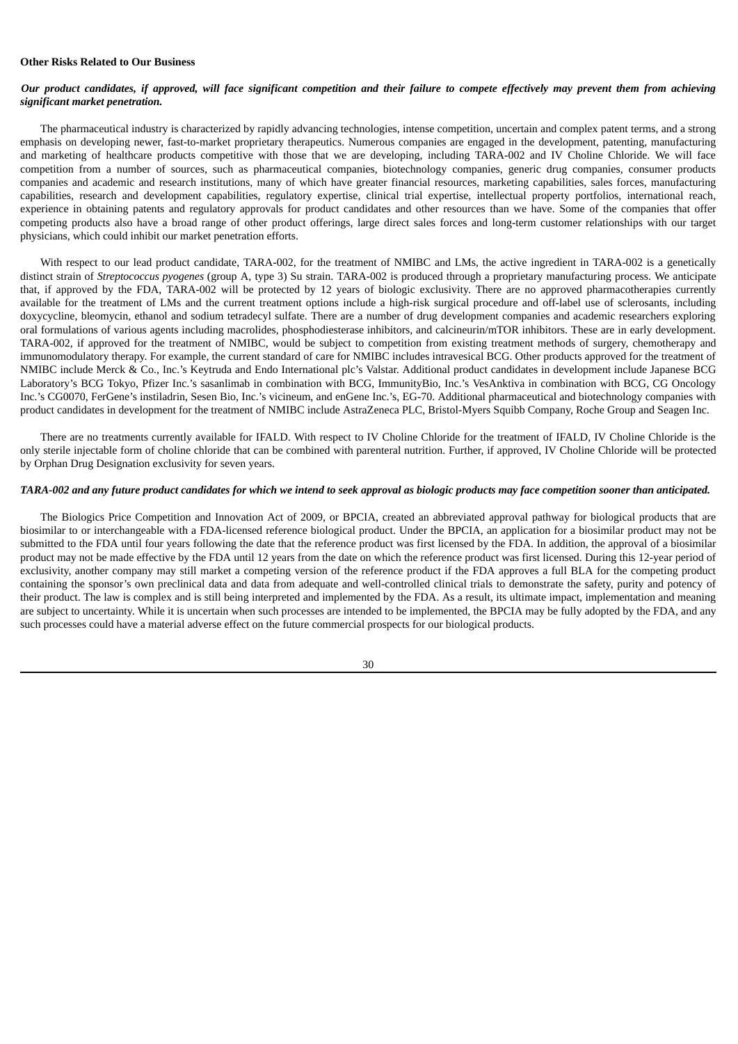**Other Risks Related to Our Business**

***Our product candidates, if approved, will face significant competition and their failure to compete effectively may prevent them from achieving significant market penetration.***

The pharmaceutical industry is characterized by rapidly advancing technologies, intense competition, uncertain and complex patent terms, and a strong emphasis on developing newer, fast-to-market proprietary therapeutics. Numerous companies are engaged in the development, patenting, manufacturing and marketing of healthcare products competitive with those that we are developing, including TARA-002 and IV Choline Chloride. We will face competition from a number of sources, such as pharmaceutical companies, biotechnology companies, generic drug companies, consumer products companies and academic and research institutions, many of which have greater financial resources, marketing capabilities, sales forces, manufacturing capabilities, research and development capabilities, regulatory expertise, clinical trial expertise, intellectual property portfolios, international reach, experience in obtaining patents and regulatory approvals for product candidates and other resources than we have. Some of the companies that offer competing products also have a broad range of other product offerings, large direct sales forces and long-term customer relationships with our target physicians, which could inhibit our market penetration efforts.

With respect to our lead product candidate, TARA-002, for the treatment of NMIBC and LMs, the active ingredient in TARA-002 is a genetically distinct strain of *Streptococcus pyogenes* (group A, type 3) Su strain. TARA-002 is produced through a proprietary manufacturing process. We anticipate that, if approved by the FDA, TARA-002 will be protected by 12 years of biologic exclusivity. There are no approved pharmacotherapies currently available for the treatment of LMs and the current treatment options include a high-risk surgical procedure and off-label use of sclerosants, including doxycycline, bleomycin, ethanol and sodium tetradecyl sulfate. There are a number of drug development companies and academic researchers exploring oral formulations of various agents including macrolides, phosphodiesterase inhibitors, and calcineurin/mTOR inhibitors. These are in early development. TARA-002, if approved for the treatment of NMIBC, would be subject to competition from existing treatment methods of surgery, chemotherapy and immunomodulatory therapy. For example, the current standard of care for NMIBC includes intravesical BCG. Other products approved for the treatment of NMIBC include Merck & Co., Inc.'s Keytruda and Endo International plc's Valstar. Additional product candidates in development include Japanese BCG Laboratory's BCG Tokyo, Pfizer Inc.'s sasanlimab in combination with BCG, ImmunityBio, Inc.'s VesAnktiva in combination with BCG, CG Oncology Inc.'s CG0070, FerGene's instiladrin, Sesen Bio, Inc.'s vicineum, and enGene Inc.'s, EG-70. Additional pharmaceutical and biotechnology companies with product candidates in development for the treatment of NMIBC include AstraZeneca PLC, Bristol-Myers Squibb Company, Roche Group and Seagen Inc.

There are no treatments currently available for IFALD. With respect to IV Choline Chloride for the treatment of IFALD, IV Choline Chloride is the only sterile injectable form of choline chloride that can be combined with parenteral nutrition. Further, if approved, IV Choline Chloride will be protected by Orphan Drug Designation exclusivity for seven years.

***TARA-002 and any future product candidates for which we intend to seek approval as biologic products may face competition sooner than anticipated.***

The Biologics Price Competition and Innovation Act of 2009, or BPCIA, created an abbreviated approval pathway for biological products that are biosimilar to or interchangeable with a FDA-licensed reference biological product. Under the BPCIA, an application for a biosimilar product may not be submitted to the FDA until four years following the date that the reference product was first licensed by the FDA. In addition, the approval of a biosimilar product may not be made effective by the FDA until 12 years from the date on which the reference product was first licensed. During this 12-year period of exclusivity, another company may still market a competing version of the reference product if the FDA approves a full BLA for the competing product containing the sponsor's own preclinical data and data from adequate and well-controlled clinical trials to demonstrate the safety, purity and potency of their product. The law is complex and is still being interpreted and implemented by the FDA. As a result, its ultimate impact, implementation and meaning are subject to uncertainty. While it is uncertain when such processes are intended to be implemented, the BPCIA may be fully adopted by the FDA, and any such processes could have a material adverse effect on the future commercial prospects for our biological products.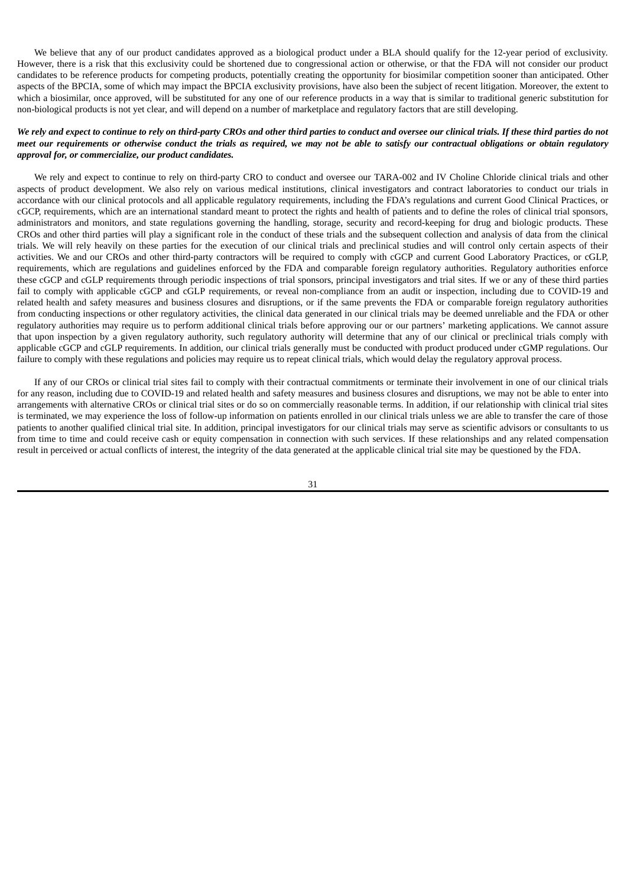We believe that any of our product candidates approved as a biological product under a BLA should qualify for the 12-year period of exclusivity. However, there is a risk that this exclusivity could be shortened due to congressional action or otherwise, or that the FDA will not consider our product candidates to be reference products for competing products, potentially creating the opportunity for biosimilar competition sooner than anticipated. Other aspects of the BPCIA, some of which may impact the BPCIA exclusivity provisions, have also been the subject of recent litigation. Moreover, the extent to which a biosimilar, once approved, will be substituted for any one of our reference products in a way that is similar to traditional generic substitution for non-biological products is not yet clear, and will depend on a number of marketplace and regulatory factors that are still developing.

***We rely and expect to continue to rely on third-party CROs and other third parties to conduct and oversee our clinical trials. If these third parties do not meet our requirements or otherwise conduct the trials as required, we may not be able to satisfy our contractual obligations or obtain regulatory approval for, or commercialize, our product candidates.***

We rely and expect to continue to rely on third-party CRO to conduct and oversee our TARA-002 and IV Choline Chloride clinical trials and other aspects of product development. We also rely on various medical institutions, clinical investigators and contract laboratories to conduct our trials in accordance with our clinical protocols and all applicable regulatory requirements, including the FDA's regulations and current Good Clinical Practices, or cGCP, requirements, which are an international standard meant to protect the rights and health of patients and to define the roles of clinical trial sponsors, administrators and monitors, and state regulations governing the handling, storage, security and record-keeping for drug and biologic products. These CROs and other third parties will play a significant role in the conduct of these trials and the subsequent collection and analysis of data from the clinical trials. We will rely heavily on these parties for the execution of our clinical trials and preclinical studies and will control only certain aspects of their activities. We and our CROs and other third-party contractors will be required to comply with cGCP and current Good Laboratory Practices, or cGLP, requirements, which are regulations and guidelines enforced by the FDA and comparable foreign regulatory authorities. Regulatory authorities enforce these cGCP and cGLP requirements through periodic inspections of trial sponsors, principal investigators and trial sites. If we or any of these third parties fail to comply with applicable cGCP and cGLP requirements, or reveal non-compliance from an audit or inspection, including due to COVID-19 and related health and safety measures and business closures and disruptions, or if the same prevents the FDA or comparable foreign regulatory authorities from conducting inspections or other regulatory activities, the clinical data generated in our clinical trials may be deemed unreliable and the FDA or other regulatory authorities may require us to perform additional clinical trials before approving our or our partners' marketing applications. We cannot assure that upon inspection by a given regulatory authority, such regulatory authority will determine that any of our clinical or preclinical trials comply with applicable cGCP and cGLP requirements. In addition, our clinical trials generally must be conducted with product produced under cGMP regulations. Our failure to comply with these regulations and policies may require us to repeat clinical trials, which would delay the regulatory approval process.

If any of our CROs or clinical trial sites fail to comply with their contractual commitments or terminate their involvement in one of our clinical trials for any reason, including due to COVID-19 and related health and safety measures and business closures and disruptions, we may not be able to enter into arrangements with alternative CROs or clinical trial sites or do so on commercially reasonable terms. In addition, if our relationship with clinical trial sites is terminated, we may experience the loss of follow-up information on patients enrolled in our clinical trials unless we are able to transfer the care of those patients to another qualified clinical trial site. In addition, principal investigators for our clinical trials may serve as scientific advisors or consultants to us from time to time and could receive cash or equity compensation in connection with such services. If these relationships and any related compensation result in perceived or actual conflicts of interest, the integrity of the data generated at the applicable clinical trial site may be questioned by the FDA.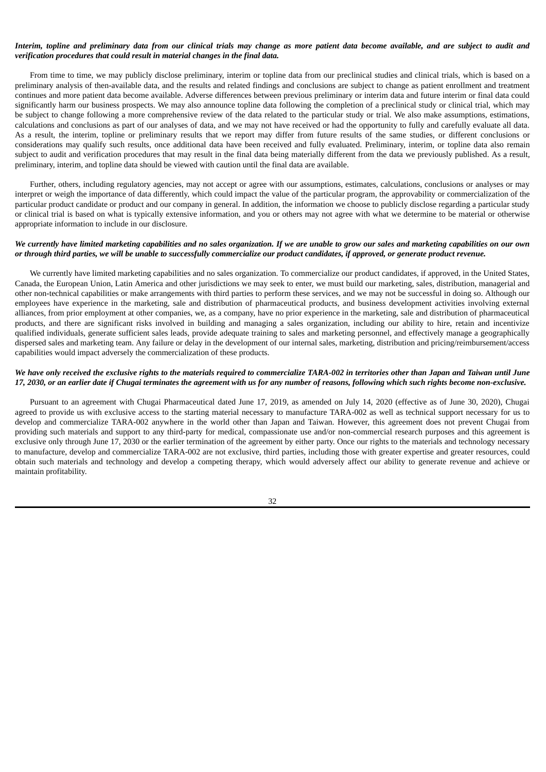***Interim, topline and preliminary data from our clinical trials may change as more patient data become available, and are subject to audit and verification procedures that could result in material changes in the final data.***

From time to time, we may publicly disclose preliminary, interim or topline data from our preclinical studies and clinical trials, which is based on a preliminary analysis of then-available data, and the results and related findings and conclusions are subject to change as patient enrollment and treatment continues and more patient data become available. Adverse differences between previous preliminary or interim data and future interim or final data could significantly harm our business prospects. We may also announce topline data following the completion of a preclinical study or clinical trial, which may be subject to change following a more comprehensive review of the data related to the particular study or trial. We also make assumptions, estimations, calculations and conclusions as part of our analyses of data, and we may not have received or had the opportunity to fully and carefully evaluate all data. As a result, the interim, topline or preliminary results that we report may differ from future results of the same studies, or different conclusions or considerations may qualify such results, once additional data have been received and fully evaluated. Preliminary, interim, or topline data also remain subject to audit and verification procedures that may result in the final data being materially different from the data we previously published. As a result, preliminary, interim, and topline data should be viewed with caution until the final data are available.

Further, others, including regulatory agencies, may not accept or agree with our assumptions, estimates, calculations, conclusions or analyses or may interpret or weigh the importance of data differently, which could impact the value of the particular program, the approvability or commercialization of the particular product candidate or product and our company in general. In addition, the information we choose to publicly disclose regarding a particular study or clinical trial is based on what is typically extensive information, and you or others may not agree with what we determine to be material or otherwise appropriate information to include in our disclosure.

***We currently have limited marketing capabilities and no sales organization. If we are unable to grow our sales and marketing capabilities on our own or through third parties, we will be unable to successfully commercialize our product candidates, if approved, or generate product revenue.***

We currently have limited marketing capabilities and no sales organization. To commercialize our product candidates, if approved, in the United States, Canada, the European Union, Latin America and other jurisdictions we may seek to enter, we must build our marketing, sales, distribution, managerial and other non-technical capabilities or make arrangements with third parties to perform these services, and we may not be successful in doing so. Although our employees have experience in the marketing, sale and distribution of pharmaceutical products, and business development activities involving external alliances, from prior employment at other companies, we, as a company, have no prior experience in the marketing, sale and distribution of pharmaceutical products, and there are significant risks involved in building and managing a sales organization, including our ability to hire, retain and incentivize qualified individuals, generate sufficient sales leads, provide adequate training to sales and marketing personnel, and effectively manage a geographically dispersed sales and marketing team. Any failure or delay in the development of our internal sales, marketing, distribution and pricing/reimbursement/access capabilities would impact adversely the commercialization of these products.

***We have only received the exclusive rights to the materials required to commercialize TARA-002 in territories other than Japan and Taiwan until June 17, 2030, or an earlier date if Chugai terminates the agreement with us for any number of reasons, following which such rights become non-exclusive.***

Pursuant to an agreement with Chugai Pharmaceutical dated June 17, 2019, as amended on July 14, 2020 (effective as of June 30, 2020), Chugai agreed to provide us with exclusive access to the starting material necessary to manufacture TARA-002 as well as technical support necessary for us to develop and commercialize TARA-002 anywhere in the world other than Japan and Taiwan. However, this agreement does not prevent Chugai from providing such materials and support to any third-party for medical, compassionate use and/or non-commercial research purposes and this agreement is exclusive only through June 17, 2030 or the earlier termination of the agreement by either party. Once our rights to the materials and technology necessary to manufacture, develop and commercialize TARA-002 are not exclusive, third parties, including those with greater expertise and greater resources, could obtain such materials and technology and develop a competing therapy, which would adversely affect our ability to generate revenue and achieve or maintain profitability.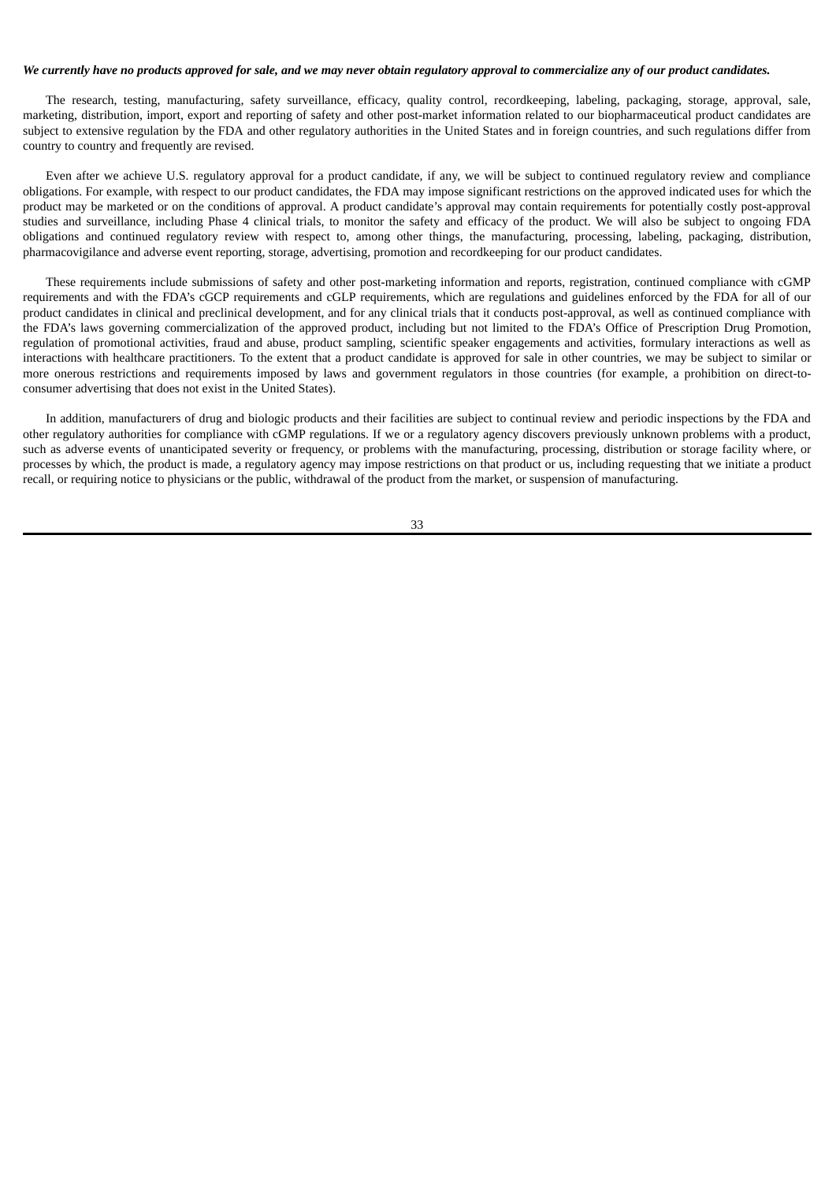***We currently have no products approved for sale, and we may never obtain regulatory approval to commercialize any of our product candidates.***

The research, testing, manufacturing, safety surveillance, efficacy, quality control, recordkeeping, labeling, packaging, storage, approval, sale, marketing, distribution, import, export and reporting of safety and other post-market information related to our biopharmaceutical product candidates are subject to extensive regulation by the FDA and other regulatory authorities in the United States and in foreign countries, and such regulations differ from country to country and frequently are revised.

Even after we achieve U.S. regulatory approval for a product candidate, if any, we will be subject to continued regulatory review and compliance obligations. For example, with respect to our product candidates, the FDA may impose significant restrictions on the approved indicated uses for which the product may be marketed or on the conditions of approval. A product candidate's approval may contain requirements for potentially costly post-approval studies and surveillance, including Phase 4 clinical trials, to monitor the safety and efficacy of the product. We will also be subject to ongoing FDA obligations and continued regulatory review with respect to, among other things, the manufacturing, processing, labeling, packaging, distribution, pharmacovigilance and adverse event reporting, storage, advertising, promotion and recordkeeping for our product candidates.

These requirements include submissions of safety and other post-marketing information and reports, registration, continued compliance with cGMP requirements and with the FDA's cGCP requirements and cGLP requirements, which are regulations and guidelines enforced by the FDA for all of our product candidates in clinical and preclinical development, and for any clinical trials that it conducts post-approval, as well as continued compliance with the FDA's laws governing commercialization of the approved product, including but not limited to the FDA's Office of Prescription Drug Promotion, regulation of promotional activities, fraud and abuse, product sampling, scientific speaker engagements and activities, formulary interactions as well as interactions with healthcare practitioners. To the extent that a product candidate is approved for sale in other countries, we may be subject to similar or more onerous restrictions and requirements imposed by laws and government regulators in those countries (for example, a prohibition on direct-to-consumer advertising that does not exist in the United States).

In addition, manufacturers of drug and biologic products and their facilities are subject to continual review and periodic inspections by the FDA and other regulatory authorities for compliance with cGMP regulations. If we or a regulatory agency discovers previously unknown problems with a product, such as adverse events of unanticipated severity or frequency, or problems with the manufacturing, processing, distribution or storage facility where, or processes by which, the product is made, a regulatory agency may impose restrictions on that product or us, including requesting that we initiate a product recall, or requiring notice to physicians or the public, withdrawal of the product from the market, or suspension of manufacturing.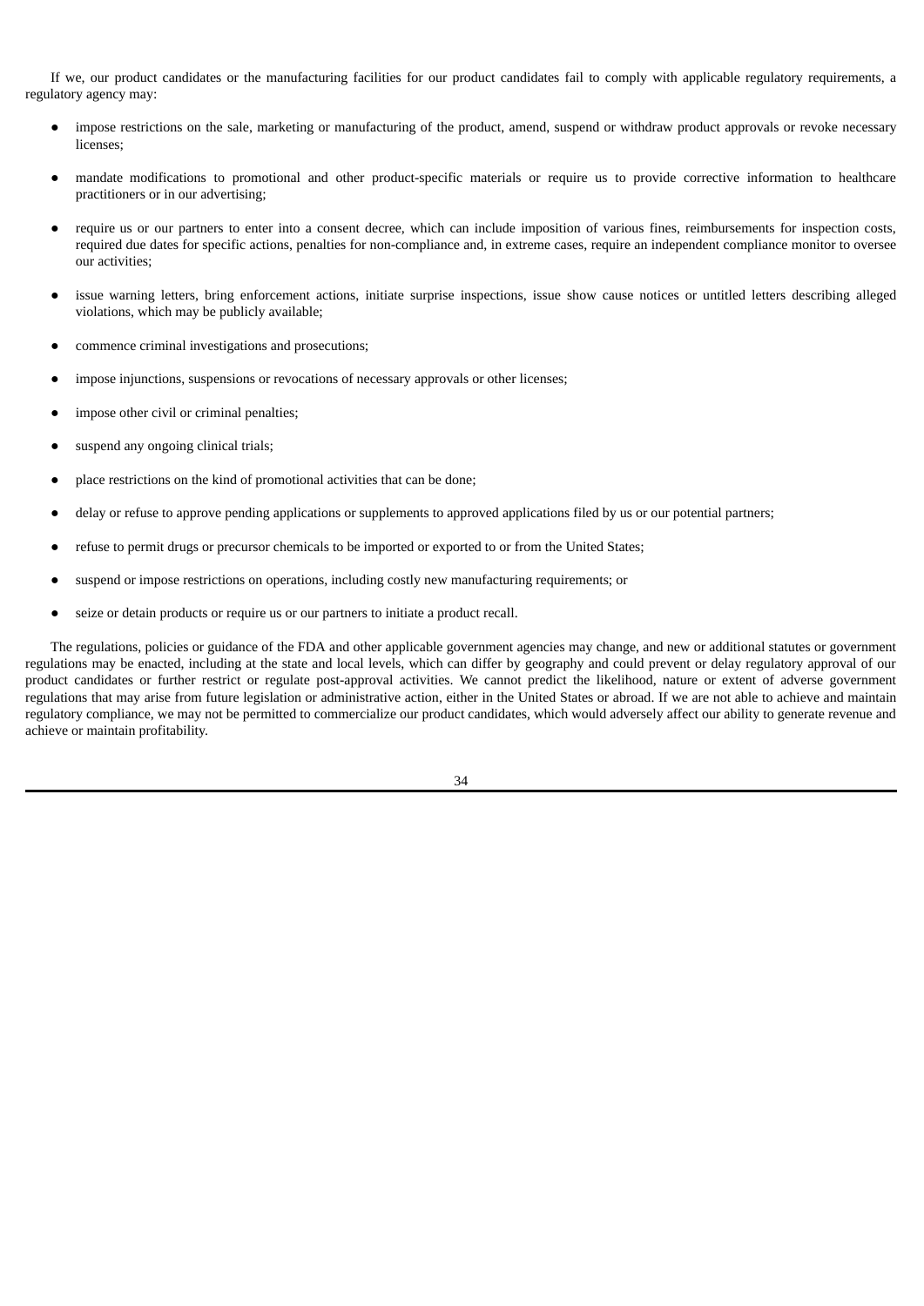If we, our product candidates or the manufacturing facilities for our product candidates fail to comply with applicable regulatory requirements, a regulatory agency may:

- impose restrictions on the sale, marketing or manufacturing of the product, amend, suspend or withdraw product approvals or revoke necessary licenses;
- mandate modifications to promotional and other product-specific materials or require us to provide corrective information to healthcare practitioners or in our advertising;
- require us or our partners to enter into a consent decree, which can include imposition of various fines, reimbursements for inspection costs, required due dates for specific actions, penalties for non-compliance and, in extreme cases, require an independent compliance monitor to oversee our activities;
- issue warning letters, bring enforcement actions, initiate surprise inspections, issue show cause notices or untitled letters describing alleged violations, which may be publicly available;
- commence criminal investigations and prosecutions;
- impose injunctions, suspensions or revocations of necessary approvals or other licenses;
- impose other civil or criminal penalties;
- suspend any ongoing clinical trials;
- place restrictions on the kind of promotional activities that can be done;
- delay or refuse to approve pending applications or supplements to approved applications filed by us or our potential partners;
- refuse to permit drugs or precursor chemicals to be imported or exported to or from the United States;
- suspend or impose restrictions on operations, including costly new manufacturing requirements; or
- seize or detain products or require us or our partners to initiate a product recall.

The regulations, policies or guidance of the FDA and other applicable government agencies may change, and new or additional statutes or government regulations may be enacted, including at the state and local levels, which can differ by geography and could prevent or delay regulatory approval of our product candidates or further restrict or regulate post-approval activities. We cannot predict the likelihood, nature or extent of adverse government regulations that may arise from future legislation or administrative action, either in the United States or abroad. If we are not able to achieve and maintain regulatory compliance, we may not be permitted to commercialize our product candidates, which would adversely affect our ability to generate revenue and achieve or maintain profitability.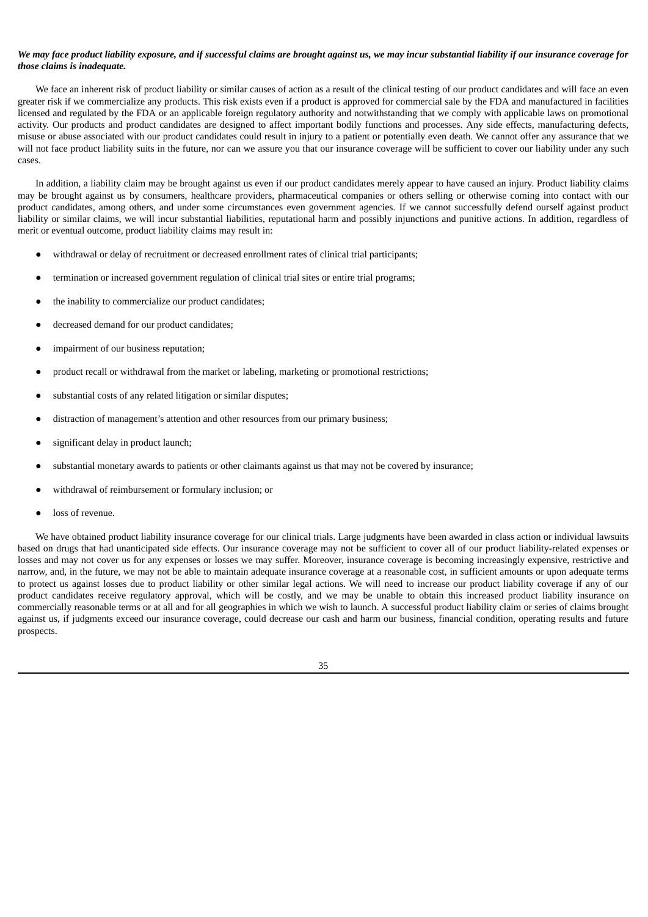***We may face product liability exposure, and if successful claims are brought against us, we may incur substantial liability if our insurance coverage for those claims is inadequate.***

We face an inherent risk of product liability or similar causes of action as a result of the clinical testing of our product candidates and will face an even greater risk if we commercialize any products. This risk exists even if a product is approved for commercial sale by the FDA and manufactured in facilities licensed and regulated by the FDA or an applicable foreign regulatory authority and notwithstanding that we comply with applicable laws on promotional activity. Our products and product candidates are designed to affect important bodily functions and processes. Any side effects, manufacturing defects, misuse or abuse associated with our product candidates could result in injury to a patient or potentially even death. We cannot offer any assurance that we will not face product liability suits in the future, nor can we assure you that our insurance coverage will be sufficient to cover our liability under any such cases.

In addition, a liability claim may be brought against us even if our product candidates merely appear to have caused an injury. Product liability claims may be brought against us by consumers, healthcare providers, pharmaceutical companies or others selling or otherwise coming into contact with our product candidates, among others, and under some circumstances even government agencies. If we cannot successfully defend ourself against product liability or similar claims, we will incur substantial liabilities, reputational harm and possibly injunctions and punitive actions. In addition, regardless of merit or eventual outcome, product liability claims may result in:

- withdrawal or delay of recruitment or decreased enrollment rates of clinical trial participants;
- termination or increased government regulation of clinical trial sites or entire trial programs;
- the inability to commercialize our product candidates;
- decreased demand for our product candidates;
- impairment of our business reputation;
- product recall or withdrawal from the market or labeling, marketing or promotional restrictions;
- substantial costs of any related litigation or similar disputes;
- distraction of management's attention and other resources from our primary business;
- significant delay in product launch;
- substantial monetary awards to patients or other claimants against us that may not be covered by insurance;
- withdrawal of reimbursement or formulary inclusion; or
- loss of revenue.

We have obtained product liability insurance coverage for our clinical trials. Large judgments have been awarded in class action or individual lawsuits based on drugs that had unanticipated side effects. Our insurance coverage may not be sufficient to cover all of our product liability-related expenses or losses and may not cover us for any expenses or losses we may suffer. Moreover, insurance coverage is becoming increasingly expensive, restrictive and narrow, and, in the future, we may not be able to maintain adequate insurance coverage at a reasonable cost, in sufficient amounts or upon adequate terms to protect us against losses due to product liability or other similar legal actions. We will need to increase our product liability coverage if any of our product candidates receive regulatory approval, which will be costly, and we may be unable to obtain this increased product liability insurance on commercially reasonable terms or at all and for all geographies in which we wish to launch. A successful product liability claim or series of claims brought against us, if judgments exceed our insurance coverage, could decrease our cash and harm our business, financial condition, operating results and future prospects.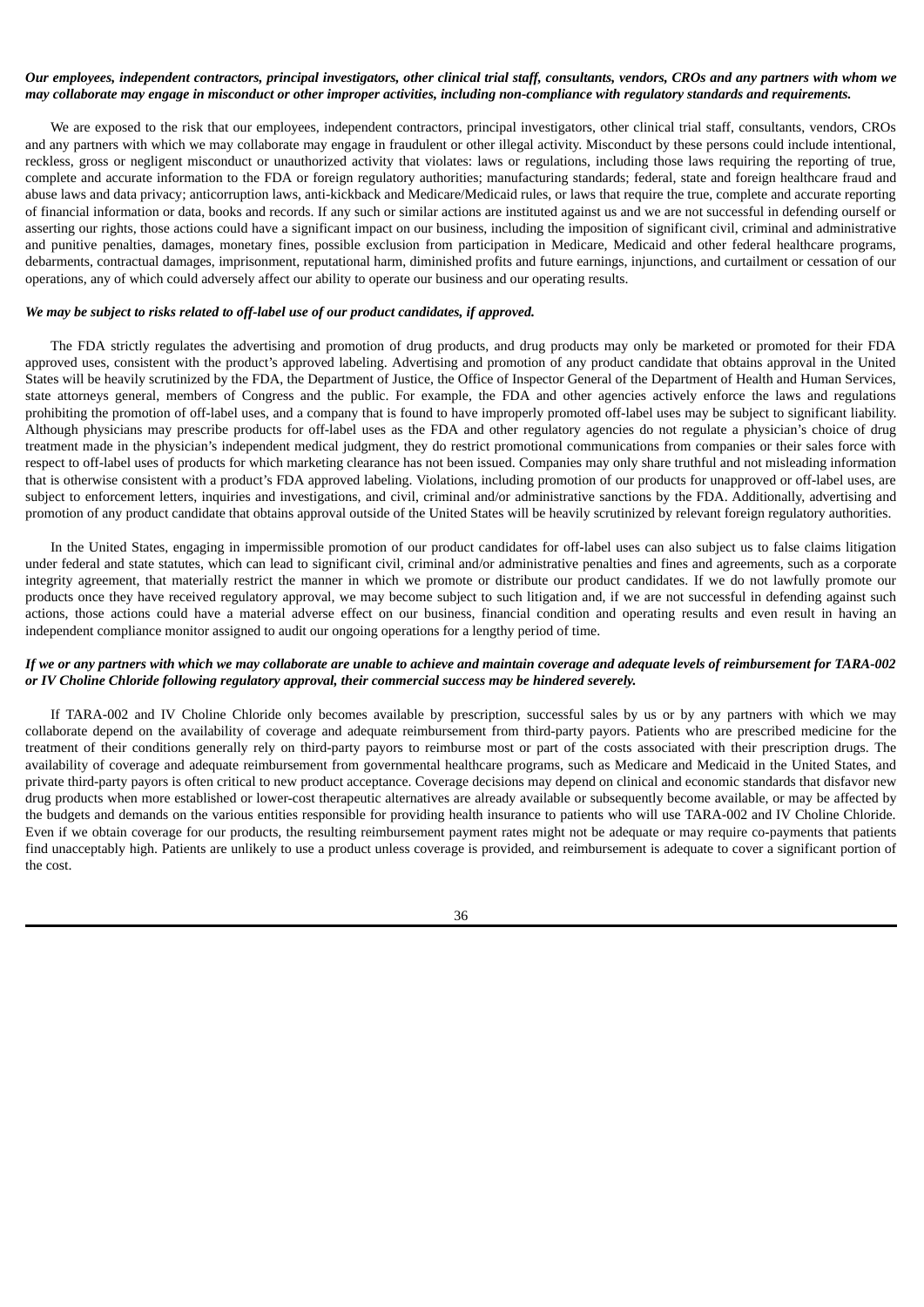***Our employees, independent contractors, principal investigators, other clinical trial staff, consultants, vendors, CROs and any partners with whom we may collaborate may engage in misconduct or other improper activities, including non-compliance with regulatory standards and requirements.***

We are exposed to the risk that our employees, independent contractors, principal investigators, other clinical trial staff, consultants, vendors, CROs and any partners with which we may collaborate may engage in fraudulent or other illegal activity. Misconduct by these persons could include intentional, reckless, gross or negligent misconduct or unauthorized activity that violates: laws or regulations, including those laws requiring the reporting of true, complete and accurate information to the FDA or foreign regulatory authorities; manufacturing standards; federal, state and foreign healthcare fraud and abuse laws and data privacy; anticorruption laws, anti-kickback and Medicare/Medicaid rules, or laws that require the true, complete and accurate reporting of financial information or data, books and records. If any such or similar actions are instituted against us and we are not successful in defending ourself or asserting our rights, those actions could have a significant impact on our business, including the imposition of significant civil, criminal and administrative and punitive penalties, damages, monetary fines, possible exclusion from participation in Medicare, Medicaid and other federal healthcare programs, debarments, contractual damages, imprisonment, reputational harm, diminished profits and future earnings, injunctions, and curtailment or cessation of our operations, any of which could adversely affect our ability to operate our business and our operating results.

***We may be subject to risks related to off-label use of our product candidates, if approved.***

The FDA strictly regulates the advertising and promotion of drug products, and drug products may only be marketed or promoted for their FDA approved uses, consistent with the product's approved labeling. Advertising and promotion of any product candidate that obtains approval in the United States will be heavily scrutinized by the FDA, the Department of Justice, the Office of Inspector General of the Department of Health and Human Services, state attorneys general, members of Congress and the public. For example, the FDA and other agencies actively enforce the laws and regulations prohibiting the promotion of off-label uses, and a company that is found to have improperly promoted off-label uses may be subject to significant liability. Although physicians may prescribe products for off-label uses as the FDA and other regulatory agencies do not regulate a physician's choice of drug treatment made in the physician's independent medical judgment, they do restrict promotional communications from companies or their sales force with respect to off-label uses of products for which marketing clearance has not been issued. Companies may only share truthful and not misleading information that is otherwise consistent with a product's FDA approved labeling. Violations, including promotion of our products for unapproved or off-label uses, are subject to enforcement letters, inquiries and investigations, and civil, criminal and/or administrative sanctions by the FDA. Additionally, advertising and promotion of any product candidate that obtains approval outside of the United States will be heavily scrutinized by relevant foreign regulatory authorities.

In the United States, engaging in impermissible promotion of our product candidates for off-label uses can also subject us to false claims litigation under federal and state statutes, which can lead to significant civil, criminal and/or administrative penalties and fines and agreements, such as a corporate integrity agreement, that materially restrict the manner in which we promote or distribute our product candidates. If we do not lawfully promote our products once they have received regulatory approval, we may become subject to such litigation and, if we are not successful in defending against such actions, those actions could have a material adverse effect on our business, financial condition and operating results and even result in having an independent compliance monitor assigned to audit our ongoing operations for a lengthy period of time.

***If we or any partners with which we may collaborate are unable to achieve and maintain coverage and adequate levels of reimbursement for TARA-002 or IV Choline Chloride following regulatory approval, their commercial success may be hindered severely.***

If TARA-002 and IV Choline Chloride only becomes available by prescription, successful sales by us or by any partners with which we may collaborate depend on the availability of coverage and adequate reimbursement from third-party payors. Patients who are prescribed medicine for the treatment of their conditions generally rely on third-party payors to reimburse most or part of the costs associated with their prescription drugs. The availability of coverage and adequate reimbursement from governmental healthcare programs, such as Medicare and Medicaid in the United States, and private third-party payors is often critical to new product acceptance. Coverage decisions may depend on clinical and economic standards that disfavor new drug products when more established or lower-cost therapeutic alternatives are already available or subsequently become available, or may be affected by the budgets and demands on the various entities responsible for providing health insurance to patients who will use TARA-002 and IV Choline Chloride. Even if we obtain coverage for our products, the resulting reimbursement payment rates might not be adequate or may require co-payments that patients find unacceptably high. Patients are unlikely to use a product unless coverage is provided, and reimbursement is adequate to cover a significant portion of the cost.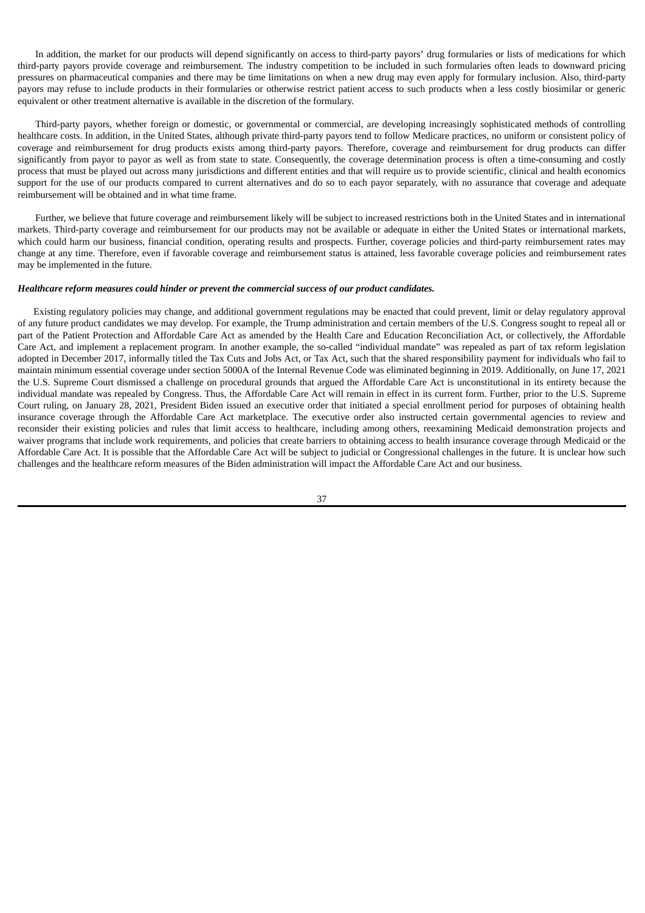In addition, the market for our products will depend significantly on access to third-party payors' drug formularies or lists of medications for which third-party payors provide coverage and reimbursement. The industry competition to be included in such formularies often leads to downward pricing pressures on pharmaceutical companies and there may be time limitations on when a new drug may even apply for formulary inclusion. Also, third-party payors may refuse to include products in their formularies or otherwise restrict patient access to such products when a less costly biosimilar or generic equivalent or other treatment alternative is available in the discretion of the formulary.

Third-party payors, whether foreign or domestic, or governmental or commercial, are developing increasingly sophisticated methods of controlling healthcare costs. In addition, in the United States, although private third-party payors tend to follow Medicare practices, no uniform or consistent policy of coverage and reimbursement for drug products exists among third-party payors. Therefore, coverage and reimbursement for drug products can differ significantly from payor to payor as well as from state to state. Consequently, the coverage determination process is often a time-consuming and costly process that must be played out across many jurisdictions and different entities and that will require us to provide scientific, clinical and health economics support for the use of our products compared to current alternatives and do so to each payor separately, with no assurance that coverage and adequate reimbursement will be obtained and in what time frame.

Further, we believe that future coverage and reimbursement likely will be subject to increased restrictions both in the United States and in international markets. Third-party coverage and reimbursement for our products may not be available or adequate in either the United States or international markets, which could harm our business, financial condition, operating results and prospects. Further, coverage policies and third-party reimbursement rates may change at any time. Therefore, even if favorable coverage and reimbursement status is attained, less favorable coverage policies and reimbursement rates may be implemented in the future.

***Healthcare reform measures could hinder or prevent the commercial success of our product candidates.***

Existing regulatory policies may change, and additional government regulations may be enacted that could prevent, limit or delay regulatory approval of any future product candidates we may develop. For example, the Trump administration and certain members of the U.S. Congress sought to repeal all or part of the Patient Protection and Affordable Care Act as amended by the Health Care and Education Reconciliation Act, or collectively, the Affordable Care Act, and implement a replacement program. In another example, the so-called "individual mandate" was repealed as part of tax reform legislation adopted in December 2017, informally titled the Tax Cuts and Jobs Act, or Tax Act, such that the shared responsibility payment for individuals who fail to maintain minimum essential coverage under section 5000A of the Internal Revenue Code was eliminated beginning in 2019. Additionally, on June 17, 2021 the U.S. Supreme Court dismissed a challenge on procedural grounds that argued the Affordable Care Act is unconstitutional in its entirety because the individual mandate was repealed by Congress. Thus, the Affordable Care Act will remain in effect in its current form. Further, prior to the U.S. Supreme Court ruling, on January 28, 2021, President Biden issued an executive order that initiated a special enrollment period for purposes of obtaining health insurance coverage through the Affordable Care Act marketplace. The executive order also instructed certain governmental agencies to review and reconsider their existing policies and rules that limit access to healthcare, including among others, reexamining Medicaid demonstration projects and waiver programs that include work requirements, and policies that create barriers to obtaining access to health insurance coverage through Medicaid or the Affordable Care Act. It is possible that the Affordable Care Act will be subject to judicial or Congressional challenges in the future. It is unclear how such challenges and the healthcare reform measures of the Biden administration will impact the Affordable Care Act and our business.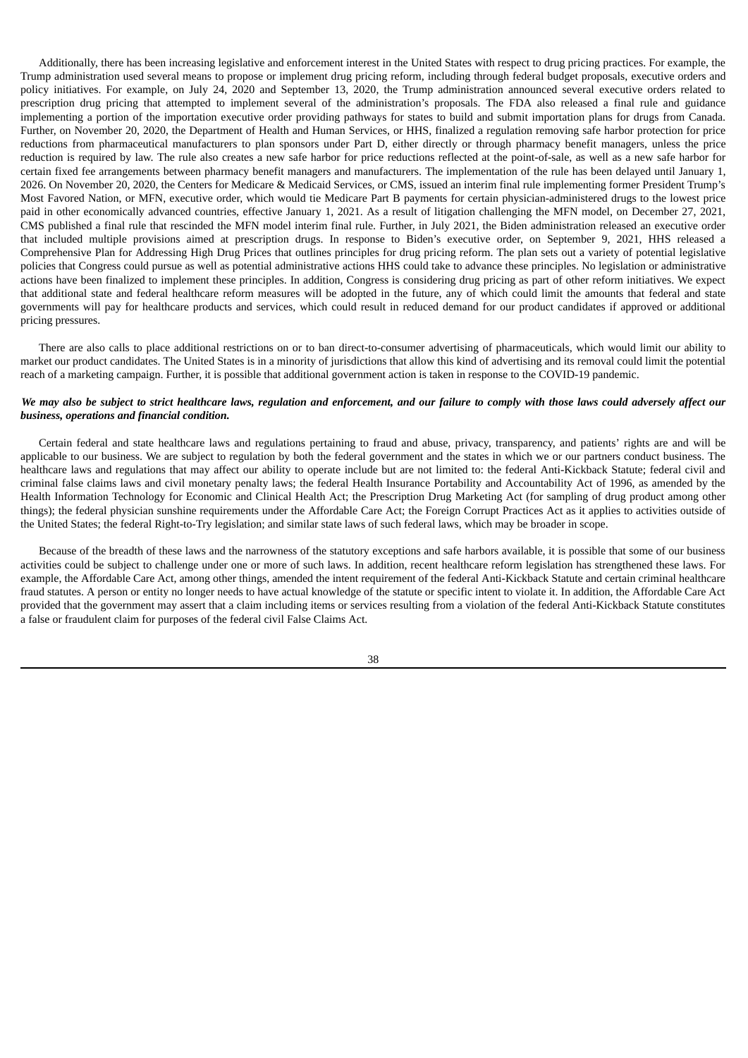Additionally, there has been increasing legislative and enforcement interest in the United States with respect to drug pricing practices. For example, the Trump administration used several means to propose or implement drug pricing reform, including through federal budget proposals, executive orders and policy initiatives. For example, on July 24, 2020 and September 13, 2020, the Trump administration announced several executive orders related to prescription drug pricing that attempted to implement several of the administration's proposals. The FDA also released a final rule and guidance implementing a portion of the importation executive order providing pathways for states to build and submit importation plans for drugs from Canada. Further, on November 20, 2020, the Department of Health and Human Services, or HHS, finalized a regulation removing safe harbor protection for price reductions from pharmaceutical manufacturers to plan sponsors under Part D, either directly or through pharmacy benefit managers, unless the price reduction is required by law. The rule also creates a new safe harbor for price reductions reflected at the point-of-sale, as well as a new safe harbor for certain fixed fee arrangements between pharmacy benefit managers and manufacturers. The implementation of the rule has been delayed until January 1, 2026. On November 20, 2020, the Centers for Medicare & Medicaid Services, or CMS, issued an interim final rule implementing former President Trump's Most Favored Nation, or MFN, executive order, which would tie Medicare Part B payments for certain physician-administered drugs to the lowest price paid in other economically advanced countries, effective January 1, 2021. As a result of litigation challenging the MFN model, on December 27, 2021, CMS published a final rule that rescinded the MFN model interim final rule. Further, in July 2021, the Biden administration released an executive order that included multiple provisions aimed at prescription drugs. In response to Biden's executive order, on September 9, 2021, HHS released a Comprehensive Plan for Addressing High Drug Prices that outlines principles for drug pricing reform. The plan sets out a variety of potential legislative policies that Congress could pursue as well as potential administrative actions HHS could take to advance these principles. No legislation or administrative actions have been finalized to implement these principles. In addition, Congress is considering drug pricing as part of other reform initiatives. We expect that additional state and federal healthcare reform measures will be adopted in the future, any of which could limit the amounts that federal and state governments will pay for healthcare products and services, which could result in reduced demand for our product candidates if approved or additional pricing pressures.

There are also calls to place additional restrictions on or to ban direct-to-consumer advertising of pharmaceuticals, which would limit our ability to market our product candidates. The United States is in a minority of jurisdictions that allow this kind of advertising and its removal could limit the potential reach of a marketing campaign. Further, it is possible that additional government action is taken in response to the COVID-19 pandemic.

***We may also be subject to strict healthcare laws, regulation and enforcement, and our failure to comply with those laws could adversely affect our business, operations and financial condition.***

Certain federal and state healthcare laws and regulations pertaining to fraud and abuse, privacy, transparency, and patients' rights are and will be applicable to our business. We are subject to regulation by both the federal government and the states in which we or our partners conduct business. The healthcare laws and regulations that may affect our ability to operate include but are not limited to: the federal Anti-Kickback Statute; federal civil and criminal false claims laws and civil monetary penalty laws; the federal Health Insurance Portability and Accountability Act of 1996, as amended by the Health Information Technology for Economic and Clinical Health Act; the Prescription Drug Marketing Act (for sampling of drug product among other things); the federal physician sunshine requirements under the Affordable Care Act; the Foreign Corrupt Practices Act as it applies to activities outside of the United States; the federal Right-to-Try legislation; and similar state laws of such federal laws, which may be broader in scope.

Because of the breadth of these laws and the narrowness of the statutory exceptions and safe harbors available, it is possible that some of our business activities could be subject to challenge under one or more of such laws. In addition, recent healthcare reform legislation has strengthened these laws. For example, the Affordable Care Act, among other things, amended the intent requirement of the federal Anti-Kickback Statute and certain criminal healthcare fraud statutes. A person or entity no longer needs to have actual knowledge of the statute or specific intent to violate it. In addition, the Affordable Care Act provided that the government may assert that a claim including items or services resulting from a violation of the federal Anti-Kickback Statute constitutes a false or fraudulent claim for purposes of the federal civil False Claims Act.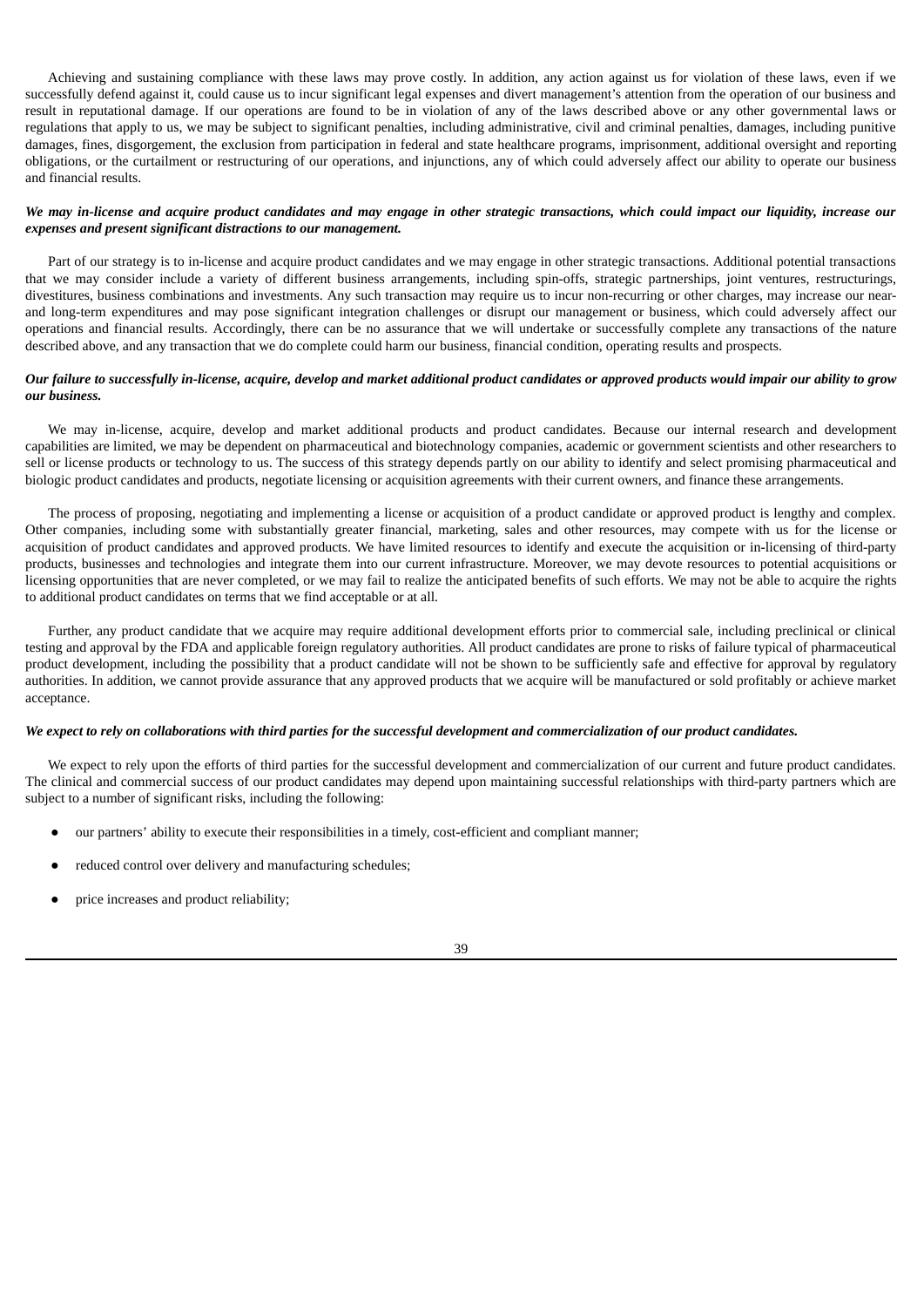Achieving and sustaining compliance with these laws may prove costly. In addition, any action against us for violation of these laws, even if we successfully defend against it, could cause us to incur significant legal expenses and divert management's attention from the operation of our business and result in reputational damage. If our operations are found to be in violation of any of the laws described above or any other governmental laws or regulations that apply to us, we may be subject to significant penalties, including administrative, civil and criminal penalties, damages, including punitive damages, fines, disgorgement, the exclusion from participation in federal and state healthcare programs, imprisonment, additional oversight and reporting obligations, or the curtailment or restructuring of our operations, and injunctions, any of which could adversely affect our ability to operate our business and financial results.

***We may in-license and acquire product candidates and may engage in other strategic transactions, which could impact our liquidity, increase our expenses and present significant distractions to our management.***

Part of our strategy is to in-license and acquire product candidates and we may engage in other strategic transactions. Additional potential transactions that we may consider include a variety of different business arrangements, including spin-offs, strategic partnerships, joint ventures, restructurings, divestitures, business combinations and investments. Any such transaction may require us to incur non-recurring or other charges, may increase our near- and long-term expenditures and may pose significant integration challenges or disrupt our management or business, which could adversely affect our operations and financial results. Accordingly, there can be no assurance that we will undertake or successfully complete any transactions of the nature described above, and any transaction that we do complete could harm our business, financial condition, operating results and prospects.

***Our failure to successfully in-license, acquire, develop and market additional product candidates or approved products would impair our ability to grow our business.***

We may in-license, acquire, develop and market additional products and product candidates. Because our internal research and development capabilities are limited, we may be dependent on pharmaceutical and biotechnology companies, academic or government scientists and other researchers to sell or license products or technology to us. The success of this strategy depends partly on our ability to identify and select promising pharmaceutical and biologic product candidates and products, negotiate licensing or acquisition agreements with their current owners, and finance these arrangements.

The process of proposing, negotiating and implementing a license or acquisition of a product candidate or approved product is lengthy and complex. Other companies, including some with substantially greater financial, marketing, sales and other resources, may compete with us for the license or acquisition of product candidates and approved products. We have limited resources to identify and execute the acquisition or in-licensing of third-party products, businesses and technologies and integrate them into our current infrastructure. Moreover, we may devote resources to potential acquisitions or licensing opportunities that are never completed, or we may fail to realize the anticipated benefits of such efforts. We may not be able to acquire the rights to additional product candidates on terms that we find acceptable or at all.

Further, any product candidate that we acquire may require additional development efforts prior to commercial sale, including preclinical or clinical testing and approval by the FDA and applicable foreign regulatory authorities. All product candidates are prone to risks of failure typical of pharmaceutical product development, including the possibility that a product candidate will not be shown to be sufficiently safe and effective for approval by regulatory authorities. In addition, we cannot provide assurance that any approved products that we acquire will be manufactured or sold profitably or achieve market acceptance.

***We expect to rely on collaborations with third parties for the successful development and commercialization of our product candidates.***

We expect to rely upon the efforts of third parties for the successful development and commercialization of our current and future product candidates. The clinical and commercial success of our product candidates may depend upon maintaining successful relationships with third-party partners which are subject to a number of significant risks, including the following:

- our partners' ability to execute their responsibilities in a timely, cost-efficient and compliant manner;
- reduced control over delivery and manufacturing schedules;
- price increases and product reliability;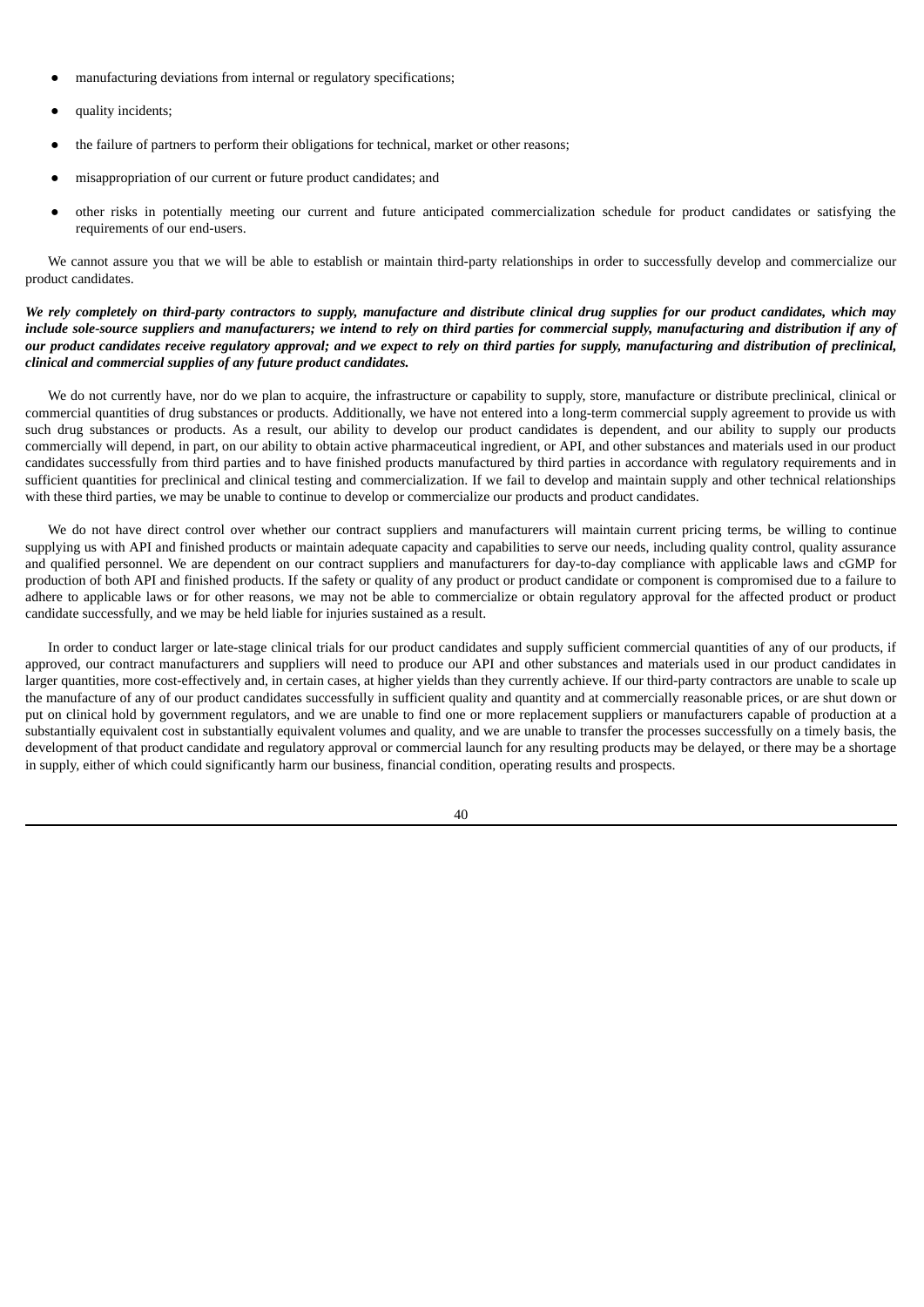- manufacturing deviations from internal or regulatory specifications;
- quality incidents;
- the failure of partners to perform their obligations for technical, market or other reasons;
- misappropriation of our current or future product candidates; and
- other risks in potentially meeting our current and future anticipated commercialization schedule for product candidates or satisfying the requirements of our end-users.

We cannot assure you that we will be able to establish or maintain third-party relationships in order to successfully develop and commercialize our product candidates.

***We rely completely on third-party contractors to supply, manufacture and distribute clinical drug supplies for our product candidates, which may include sole-source suppliers and manufacturers; we intend to rely on third parties for commercial supply, manufacturing and distribution if any of our product candidates receive regulatory approval; and we expect to rely on third parties for supply, manufacturing and distribution of preclinical, clinical and commercial supplies of any future product candidates.***

We do not currently have, nor do we plan to acquire, the infrastructure or capability to supply, store, manufacture or distribute preclinical, clinical or commercial quantities of drug substances or products. Additionally, we have not entered into a long-term commercial supply agreement to provide us with such drug substances or products. As a result, our ability to develop our product candidates is dependent, and our ability to supply our products commercially will depend, in part, on our ability to obtain active pharmaceutical ingredient, or API, and other substances and materials used in our product candidates successfully from third parties and to have finished products manufactured by third parties in accordance with regulatory requirements and in sufficient quantities for preclinical and clinical testing and commercialization. If we fail to develop and maintain supply and other technical relationships with these third parties, we may be unable to continue to develop or commercialize our products and product candidates.

We do not have direct control over whether our contract suppliers and manufacturers will maintain current pricing terms, be willing to continue supplying us with API and finished products or maintain adequate capacity and capabilities to serve our needs, including quality control, quality assurance and qualified personnel. We are dependent on our contract suppliers and manufacturers for day-to-day compliance with applicable laws and cGMP for production of both API and finished products. If the safety or quality of any product or product candidate or component is compromised due to a failure to adhere to applicable laws or for other reasons, we may not be able to commercialize or obtain regulatory approval for the affected product or product candidate successfully, and we may be held liable for injuries sustained as a result.

In order to conduct larger or late-stage clinical trials for our product candidates and supply sufficient commercial quantities of any of our products, if approved, our contract manufacturers and suppliers will need to produce our API and other substances and materials used in our product candidates in larger quantities, more cost-effectively and, in certain cases, at higher yields than they currently achieve. If our third-party contractors are unable to scale up the manufacture of any of our product candidates successfully in sufficient quality and quantity and at commercially reasonable prices, or are shut down or put on clinical hold by government regulators, and we are unable to find one or more replacement suppliers or manufacturers capable of production at a substantially equivalent cost in substantially equivalent volumes and quality, and we are unable to transfer the processes successfully on a timely basis, the development of that product candidate and regulatory approval or commercial launch for any resulting products may be delayed, or there may be a shortage in supply, either of which could significantly harm our business, financial condition, operating results and prospects.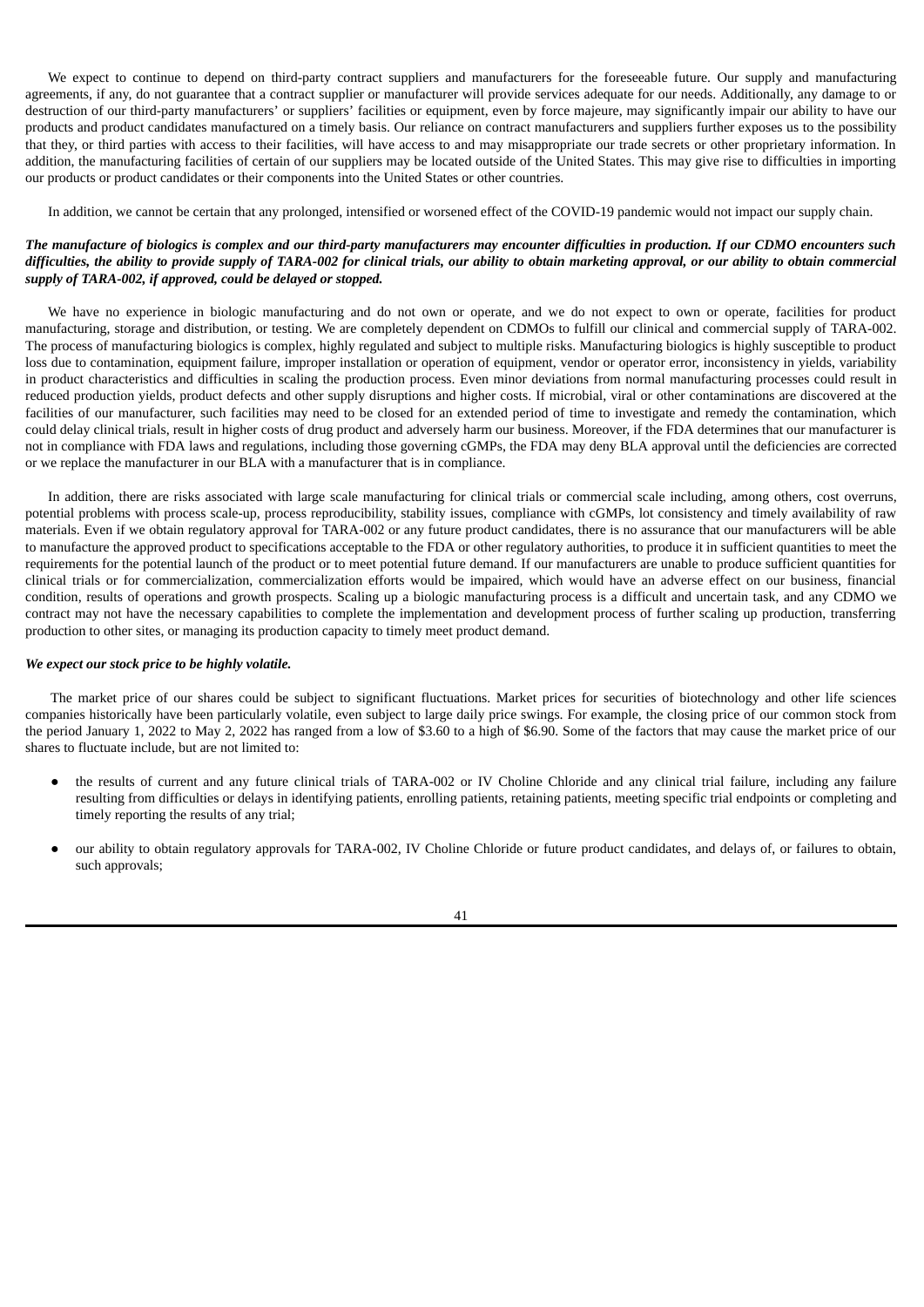We expect to continue to depend on third-party contract suppliers and manufacturers for the foreseeable future. Our supply and manufacturing agreements, if any, do not guarantee that a contract supplier or manufacturer will provide services adequate for our needs. Additionally, any damage to or destruction of our third-party manufacturers' or suppliers' facilities or equipment, even by force majeure, may significantly impair our ability to have our products and product candidates manufactured on a timely basis. Our reliance on contract manufacturers and suppliers further exposes us to the possibility that they, or third parties with access to their facilities, will have access to and may misappropriate our trade secrets or other proprietary information. In addition, the manufacturing facilities of certain of our suppliers may be located outside of the United States. This may give rise to difficulties in importing our products or product candidates or their components into the United States or other countries.

In addition, we cannot be certain that any prolonged, intensified or worsened effect of the COVID-19 pandemic would not impact our supply chain.

***The manufacture of biologics is complex and our third-party manufacturers may encounter difficulties in production. If our CDMO encounters such difficulties, the ability to provide supply of TARA-002 for clinical trials, our ability to obtain marketing approval, or our ability to obtain commercial supply of TARA-002, if approved, could be delayed or stopped.***

We have no experience in biologic manufacturing and do not own or operate, and we do not expect to own or operate, facilities for product manufacturing, storage and distribution, or testing. We are completely dependent on CDMOs to fulfill our clinical and commercial supply of TARA-002. The process of manufacturing biologics is complex, highly regulated and subject to multiple risks. Manufacturing biologics is highly susceptible to product loss due to contamination, equipment failure, improper installation or operation of equipment, vendor or operator error, inconsistency in yields, variability in product characteristics and difficulties in scaling the production process. Even minor deviations from normal manufacturing processes could result in reduced production yields, product defects and other supply disruptions and higher costs. If microbial, viral or other contaminations are discovered at the facilities of our manufacturer, such facilities may need to be closed for an extended period of time to investigate and remedy the contamination, which could delay clinical trials, result in higher costs of drug product and adversely harm our business. Moreover, if the FDA determines that our manufacturer is not in compliance with FDA laws and regulations, including those governing cGMPs, the FDA may deny BLA approval until the deficiencies are corrected or we replace the manufacturer in our BLA with a manufacturer that is in compliance.

In addition, there are risks associated with large scale manufacturing for clinical trials or commercial scale including, among others, cost overruns, potential problems with process scale-up, process reproducibility, stability issues, compliance with cGMPs, lot consistency and timely availability of raw materials. Even if we obtain regulatory approval for TARA-002 or any future product candidates, there is no assurance that our manufacturers will be able to manufacture the approved product to specifications acceptable to the FDA or other regulatory authorities, to produce it in sufficient quantities to meet the requirements for the potential launch of the product or to meet potential future demand. If our manufacturers are unable to produce sufficient quantities for clinical trials or for commercialization, commercialization efforts would be impaired, which would have an adverse effect on our business, financial condition, results of operations and growth prospects. Scaling up a biologic manufacturing process is a difficult and uncertain task, and any CDMO we contract may not have the necessary capabilities to complete the implementation and development process of further scaling up production, transferring production to other sites, or managing its production capacity to timely meet product demand.

***We expect our stock price to be highly volatile.***

The market price of our shares could be subject to significant fluctuations. Market prices for securities of biotechnology and other life sciences companies historically have been particularly volatile, even subject to large daily price swings. For example, the closing price of our common stock from the period January 1, 2022 to May 2, 2022 has ranged from a low of $3.60 to a high of $6.90. Some of the factors that may cause the market price of our shares to fluctuate include, but are not limited to:

- the results of current and any future clinical trials of TARA-002 or IV Choline Chloride and any clinical trial failure, including any failure resulting from difficulties or delays in identifying patients, enrolling patients, retaining patients, meeting specific trial endpoints or completing and timely reporting the results of any trial;
- our ability to obtain regulatory approvals for TARA-002, IV Choline Chloride or future product candidates, and delays of, or failures to obtain, such approvals;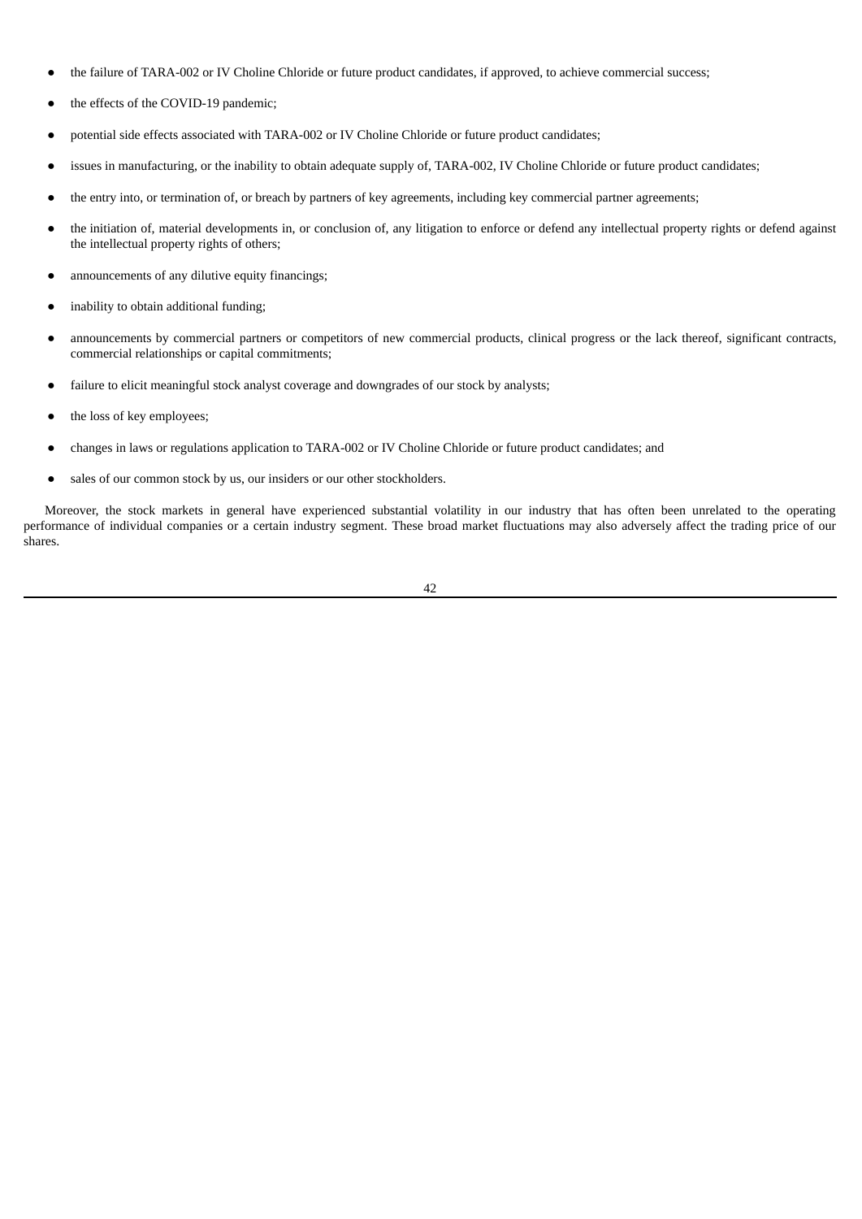- the failure of TARA-002 or IV Choline Chloride or future product candidates, if approved, to achieve commercial success;
- the effects of the COVID-19 pandemic;
- potential side effects associated with TARA-002 or IV Choline Chloride or future product candidates;
- issues in manufacturing, or the inability to obtain adequate supply of, TARA-002, IV Choline Chloride or future product candidates;
- the entry into, or termination of, or breach by partners of key agreements, including key commercial partner agreements;
- the initiation of, material developments in, or conclusion of, any litigation to enforce or defend any intellectual property rights or defend against the intellectual property rights of others;
- announcements of any dilutive equity financings;
- inability to obtain additional funding;
- announcements by commercial partners or competitors of new commercial products, clinical progress or the lack thereof, significant contracts, commercial relationships or capital commitments;
- failure to elicit meaningful stock analyst coverage and downgrades of our stock by analysts;
- the loss of key employees;
- changes in laws or regulations application to TARA-002 or IV Choline Chloride or future product candidates; and
- sales of our common stock by us, our insiders or our other stockholders.

Moreover, the stock markets in general have experienced substantial volatility in our industry that has often been unrelated to the operating performance of individual companies or a certain industry segment. These broad market fluctuations may also adversely affect the trading price of our shares.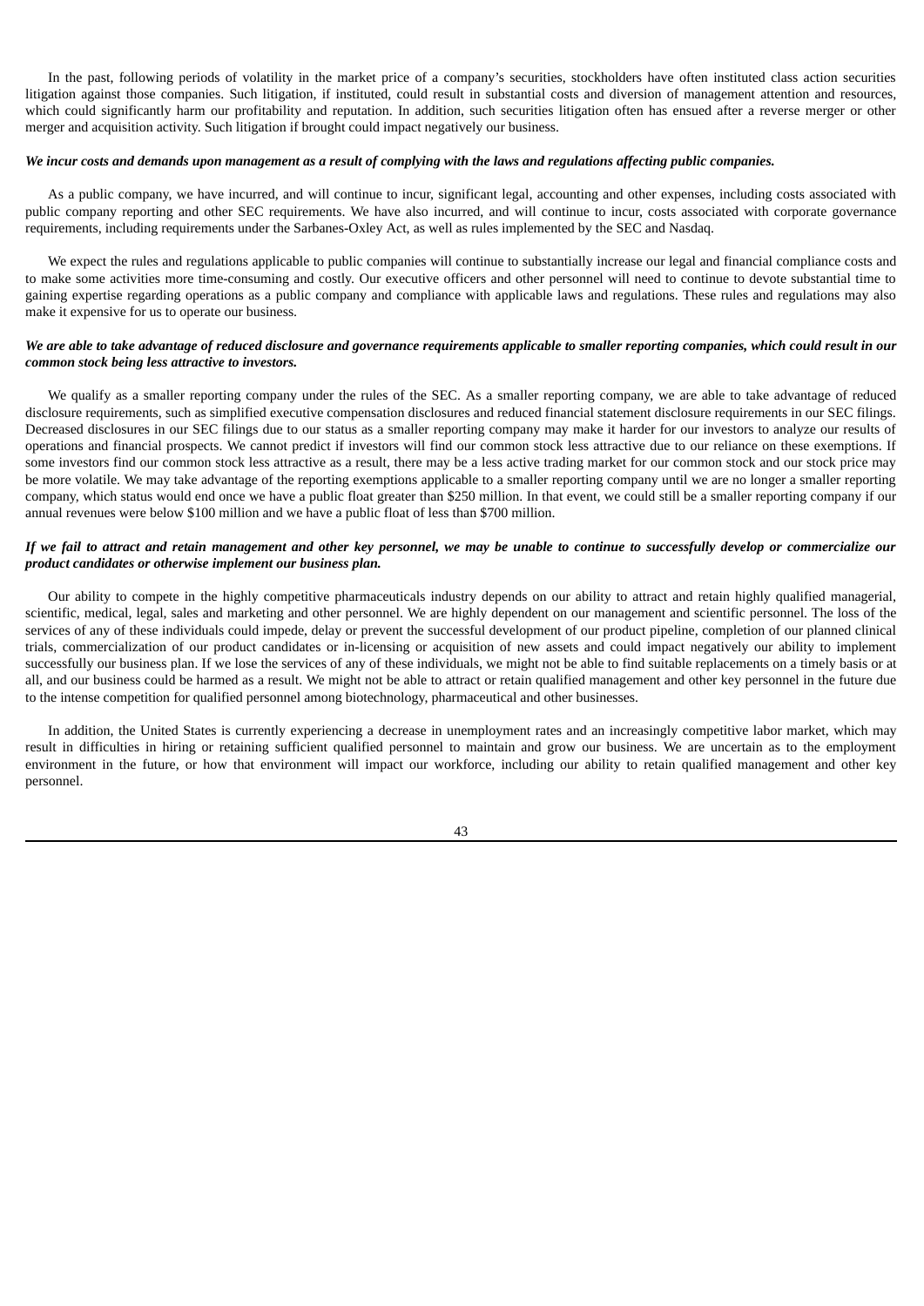In the past, following periods of volatility in the market price of a company's securities, stockholders have often instituted class action securities litigation against those companies. Such litigation, if instituted, could result in substantial costs and diversion of management attention and resources, which could significantly harm our profitability and reputation. In addition, such securities litigation often has ensued after a reverse merger or other merger and acquisition activity. Such litigation if brought could impact negatively our business.

***We incur costs and demands upon management as a result of complying with the laws and regulations affecting public companies.***

As a public company, we have incurred, and will continue to incur, significant legal, accounting and other expenses, including costs associated with public company reporting and other SEC requirements. We have also incurred, and will continue to incur, costs associated with corporate governance requirements, including requirements under the Sarbanes-Oxley Act, as well as rules implemented by the SEC and Nasdaq.

We expect the rules and regulations applicable to public companies will continue to substantially increase our legal and financial compliance costs and to make some activities more time-consuming and costly. Our executive officers and other personnel will need to continue to devote substantial time to gaining expertise regarding operations as a public company and compliance with applicable laws and regulations. These rules and regulations may also make it expensive for us to operate our business.

***We are able to take advantage of reduced disclosure and governance requirements applicable to smaller reporting companies, which could result in our common stock being less attractive to investors.***

We qualify as a smaller reporting company under the rules of the SEC. As a smaller reporting company, we are able to take advantage of reduced disclosure requirements, such as simplified executive compensation disclosures and reduced financial statement disclosure requirements in our SEC filings. Decreased disclosures in our SEC filings due to our status as a smaller reporting company may make it harder for our investors to analyze our results of operations and financial prospects. We cannot predict if investors will find our common stock less attractive due to our reliance on these exemptions. If some investors find our common stock less attractive as a result, there may be a less active trading market for our common stock and our stock price may be more volatile. We may take advantage of the reporting exemptions applicable to a smaller reporting company until we are no longer a smaller reporting company, which status would end once we have a public float greater than $250 million. In that event, we could still be a smaller reporting company if our annual revenues were below $100 million and we have a public float of less than $700 million.

***If we fail to attract and retain management and other key personnel, we may be unable to continue to successfully develop or commercialize our product candidates or otherwise implement our business plan.***

Our ability to compete in the highly competitive pharmaceuticals industry depends on our ability to attract and retain highly qualified managerial, scientific, medical, legal, sales and marketing and other personnel. We are highly dependent on our management and scientific personnel. The loss of the services of any of these individuals could impede, delay or prevent the successful development of our product pipeline, completion of our planned clinical trials, commercialization of our product candidates or in-licensing or acquisition of new assets and could impact negatively our ability to implement successfully our business plan. If we lose the services of any of these individuals, we might not be able to find suitable replacements on a timely basis or at all, and our business could be harmed as a result. We might not be able to attract or retain qualified management and other key personnel in the future due to the intense competition for qualified personnel among biotechnology, pharmaceutical and other businesses.

In addition, the United States is currently experiencing a decrease in unemployment rates and an increasingly competitive labor market, which may result in difficulties in hiring or retaining sufficient qualified personnel to maintain and grow our business. We are uncertain as to the employment environment in the future, or how that environment will impact our workforce, including our ability to retain qualified management and other key personnel.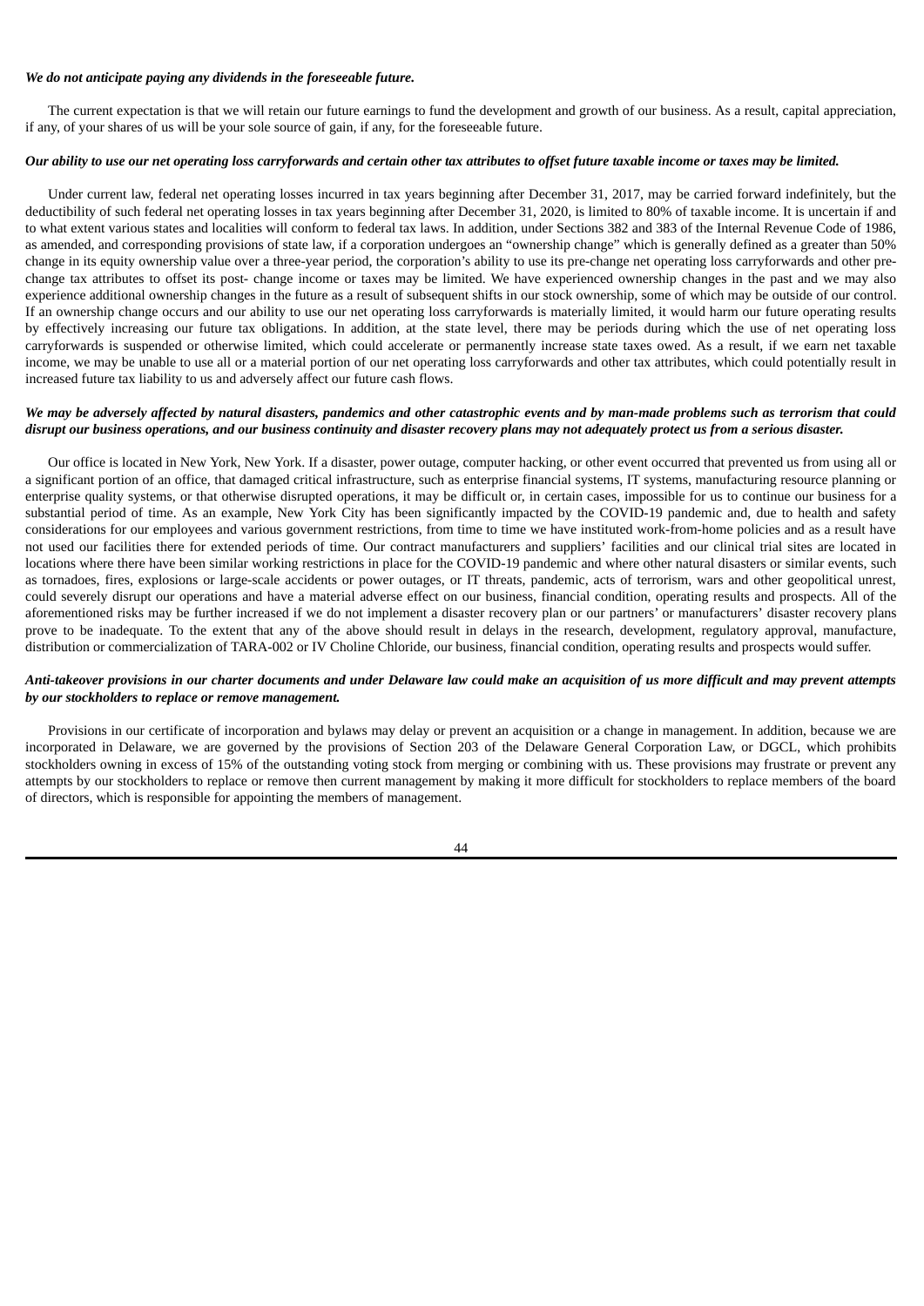***We do not anticipate paying any dividends in the foreseeable future.***

The current expectation is that we will retain our future earnings to fund the development and growth of our business. As a result, capital appreciation, if any, of your shares of us will be your sole source of gain, if any, for the foreseeable future.

***Our ability to use our net operating loss carryforwards and certain other tax attributes to offset future taxable income or taxes may be limited.***

Under current law, federal net operating losses incurred in tax years beginning after December 31, 2017, may be carried forward indefinitely, but the deductibility of such federal net operating losses in tax years beginning after December 31, 2020, is limited to 80% of taxable income. It is uncertain if and to what extent various states and localities will conform to federal tax laws. In addition, under Sections 382 and 383 of the Internal Revenue Code of 1986, as amended, and corresponding provisions of state law, if a corporation undergoes an "ownership change" which is generally defined as a greater than 50% change in its equity ownership value over a three-year period, the corporation's ability to use its pre-change net operating loss carryforwards and other pre-change tax attributes to offset its post- change income or taxes may be limited. We have experienced ownership changes in the past and we may also experience additional ownership changes in the future as a result of subsequent shifts in our stock ownership, some of which may be outside of our control. If an ownership change occurs and our ability to use our net operating loss carryforwards is materially limited, it would harm our future operating results by effectively increasing our future tax obligations. In addition, at the state level, there may be periods during which the use of net operating loss carryforwards is suspended or otherwise limited, which could accelerate or permanently increase state taxes owed. As a result, if we earn net taxable income, we may be unable to use all or a material portion of our net operating loss carryforwards and other tax attributes, which could potentially result in increased future tax liability to us and adversely affect our future cash flows.

***We may be adversely affected by natural disasters, pandemics and other catastrophic events and by man-made problems such as terrorism that could disrupt our business operations, and our business continuity and disaster recovery plans may not adequately protect us from a serious disaster.***

Our office is located in New York, New York. If a disaster, power outage, computer hacking, or other event occurred that prevented us from using all or a significant portion of an office, that damaged critical infrastructure, such as enterprise financial systems, IT systems, manufacturing resource planning or enterprise quality systems, or that otherwise disrupted operations, it may be difficult or, in certain cases, impossible for us to continue our business for a substantial period of time. As an example, New York City has been significantly impacted by the COVID-19 pandemic and, due to health and safety considerations for our employees and various government restrictions, from time to time we have instituted work-from-home policies and as a result have not used our facilities there for extended periods of time. Our contract manufacturers and suppliers' facilities and our clinical trial sites are located in locations where there have been similar working restrictions in place for the COVID-19 pandemic and where other natural disasters or similar events, such as tornadoes, fires, explosions or large-scale accidents or power outages, or IT threats, pandemic, acts of terrorism, wars and other geopolitical unrest, could severely disrupt our operations and have a material adverse effect on our business, financial condition, operating results and prospects. All of the aforementioned risks may be further increased if we do not implement a disaster recovery plan or our partners' or manufacturers' disaster recovery plans prove to be inadequate. To the extent that any of the above should result in delays in the research, development, regulatory approval, manufacture, distribution or commercialization of TARA-002 or IV Choline Chloride, our business, financial condition, operating results and prospects would suffer.

***Anti-takeover provisions in our charter documents and under Delaware law could make an acquisition of us more difficult and may prevent attempts by our stockholders to replace or remove management.***

Provisions in our certificate of incorporation and bylaws may delay or prevent an acquisition or a change in management. In addition, because we are incorporated in Delaware, we are governed by the provisions of Section 203 of the Delaware General Corporation Law, or DGCL, which prohibits stockholders owning in excess of 15% of the outstanding voting stock from merging or combining with us. These provisions may frustrate or prevent any attempts by our stockholders to replace or remove then current management by making it more difficult for stockholders to replace members of the board of directors, which is responsible for appointing the members of management.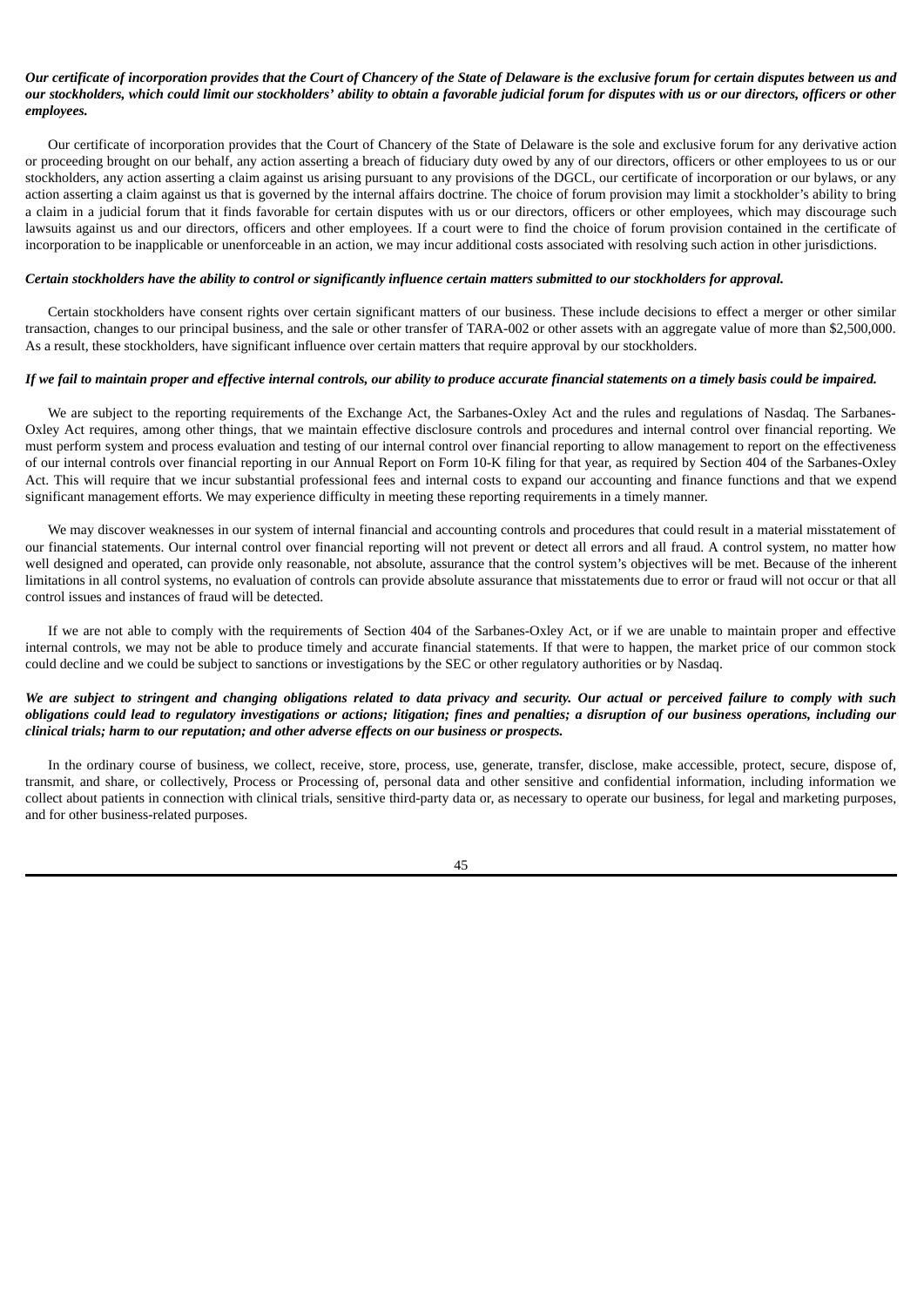***Our certificate of incorporation provides that the Court of Chancery of the State of Delaware is the exclusive forum for certain disputes between us and our stockholders, which could limit our stockholders' ability to obtain a favorable judicial forum for disputes with us or our directors, officers or other employees.***

Our certificate of incorporation provides that the Court of Chancery of the State of Delaware is the sole and exclusive forum for any derivative action or proceeding brought on our behalf, any action asserting a breach of fiduciary duty owed by any of our directors, officers or other employees to us or our stockholders, any action asserting a claim against us arising pursuant to any provisions of the DGCL, our certificate of incorporation or our bylaws, or any action asserting a claim against us that is governed by the internal affairs doctrine. The choice of forum provision may limit a stockholder's ability to bring a claim in a judicial forum that it finds favorable for certain disputes with us or our directors, officers or other employees, which may discourage such lawsuits against us and our directors, officers and other employees. If a court were to find the choice of forum provision contained in the certificate of incorporation to be inapplicable or unenforceable in an action, we may incur additional costs associated with resolving such action in other jurisdictions.

***Certain stockholders have the ability to control or significantly influence certain matters submitted to our stockholders for approval.***

Certain stockholders have consent rights over certain significant matters of our business. These include decisions to effect a merger or other similar transaction, changes to our principal business, and the sale or other transfer of TARA-002 or other assets with an aggregate value of more than $2,500,000. As a result, these stockholders, have significant influence over certain matters that require approval by our stockholders.

***If we fail to maintain proper and effective internal controls, our ability to produce accurate financial statements on a timely basis could be impaired.***

We are subject to the reporting requirements of the Exchange Act, the Sarbanes-Oxley Act and the rules and regulations of Nasdaq. The Sarbanes-Oxley Act requires, among other things, that we maintain effective disclosure controls and procedures and internal control over financial reporting. We must perform system and process evaluation and testing of our internal control over financial reporting to allow management to report on the effectiveness of our internal controls over financial reporting in our Annual Report on Form 10-K filing for that year, as required by Section 404 of the Sarbanes-Oxley Act. This will require that we incur substantial professional fees and internal costs to expand our accounting and finance functions and that we expend significant management efforts. We may experience difficulty in meeting these reporting requirements in a timely manner.

We may discover weaknesses in our system of internal financial and accounting controls and procedures that could result in a material misstatement of our financial statements. Our internal control over financial reporting will not prevent or detect all errors and all fraud. A control system, no matter how well designed and operated, can provide only reasonable, not absolute, assurance that the control system's objectives will be met. Because of the inherent limitations in all control systems, no evaluation of controls can provide absolute assurance that misstatements due to error or fraud will not occur or that all control issues and instances of fraud will be detected.

If we are not able to comply with the requirements of Section 404 of the Sarbanes-Oxley Act, or if we are unable to maintain proper and effective internal controls, we may not be able to produce timely and accurate financial statements. If that were to happen, the market price of our common stock could decline and we could be subject to sanctions or investigations by the SEC or other regulatory authorities or by Nasdaq.

***We are subject to stringent and changing obligations related to data privacy and security. Our actual or perceived failure to comply with such obligations could lead to regulatory investigations or actions; litigation; fines and penalties; a disruption of our business operations, including our clinical trials; harm to our reputation; and other adverse effects on our business or prospects.***

In the ordinary course of business, we collect, receive, store, process, use, generate, transfer, disclose, make accessible, protect, secure, dispose of, transmit, and share, or collectively, Process or Processing of, personal data and other sensitive and confidential information, including information we collect about patients in connection with clinical trials, sensitive third-party data or, as necessary to operate our business, for legal and marketing purposes, and for other business-related purposes.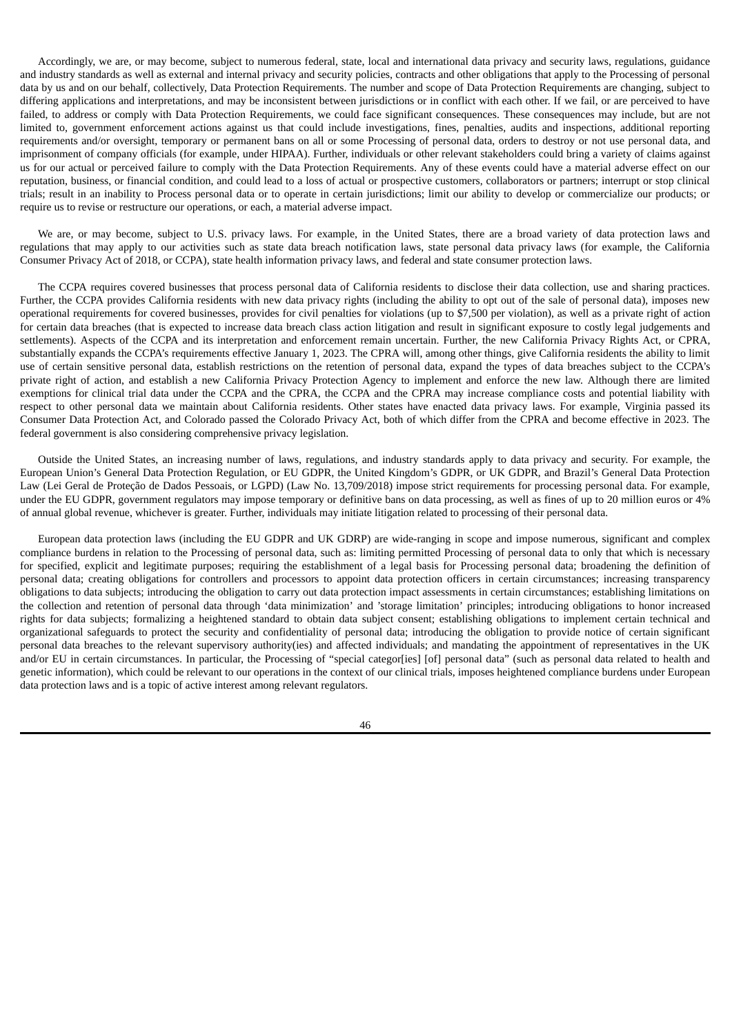Accordingly, we are, or may become, subject to numerous federal, state, local and international data privacy and security laws, regulations, guidance and industry standards as well as external and internal privacy and security policies, contracts and other obligations that apply to the Processing of personal data by us and on our behalf, collectively, Data Protection Requirements. The number and scope of Data Protection Requirements are changing, subject to differing applications and interpretations, and may be inconsistent between jurisdictions or in conflict with each other. If we fail, or are perceived to have failed, to address or comply with Data Protection Requirements, we could face significant consequences. These consequences may include, but are not limited to, government enforcement actions against us that could include investigations, fines, penalties, audits and inspections, additional reporting requirements and/or oversight, temporary or permanent bans on all or some Processing of personal data, orders to destroy or not use personal data, and imprisonment of company officials (for example, under HIPAA). Further, individuals or other relevant stakeholders could bring a variety of claims against us for our actual or perceived failure to comply with the Data Protection Requirements. Any of these events could have a material adverse effect on our reputation, business, or financial condition, and could lead to a loss of actual or prospective customers, collaborators or partners; interrupt or stop clinical trials; result in an inability to Process personal data or to operate in certain jurisdictions; limit our ability to develop or commercialize our products; or require us to revise or restructure our operations, or each, a material adverse impact.

We are, or may become, subject to U.S. privacy laws. For example, in the United States, there are a broad variety of data protection laws and regulations that may apply to our activities such as state data breach notification laws, state personal data privacy laws (for example, the California Consumer Privacy Act of 2018, or CCPA), state health information privacy laws, and federal and state consumer protection laws.

The CCPA requires covered businesses that process personal data of California residents to disclose their data collection, use and sharing practices. Further, the CCPA provides California residents with new data privacy rights (including the ability to opt out of the sale of personal data), imposes new operational requirements for covered businesses, provides for civil penalties for violations (up to $7,500 per violation), as well as a private right of action for certain data breaches (that is expected to increase data breach class action litigation and result in significant exposure to costly legal judgements and settlements). Aspects of the CCPA and its interpretation and enforcement remain uncertain. Further, the new California Privacy Rights Act, or CPRA, substantially expands the CCPA's requirements effective January 1, 2023. The CPRA will, among other things, give California residents the ability to limit use of certain sensitive personal data, establish restrictions on the retention of personal data, expand the types of data breaches subject to the CCPA's private right of action, and establish a new California Privacy Protection Agency to implement and enforce the new law. Although there are limited exemptions for clinical trial data under the CCPA and the CPRA, the CCPA and the CPRA may increase compliance costs and potential liability with respect to other personal data we maintain about California residents. Other states have enacted data privacy laws. For example, Virginia passed its Consumer Data Protection Act, and Colorado passed the Colorado Privacy Act, both of which differ from the CPRA and become effective in 2023. The federal government is also considering comprehensive privacy legislation.

Outside the United States, an increasing number of laws, regulations, and industry standards apply to data privacy and security. For example, the European Union's General Data Protection Regulation, or EU GDPR, the United Kingdom's GDPR, or UK GDPR, and Brazil's General Data Protection Law (Lei Geral de Proteção de Dados Pessoais, or LGPD) (Law No. 13,709/2018) impose strict requirements for processing personal data. For example, under the EU GDPR, government regulators may impose temporary or definitive bans on data processing, as well as fines of up to 20 million euros or 4% of annual global revenue, whichever is greater. Further, individuals may initiate litigation related to processing of their personal data.

European data protection laws (including the EU GDPR and UK GDRP) are wide-ranging in scope and impose numerous, significant and complex compliance burdens in relation to the Processing of personal data, such as: limiting permitted Processing of personal data to only that which is necessary for specified, explicit and legitimate purposes; requiring the establishment of a legal basis for Processing personal data; broadening the definition of personal data; creating obligations for controllers and processors to appoint data protection officers in certain circumstances; increasing transparency obligations to data subjects; introducing the obligation to carry out data protection impact assessments in certain circumstances; establishing limitations on the collection and retention of personal data through 'data minimization' and 'storage limitation' principles; introducing obligations to honor increased rights for data subjects; formalizing a heightened standard to obtain data subject consent; establishing obligations to implement certain technical and organizational safeguards to protect the security and confidentiality of personal data; introducing the obligation to provide notice of certain significant personal data breaches to the relevant supervisory authority(ies) and affected individuals; and mandating the appointment of representatives in the UK and/or EU in certain circumstances. In particular, the Processing of "special categor[ies] [of] personal data" (such as personal data related to health and genetic information), which could be relevant to our operations in the context of our clinical trials, imposes heightened compliance burdens under European data protection laws and is a topic of active interest among relevant regulators.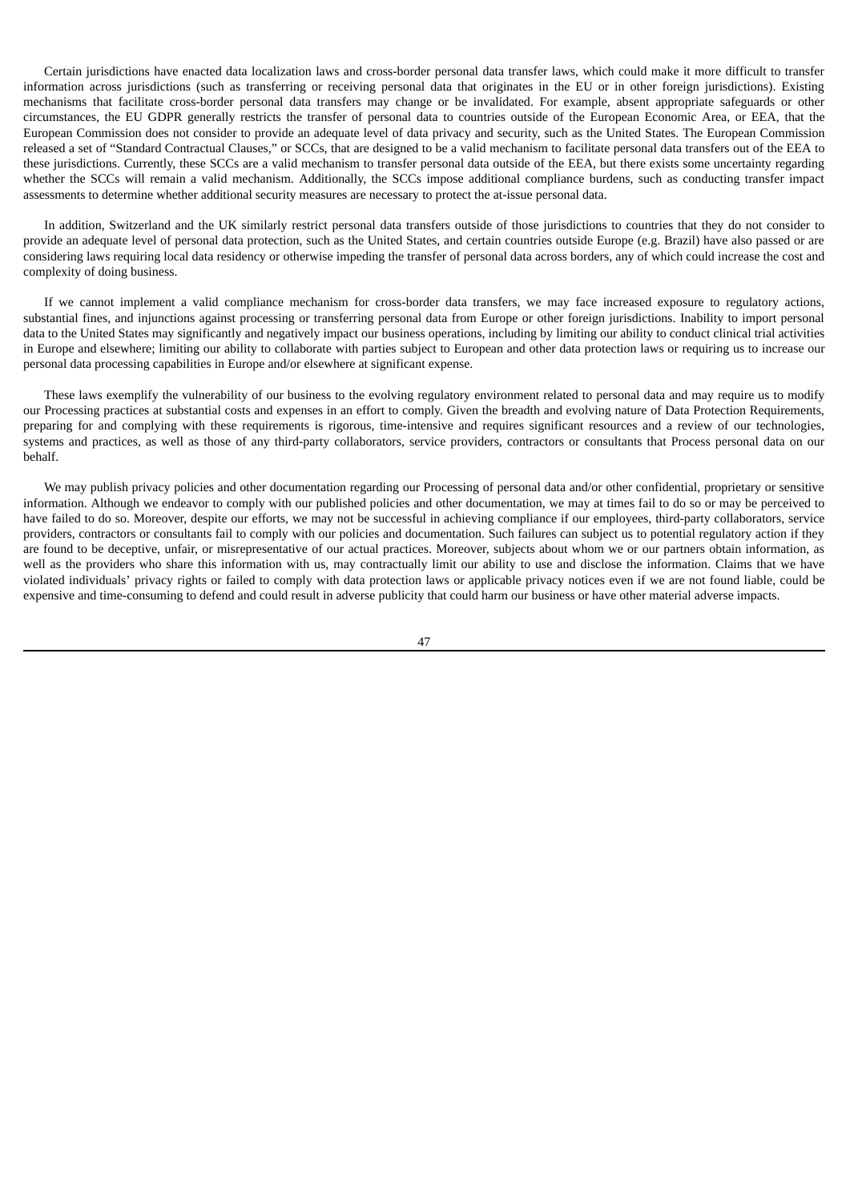Certain jurisdictions have enacted data localization laws and cross-border personal data transfer laws, which could make it more difficult to transfer information across jurisdictions (such as transferring or receiving personal data that originates in the EU or in other foreign jurisdictions). Existing mechanisms that facilitate cross-border personal data transfers may change or be invalidated. For example, absent appropriate safeguards or other circumstances, the EU GDPR generally restricts the transfer of personal data to countries outside of the European Economic Area, or EEA, that the European Commission does not consider to provide an adequate level of data privacy and security, such as the United States. The European Commission released a set of "Standard Contractual Clauses," or SCCs, that are designed to be a valid mechanism to facilitate personal data transfers out of the EEA to these jurisdictions. Currently, these SCCs are a valid mechanism to transfer personal data outside of the EEA, but there exists some uncertainty regarding whether the SCCs will remain a valid mechanism. Additionally, the SCCs impose additional compliance burdens, such as conducting transfer impact assessments to determine whether additional security measures are necessary to protect the at-issue personal data.

In addition, Switzerland and the UK similarly restrict personal data transfers outside of those jurisdictions to countries that they do not consider to provide an adequate level of personal data protection, such as the United States, and certain countries outside Europe (e.g. Brazil) have also passed or are considering laws requiring local data residency or otherwise impeding the transfer of personal data across borders, any of which could increase the cost and complexity of doing business.

If we cannot implement a valid compliance mechanism for cross-border data transfers, we may face increased exposure to regulatory actions, substantial fines, and injunctions against processing or transferring personal data from Europe or other foreign jurisdictions. Inability to import personal data to the United States may significantly and negatively impact our business operations, including by limiting our ability to conduct clinical trial activities in Europe and elsewhere; limiting our ability to collaborate with parties subject to European and other data protection laws or requiring us to increase our personal data processing capabilities in Europe and/or elsewhere at significant expense.

These laws exemplify the vulnerability of our business to the evolving regulatory environment related to personal data and may require us to modify our Processing practices at substantial costs and expenses in an effort to comply. Given the breadth and evolving nature of Data Protection Requirements, preparing for and complying with these requirements is rigorous, time-intensive and requires significant resources and a review of our technologies, systems and practices, as well as those of any third-party collaborators, service providers, contractors or consultants that Process personal data on our behalf.

We may publish privacy policies and other documentation regarding our Processing of personal data and/or other confidential, proprietary or sensitive information. Although we endeavor to comply with our published policies and other documentation, we may at times fail to do so or may be perceived to have failed to do so. Moreover, despite our efforts, we may not be successful in achieving compliance if our employees, third-party collaborators, service providers, contractors or consultants fail to comply with our policies and documentation. Such failures can subject us to potential regulatory action if they are found to be deceptive, unfair, or misrepresentative of our actual practices. Moreover, subjects about whom we or our partners obtain information, as well as the providers who share this information with us, may contractually limit our ability to use and disclose the information. Claims that we have violated individuals' privacy rights or failed to comply with data protection laws or applicable privacy notices even if we are not found liable, could be expensive and time-consuming to defend and could result in adverse publicity that could harm our business or have other material adverse impacts.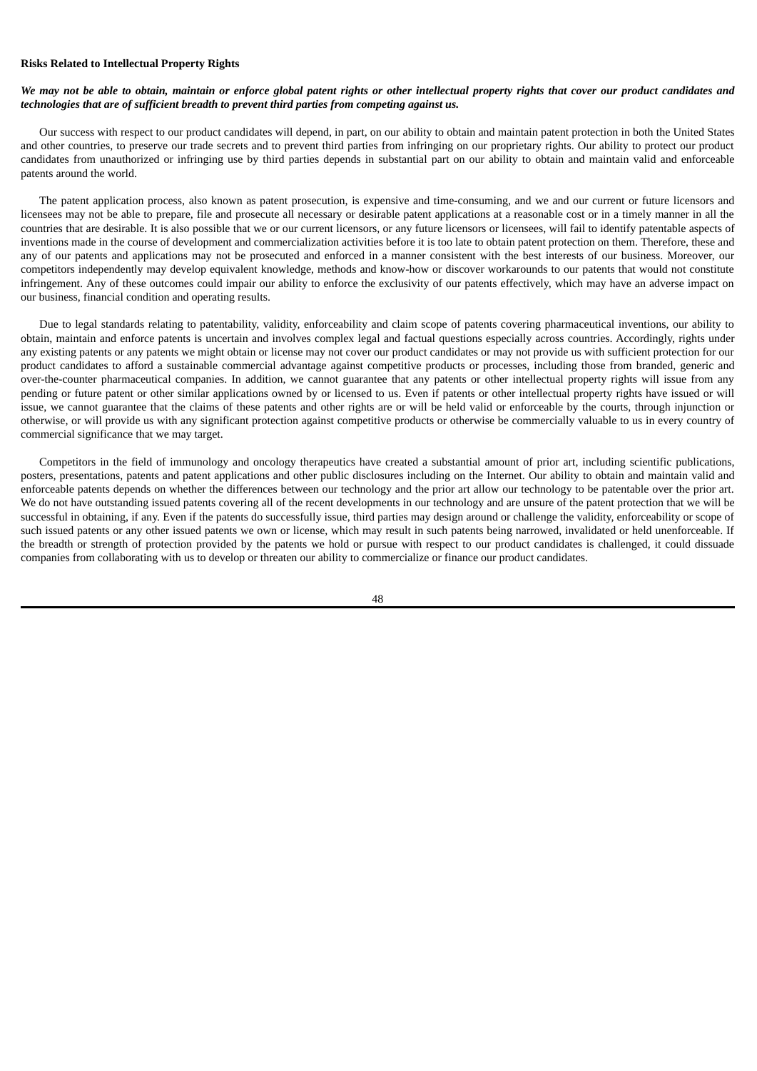**Risks Related to Intellectual Property Rights**

***We may not be able to obtain, maintain or enforce global patent rights or other intellectual property rights that cover our product candidates and technologies that are of sufficient breadth to prevent third parties from competing against us.***

Our success with respect to our product candidates will depend, in part, on our ability to obtain and maintain patent protection in both the United States and other countries, to preserve our trade secrets and to prevent third parties from infringing on our proprietary rights. Our ability to protect our product candidates from unauthorized or infringing use by third parties depends in substantial part on our ability to obtain and maintain valid and enforceable patents around the world.

The patent application process, also known as patent prosecution, is expensive and time-consuming, and we and our current or future licensors and licensees may not be able to prepare, file and prosecute all necessary or desirable patent applications at a reasonable cost or in a timely manner in all the countries that are desirable. It is also possible that we or our current licensors, or any future licensors or licensees, will fail to identify patentable aspects of inventions made in the course of development and commercialization activities before it is too late to obtain patent protection on them. Therefore, these and any of our patents and applications may not be prosecuted and enforced in a manner consistent with the best interests of our business. Moreover, our competitors independently may develop equivalent knowledge, methods and know-how or discover workarounds to our patents that would not constitute infringement. Any of these outcomes could impair our ability to enforce the exclusivity of our patents effectively, which may have an adverse impact on our business, financial condition and operating results.

Due to legal standards relating to patentability, validity, enforceability and claim scope of patents covering pharmaceutical inventions, our ability to obtain, maintain and enforce patents is uncertain and involves complex legal and factual questions especially across countries. Accordingly, rights under any existing patents or any patents we might obtain or license may not cover our product candidates or may not provide us with sufficient protection for our product candidates to afford a sustainable commercial advantage against competitive products or processes, including those from branded, generic and over-the-counter pharmaceutical companies. In addition, we cannot guarantee that any patents or other intellectual property rights will issue from any pending or future patent or other similar applications owned by or licensed to us. Even if patents or other intellectual property rights have issued or will issue, we cannot guarantee that the claims of these patents and other rights are or will be held valid or enforceable by the courts, through injunction or otherwise, or will provide us with any significant protection against competitive products or otherwise be commercially valuable to us in every country of commercial significance that we may target.

Competitors in the field of immunology and oncology therapeutics have created a substantial amount of prior art, including scientific publications, posters, presentations, patents and patent applications and other public disclosures including on the Internet. Our ability to obtain and maintain valid and enforceable patents depends on whether the differences between our technology and the prior art allow our technology to be patentable over the prior art. We do not have outstanding issued patents covering all of the recent developments in our technology and are unsure of the patent protection that we will be successful in obtaining, if any. Even if the patents do successfully issue, third parties may design around or challenge the validity, enforceability or scope of such issued patents or any other issued patents we own or license, which may result in such patents being narrowed, invalidated or held unenforceable. If the breadth or strength of protection provided by the patents we hold or pursue with respect to our product candidates is challenged, it could dissuade companies from collaborating with us to develop or threaten our ability to commercialize or finance our product candidates.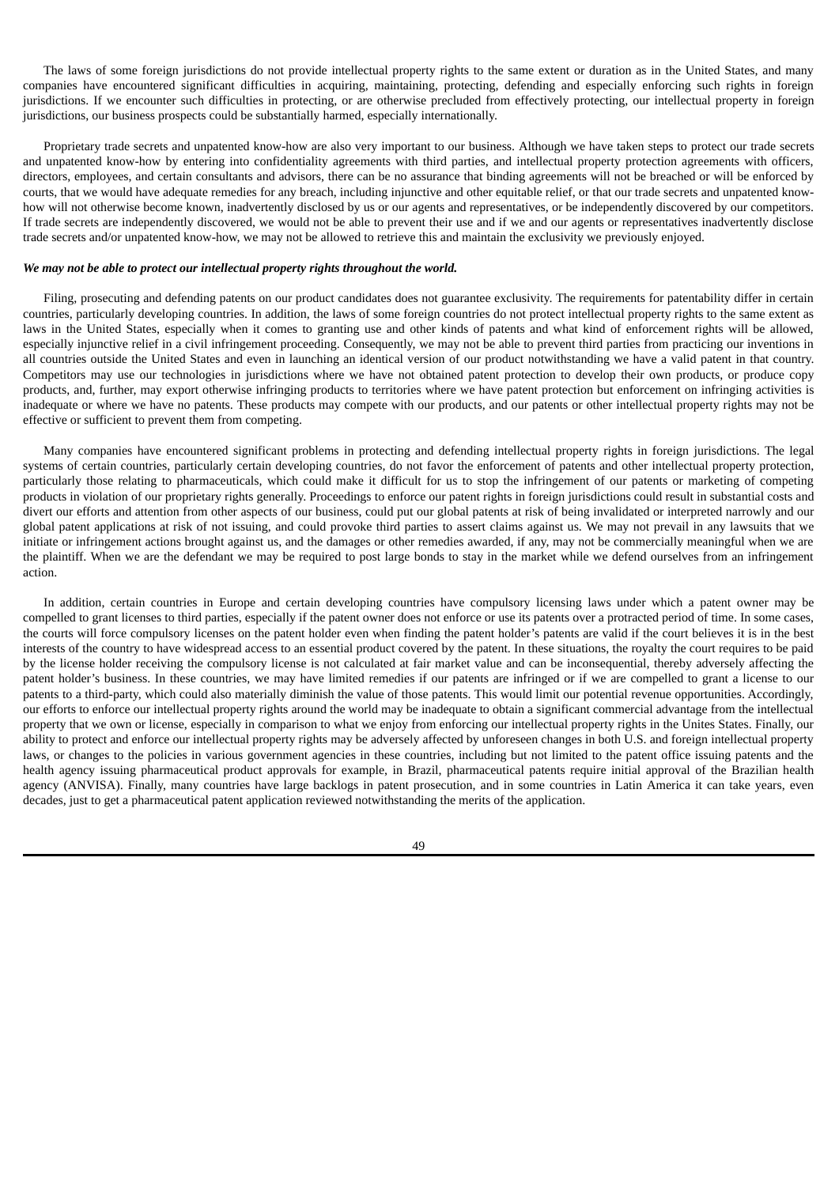The laws of some foreign jurisdictions do not provide intellectual property rights to the same extent or duration as in the United States, and many companies have encountered significant difficulties in acquiring, maintaining, protecting, defending and especially enforcing such rights in foreign jurisdictions. If we encounter such difficulties in protecting, or are otherwise precluded from effectively protecting, our intellectual property in foreign jurisdictions, our business prospects could be substantially harmed, especially internationally.

Proprietary trade secrets and unpatented know-how are also very important to our business. Although we have taken steps to protect our trade secrets and unpatented know-how by entering into confidentiality agreements with third parties, and intellectual property protection agreements with officers, directors, employees, and certain consultants and advisors, there can be no assurance that binding agreements will not be breached or will be enforced by courts, that we would have adequate remedies for any breach, including injunctive and other equitable relief, or that our trade secrets and unpatented know-how will not otherwise become known, inadvertently disclosed by us or our agents and representatives, or be independently discovered by our competitors. If trade secrets are independently discovered, we would not be able to prevent their use and if we and our agents or representatives inadvertently disclose trade secrets and/or unpatented know-how, we may not be allowed to retrieve this and maintain the exclusivity we previously enjoyed.

***We may not be able to protect our intellectual property rights throughout the world.***

Filing, prosecuting and defending patents on our product candidates does not guarantee exclusivity. The requirements for patentability differ in certain countries, particularly developing countries. In addition, the laws of some foreign countries do not protect intellectual property rights to the same extent as laws in the United States, especially when it comes to granting use and other kinds of patents and what kind of enforcement rights will be allowed, especially injunctive relief in a civil infringement proceeding. Consequently, we may not be able to prevent third parties from practicing our inventions in all countries outside the United States and even in launching an identical version of our product notwithstanding we have a valid patent in that country. Competitors may use our technologies in jurisdictions where we have not obtained patent protection to develop their own products, or produce copy products, and, further, may export otherwise infringing products to territories where we have patent protection but enforcement on infringing activities is inadequate or where we have no patents. These products may compete with our products, and our patents or other intellectual property rights may not be effective or sufficient to prevent them from competing.

Many companies have encountered significant problems in protecting and defending intellectual property rights in foreign jurisdictions. The legal systems of certain countries, particularly certain developing countries, do not favor the enforcement of patents and other intellectual property protection, particularly those relating to pharmaceuticals, which could make it difficult for us to stop the infringement of our patents or marketing of competing products in violation of our proprietary rights generally. Proceedings to enforce our patent rights in foreign jurisdictions could result in substantial costs and divert our efforts and attention from other aspects of our business, could put our global patents at risk of being invalidated or interpreted narrowly and our global patent applications at risk of not issuing, and could provoke third parties to assert claims against us. We may not prevail in any lawsuits that we initiate or infringement actions brought against us, and the damages or other remedies awarded, if any, may not be commercially meaningful when we are the plaintiff. When we are the defendant we may be required to post large bonds to stay in the market while we defend ourselves from an infringement action.

In addition, certain countries in Europe and certain developing countries have compulsory licensing laws under which a patent owner may be compelled to grant licenses to third parties, especially if the patent owner does not enforce or use its patents over a protracted period of time. In some cases, the courts will force compulsory licenses on the patent holder even when finding the patent holder's patents are valid if the court believes it is in the best interests of the country to have widespread access to an essential product covered by the patent. In these situations, the royalty the court requires to be paid by the license holder receiving the compulsory license is not calculated at fair market value and can be inconsequential, thereby adversely affecting the patent holder's business. In these countries, we may have limited remedies if our patents are infringed or if we are compelled to grant a license to our patents to a third-party, which could also materially diminish the value of those patents. This would limit our potential revenue opportunities. Accordingly, our efforts to enforce our intellectual property rights around the world may be inadequate to obtain a significant commercial advantage from the intellectual property that we own or license, especially in comparison to what we enjoy from enforcing our intellectual property rights in the Unites States. Finally, our ability to protect and enforce our intellectual property rights may be adversely affected by unforeseen changes in both U.S. and foreign intellectual property laws, or changes to the policies in various government agencies in these countries, including but not limited to the patent office issuing patents and the health agency issuing pharmaceutical product approvals for example, in Brazil, pharmaceutical patents require initial approval of the Brazilian health agency (ANVISA). Finally, many countries have large backlogs in patent prosecution, and in some countries in Latin America it can take years, even decades, just to get a pharmaceutical patent application reviewed notwithstanding the merits of the application.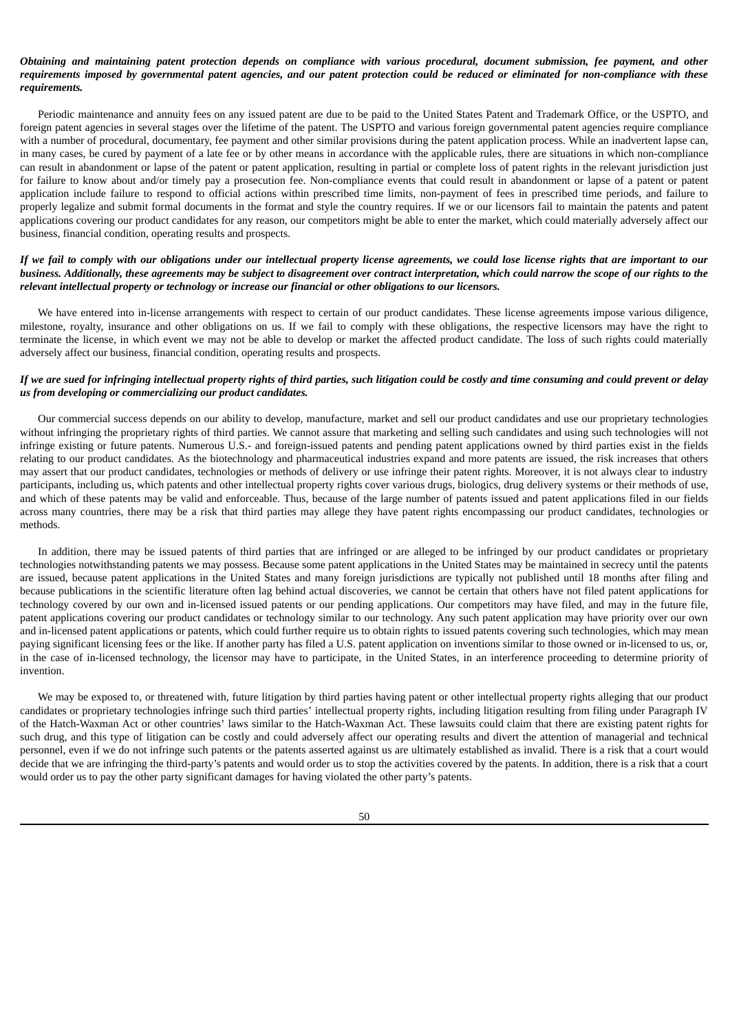***Obtaining and maintaining patent protection depends on compliance with various procedural, document submission, fee payment, and other requirements imposed by governmental patent agencies, and our patent protection could be reduced or eliminated for non-compliance with these requirements.***

Periodic maintenance and annuity fees on any issued patent are due to be paid to the United States Patent and Trademark Office, or the USPTO, and foreign patent agencies in several stages over the lifetime of the patent. The USPTO and various foreign governmental patent agencies require compliance with a number of procedural, documentary, fee payment and other similar provisions during the patent application process. While an inadvertent lapse can, in many cases, be cured by payment of a late fee or by other means in accordance with the applicable rules, there are situations in which non-compliance can result in abandonment or lapse of the patent or patent application, resulting in partial or complete loss of patent rights in the relevant jurisdiction just for failure to know about and/or timely pay a prosecution fee. Non-compliance events that could result in abandonment or lapse of a patent or patent application include failure to respond to official actions within prescribed time limits, non-payment of fees in prescribed time periods, and failure to properly legalize and submit formal documents in the format and style the country requires. If we or our licensors fail to maintain the patents and patent applications covering our product candidates for any reason, our competitors might be able to enter the market, which could materially adversely affect our business, financial condition, operating results and prospects.

***If we fail to comply with our obligations under our intellectual property license agreements, we could lose license rights that are important to our business. Additionally, these agreements may be subject to disagreement over contract interpretation, which could narrow the scope of our rights to the relevant intellectual property or technology or increase our financial or other obligations to our licensors.***

We have entered into in-license arrangements with respect to certain of our product candidates. These license agreements impose various diligence, milestone, royalty, insurance and other obligations on us. If we fail to comply with these obligations, the respective licensors may have the right to terminate the license, in which event we may not be able to develop or market the affected product candidate. The loss of such rights could materially adversely affect our business, financial condition, operating results and prospects.

***If we are sued for infringing intellectual property rights of third parties, such litigation could be costly and time consuming and could prevent or delay us from developing or commercializing our product candidates.***

Our commercial success depends on our ability to develop, manufacture, market and sell our product candidates and use our proprietary technologies without infringing the proprietary rights of third parties. We cannot assure that marketing and selling such candidates and using such technologies will not infringe existing or future patents. Numerous U.S.- and foreign-issued patents and pending patent applications owned by third parties exist in the fields relating to our product candidates. As the biotechnology and pharmaceutical industries expand and more patents are issued, the risk increases that others may assert that our product candidates, technologies or methods of delivery or use infringe their patent rights. Moreover, it is not always clear to industry participants, including us, which patents and other intellectual property rights cover various drugs, biologics, drug delivery systems or their methods of use, and which of these patents may be valid and enforceable. Thus, because of the large number of patents issued and patent applications filed in our fields across many countries, there may be a risk that third parties may allege they have patent rights encompassing our product candidates, technologies or methods.

In addition, there may be issued patents of third parties that are infringed or are alleged to be infringed by our product candidates or proprietary technologies notwithstanding patents we may possess. Because some patent applications in the United States may be maintained in secrecy until the patents are issued, because patent applications in the United States and many foreign jurisdictions are typically not published until 18 months after filing and because publications in the scientific literature often lag behind actual discoveries, we cannot be certain that others have not filed patent applications for technology covered by our own and in-licensed issued patents or our pending applications. Our competitors may have filed, and may in the future file, patent applications covering our product candidates or technology similar to our technology. Any such patent application may have priority over our own and in-licensed patent applications or patents, which could further require us to obtain rights to issued patents covering such technologies, which may mean paying significant licensing fees or the like. If another party has filed a U.S. patent application on inventions similar to those owned or in-licensed to us, or, in the case of in-licensed technology, the licensor may have to participate, in the United States, in an interference proceeding to determine priority of invention.

We may be exposed to, or threatened with, future litigation by third parties having patent or other intellectual property rights alleging that our product candidates or proprietary technologies infringe such third parties' intellectual property rights, including litigation resulting from filing under Paragraph IV of the Hatch-Waxman Act or other countries' laws similar to the Hatch-Waxman Act. These lawsuits could claim that there are existing patent rights for such drug, and this type of litigation can be costly and could adversely affect our operating results and divert the attention of managerial and technical personnel, even if we do not infringe such patents or the patents asserted against us are ultimately established as invalid. There is a risk that a court would decide that we are infringing the third-party's patents and would order us to stop the activities covered by the patents. In addition, there is a risk that a court would order us to pay the other party significant damages for having violated the other party's patents.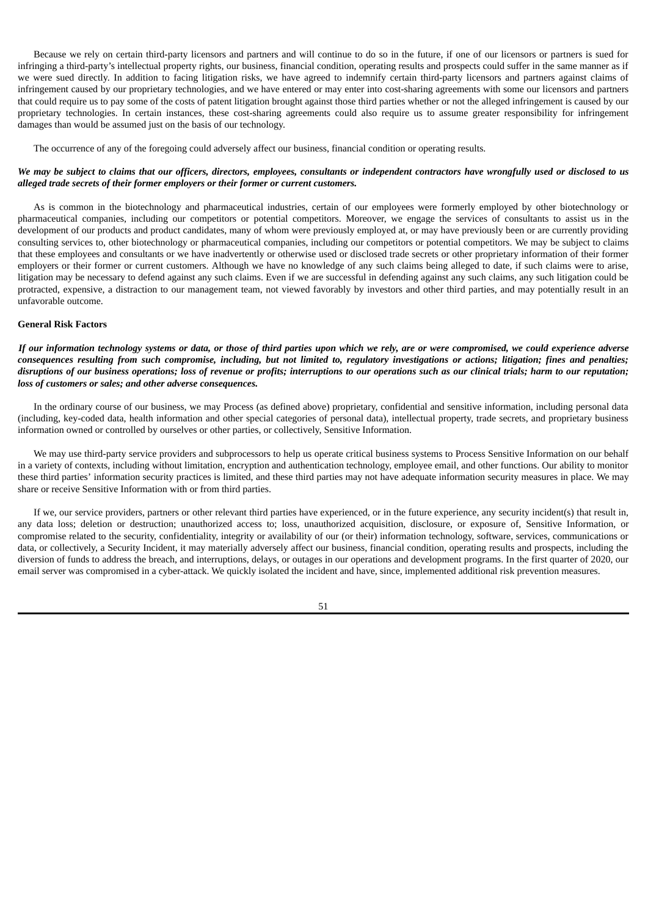Because we rely on certain third-party licensors and partners and will continue to do so in the future, if one of our licensors or partners is sued for infringing a third-party's intellectual property rights, our business, financial condition, operating results and prospects could suffer in the same manner as if we were sued directly. In addition to facing litigation risks, we have agreed to indemnify certain third-party licensors and partners against claims of infringement caused by our proprietary technologies, and we have entered or may enter into cost-sharing agreements with some our licensors and partners that could require us to pay some of the costs of patent litigation brought against those third parties whether or not the alleged infringement is caused by our proprietary technologies. In certain instances, these cost-sharing agreements could also require us to assume greater responsibility for infringement damages than would be assumed just on the basis of our technology.

The occurrence of any of the foregoing could adversely affect our business, financial condition or operating results.

***We may be subject to claims that our officers, directors, employees, consultants or independent contractors have wrongfully used or disclosed to us alleged trade secrets of their former employers or their former or current customers.***

As is common in the biotechnology and pharmaceutical industries, certain of our employees were formerly employed by other biotechnology or pharmaceutical companies, including our competitors or potential competitors. Moreover, we engage the services of consultants to assist us in the development of our products and product candidates, many of whom were previously employed at, or may have previously been or are currently providing consulting services to, other biotechnology or pharmaceutical companies, including our competitors or potential competitors. We may be subject to claims that these employees and consultants or we have inadvertently or otherwise used or disclosed trade secrets or other proprietary information of their former employers or their former or current customers. Although we have no knowledge of any such claims being alleged to date, if such claims were to arise, litigation may be necessary to defend against any such claims. Even if we are successful in defending against any such claims, any such litigation could be protracted, expensive, a distraction to our management team, not viewed favorably by investors and other third parties, and may potentially result in an unfavorable outcome.

**General Risk Factors**

***If our information technology systems or data, or those of third parties upon which we rely, are or were compromised, we could experience adverse consequences resulting from such compromise, including, but not limited to, regulatory investigations or actions; litigation; fines and penalties; disruptions of our business operations; loss of revenue or profits; interruptions to our operations such as our clinical trials; harm to our reputation; loss of customers or sales; and other adverse consequences.***

In the ordinary course of our business, we may Process (as defined above) proprietary, confidential and sensitive information, including personal data (including, key-coded data, health information and other special categories of personal data), intellectual property, trade secrets, and proprietary business information owned or controlled by ourselves or other parties, or collectively, Sensitive Information.

We may use third-party service providers and subprocessors to help us operate critical business systems to Process Sensitive Information on our behalf in a variety of contexts, including without limitation, encryption and authentication technology, employee email, and other functions. Our ability to monitor these third parties' information security practices is limited, and these third parties may not have adequate information security measures in place. We may share or receive Sensitive Information with or from third parties.

If we, our service providers, partners or other relevant third parties have experienced, or in the future experience, any security incident(s) that result in, any data loss; deletion or destruction; unauthorized access to; loss, unauthorized acquisition, disclosure, or exposure of, Sensitive Information, or compromise related to the security, confidentiality, integrity or availability of our (or their) information technology, software, services, communications or data, or collectively, a Security Incident, it may materially adversely affect our business, financial condition, operating results and prospects, including the diversion of funds to address the breach, and interruptions, delays, or outages in our operations and development programs. In the first quarter of 2020, our email server was compromised in a cyber-attack. We quickly isolated the incident and have, since, implemented additional risk prevention measures.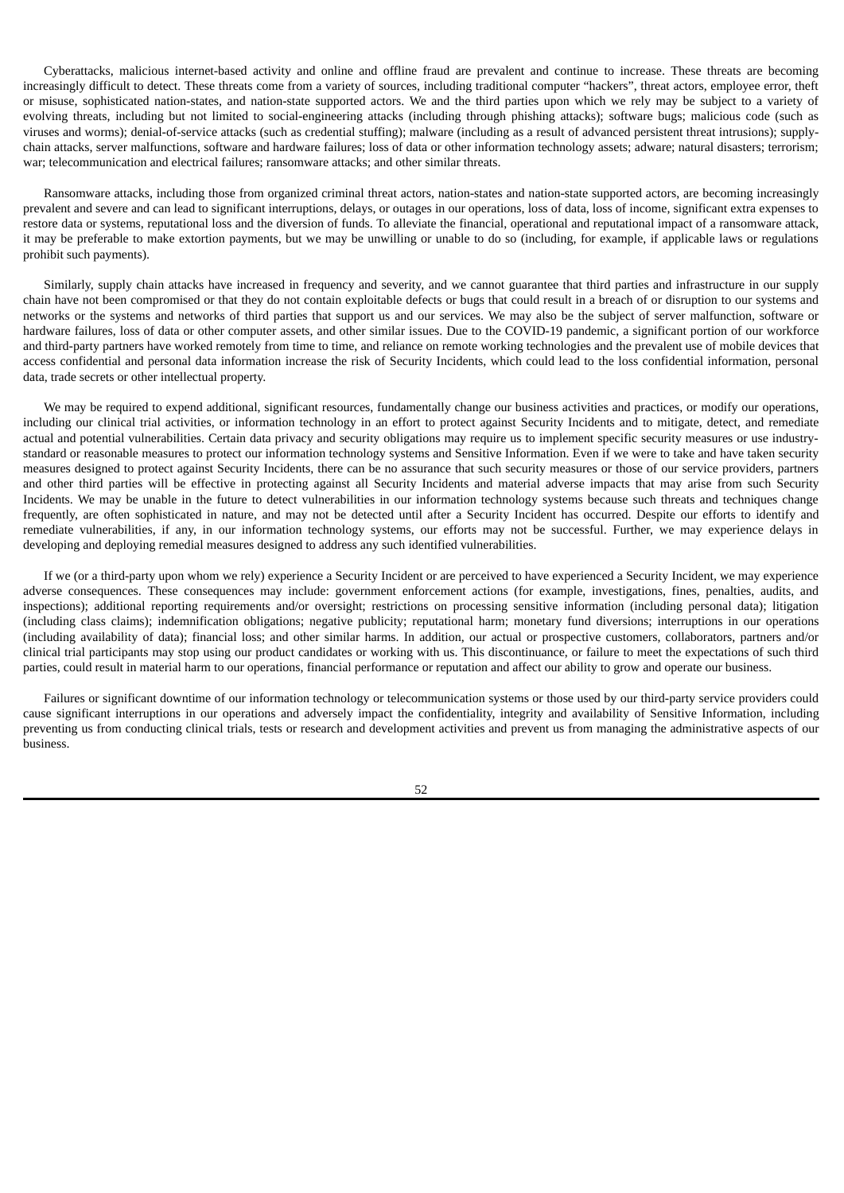Cyberattacks, malicious internet-based activity and online and offline fraud are prevalent and continue to increase. These threats are becoming increasingly difficult to detect. These threats come from a variety of sources, including traditional computer "hackers", threat actors, employee error, theft or misuse, sophisticated nation-states, and nation-state supported actors. We and the third parties upon which we rely may be subject to a variety of evolving threats, including but not limited to social-engineering attacks (including through phishing attacks); software bugs; malicious code (such as viruses and worms); denial-of-service attacks (such as credential stuffing); malware (including as a result of advanced persistent threat intrusions); supply-chain attacks, server malfunctions, software and hardware failures; loss of data or other information technology assets; adware; natural disasters; terrorism; war; telecommunication and electrical failures; ransomware attacks; and other similar threats.

Ransomware attacks, including those from organized criminal threat actors, nation-states and nation-state supported actors, are becoming increasingly prevalent and severe and can lead to significant interruptions, delays, or outages in our operations, loss of data, loss of income, significant extra expenses to restore data or systems, reputational loss and the diversion of funds. To alleviate the financial, operational and reputational impact of a ransomware attack, it may be preferable to make extortion payments, but we may be unwilling or unable to do so (including, for example, if applicable laws or regulations prohibit such payments).

Similarly, supply chain attacks have increased in frequency and severity, and we cannot guarantee that third parties and infrastructure in our supply chain have not been compromised or that they do not contain exploitable defects or bugs that could result in a breach of or disruption to our systems and networks or the systems and networks of third parties that support us and our services. We may also be the subject of server malfunction, software or hardware failures, loss of data or other computer assets, and other similar issues. Due to the COVID-19 pandemic, a significant portion of our workforce and third-party partners have worked remotely from time to time, and reliance on remote working technologies and the prevalent use of mobile devices that access confidential and personal data information increase the risk of Security Incidents, which could lead to the loss confidential information, personal data, trade secrets or other intellectual property.

We may be required to expend additional, significant resources, fundamentally change our business activities and practices, or modify our operations, including our clinical trial activities, or information technology in an effort to protect against Security Incidents and to mitigate, detect, and remediate actual and potential vulnerabilities. Certain data privacy and security obligations may require us to implement specific security measures or use industry-standard or reasonable measures to protect our information technology systems and Sensitive Information. Even if we were to take and have taken security measures designed to protect against Security Incidents, there can be no assurance that such security measures or those of our service providers, partners and other third parties will be effective in protecting against all Security Incidents and material adverse impacts that may arise from such Security Incidents. We may be unable in the future to detect vulnerabilities in our information technology systems because such threats and techniques change frequently, are often sophisticated in nature, and may not be detected until after a Security Incident has occurred. Despite our efforts to identify and remediate vulnerabilities, if any, in our information technology systems, our efforts may not be successful. Further, we may experience delays in developing and deploying remedial measures designed to address any such identified vulnerabilities.

If we (or a third-party upon whom we rely) experience a Security Incident or are perceived to have experienced a Security Incident, we may experience adverse consequences. These consequences may include: government enforcement actions (for example, investigations, fines, penalties, audits, and inspections); additional reporting requirements and/or oversight; restrictions on processing sensitive information (including personal data); litigation (including class claims); indemnification obligations; negative publicity; reputational harm; monetary fund diversions; interruptions in our operations (including availability of data); financial loss; and other similar harms. In addition, our actual or prospective customers, collaborators, partners and/or clinical trial participants may stop using our product candidates or working with us. This discontinuance, or failure to meet the expectations of such third parties, could result in material harm to our operations, financial performance or reputation and affect our ability to grow and operate our business.

Failures or significant downtime of our information technology or telecommunication systems or those used by our third-party service providers could cause significant interruptions in our operations and adversely impact the confidentiality, integrity and availability of Sensitive Information, including preventing us from conducting clinical trials, tests or research and development activities and prevent us from managing the administrative aspects of our business.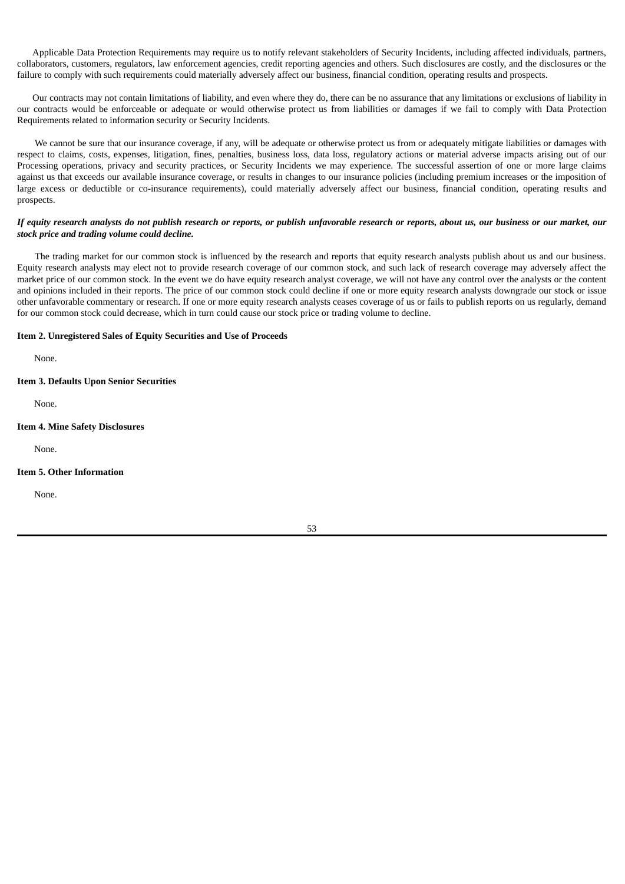Applicable Data Protection Requirements may require us to notify relevant stakeholders of Security Incidents, including affected individuals, partners, collaborators, customers, regulators, law enforcement agencies, credit reporting agencies and others. Such disclosures are costly, and the disclosures or the failure to comply with such requirements could materially adversely affect our business, financial condition, operating results and prospects.

Our contracts may not contain limitations of liability, and even where they do, there can be no assurance that any limitations or exclusions of liability in our contracts would be enforceable or adequate or would otherwise protect us from liabilities or damages if we fail to comply with Data Protection Requirements related to information security or Security Incidents.

We cannot be sure that our insurance coverage, if any, will be adequate or otherwise protect us from or adequately mitigate liabilities or damages with respect to claims, costs, expenses, litigation, fines, penalties, business loss, data loss, regulatory actions or material adverse impacts arising out of our Processing operations, privacy and security practices, or Security Incidents we may experience. The successful assertion of one or more large claims against us that exceeds our available insurance coverage, or results in changes to our insurance policies (including premium increases or the imposition of large excess or deductible or co-insurance requirements), could materially adversely affect our business, financial condition, operating results and prospects.

***If equity research analysts do not publish research or reports, or publish unfavorable research or reports, about us, our business or our market, our stock price and trading volume could decline.***

The trading market for our common stock is influenced by the research and reports that equity research analysts publish about us and our business. Equity research analysts may elect not to provide research coverage of our common stock, and such lack of research coverage may adversely affect the market price of our common stock. In the event we do have equity research analyst coverage, we will not have any control over the analysts or the content and opinions included in their reports. The price of our common stock could decline if one or more equity research analysts downgrade our stock or issue other unfavorable commentary or research. If one or more equity research analysts ceases coverage of us or fails to publish reports on us regularly, demand for our common stock could decrease, which in turn could cause our stock price or trading volume to decline.

**Item 2. Unregistered Sales of Equity Securities and Use of Proceeds**

None.

**Item 3. Defaults Upon Senior Securities**

None.

**Item 4. Mine Safety Disclosures**

None.

**Item 5. Other Information**

None.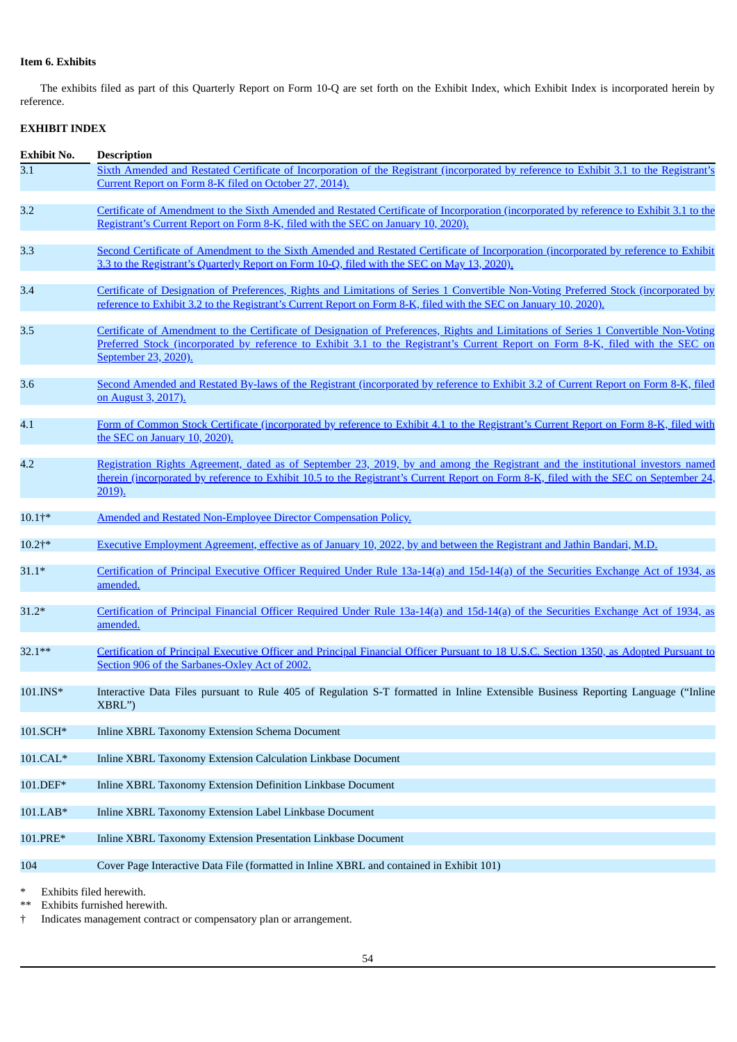**Item 6. Exhibits**

The exhibits filed as part of this Quarterly Report on Form 10-Q are set forth on the Exhibit Index, which Exhibit Index is incorporated herein by reference.

**EXHIBIT INDEX**

| Exhibit No. | Description |
|---|---|
| 3.1 | Sixth Amended and Restated Certificate of Incorporation of the Registrant (incorporated by reference to Exhibit 3.1 to the Registrant's Current Report on Form 8-K filed on October 27, 2014). |
| 3.2 | Certificate of Amendment to the Sixth Amended and Restated Certificate of Incorporation (incorporated by reference to Exhibit 3.1 to the Registrant's Current Report on Form 8-K, filed with the SEC on January 10, 2020). |
| 3.3 | Second Certificate of Amendment to the Sixth Amended and Restated Certificate of Incorporation (incorporated by reference to Exhibit 3.3 to the Registrant's Quarterly Report on Form 10-Q, filed with the SEC on May 13, 2020). |
| 3.4 | Certificate of Designation of Preferences, Rights and Limitations of Series 1 Convertible Non-Voting Preferred Stock (incorporated by reference to Exhibit 3.2 to the Registrant's Current Report on Form 8-K, filed with the SEC on January 10, 2020). |
| 3.5 | Certificate of Amendment to the Certificate of Designation of Preferences, Rights and Limitations of Series 1 Convertible Non-Voting Preferred Stock (incorporated by reference to Exhibit 3.1 to the Registrant's Current Report on Form 8-K, filed with the SEC on September 23, 2020). |
| 3.6 | Second Amended and Restated By-laws of the Registrant (incorporated by reference to Exhibit 3.2 of Current Report on Form 8-K, filed on August 3, 2017). |
| 4.1 | Form of Common Stock Certificate (incorporated by reference to Exhibit 4.1 to the Registrant's Current Report on Form 8-K, filed with the SEC on January 10, 2020). |
| 4.2 | Registration Rights Agreement, dated as of September 23, 2019, by and among the Registrant and the institutional investors named therein (incorporated by reference to Exhibit 10.5 to the Registrant's Current Report on Form 8-K, filed with the SEC on September 24, 2019). |
| 10.1†* | Amended and Restated Non-Employee Director Compensation Policy. |
| 10.2†* | Executive Employment Agreement, effective as of January 10, 2022, by and between the Registrant and Jathin Bandari, M.D. |
| 31.1* | Certification of Principal Executive Officer Required Under Rule 13a-14(a) and 15d-14(a) of the Securities Exchange Act of 1934, as amended. |
| 31.2* | Certification of Principal Financial Officer Required Under Rule 13a-14(a) and 15d-14(a) of the Securities Exchange Act of 1934, as amended. |
| 32.1** | Certification of Principal Executive Officer and Principal Financial Officer Pursuant to 18 U.S.C. Section 1350, as Adopted Pursuant to Section 906 of the Sarbanes-Oxley Act of 2002. |
| 101.INS* | Interactive Data Files pursuant to Rule 405 of Regulation S-T formatted in Inline Extensible Business Reporting Language ("Inline XBRL") |
| 101.SCH* | Inline XBRL Taxonomy Extension Schema Document |
| 101.CAL* | Inline XBRL Taxonomy Extension Calculation Linkbase Document |
| 101.DEF* | Inline XBRL Taxonomy Extension Definition Linkbase Document |
| 101.LAB* | Inline XBRL Taxonomy Extension Label Linkbase Document |
| 101.PRE* | Inline XBRL Taxonomy Extension Presentation Linkbase Document |
| 104 | Cover Page Interactive Data File (formatted in Inline XBRL and contained in Exhibit 101) |

\* Exhibits filed herewith.
\** Exhibits furnished herewith.
† Indicates management contract or compensatory plan or arrangement.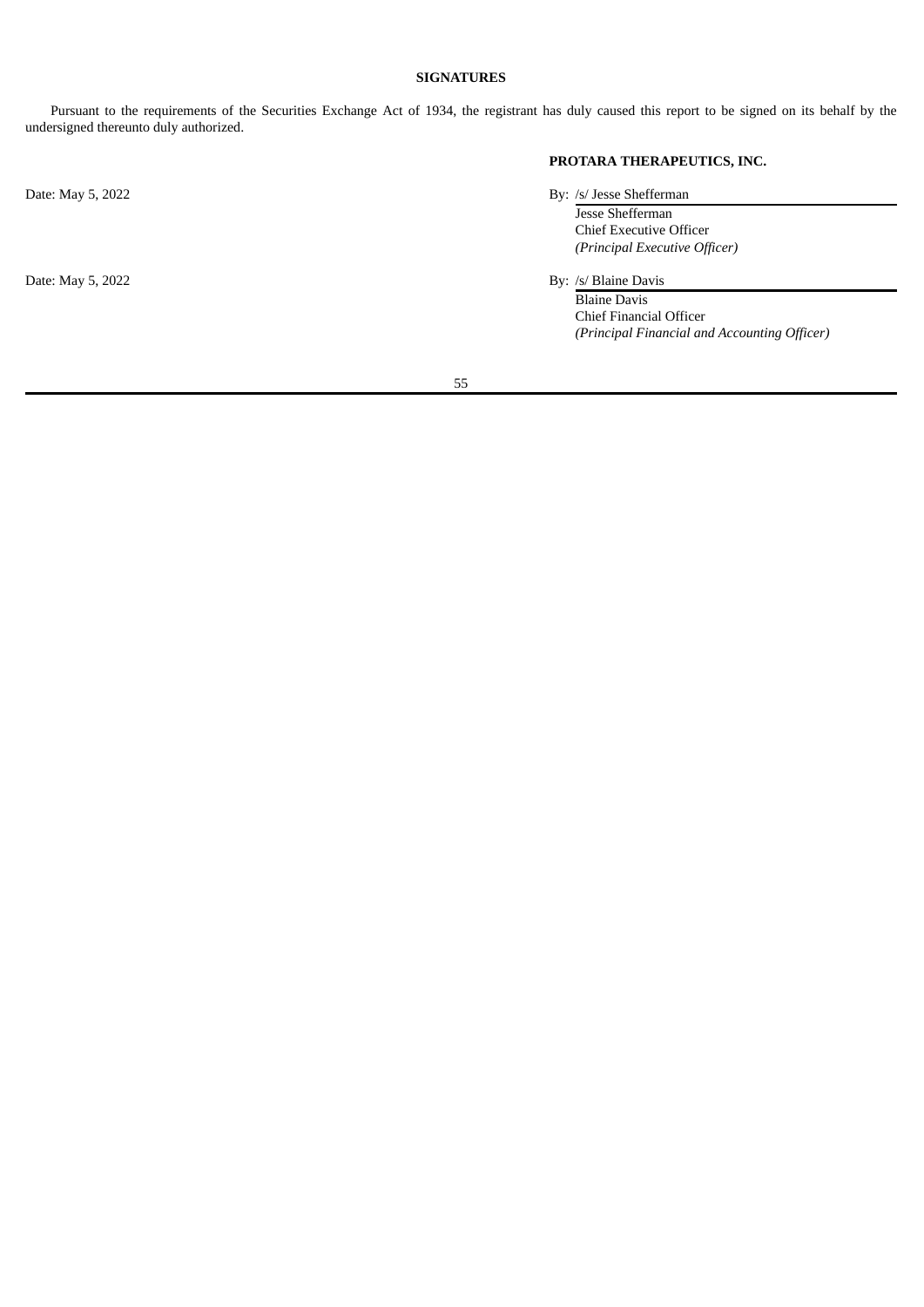## SIGNATURES

Pursuant to the requirements of the Securities Exchange Act of 1934, the registrant has duly caused this report to be signed on its behalf by the undersigned thereunto duly authorized.

**PROTARA THERAPEUTICS, INC.**

Date: May 5, 2022

By: /s/ Jesse Shefferman
Jesse Shefferman
Chief Executive Officer
*(Principal Executive Officer)*

Date: May 5, 2022

By: /s/ Blaine Davis
Blaine Davis
Chief Financial Officer
*(Principal Financial and Accounting Officer)*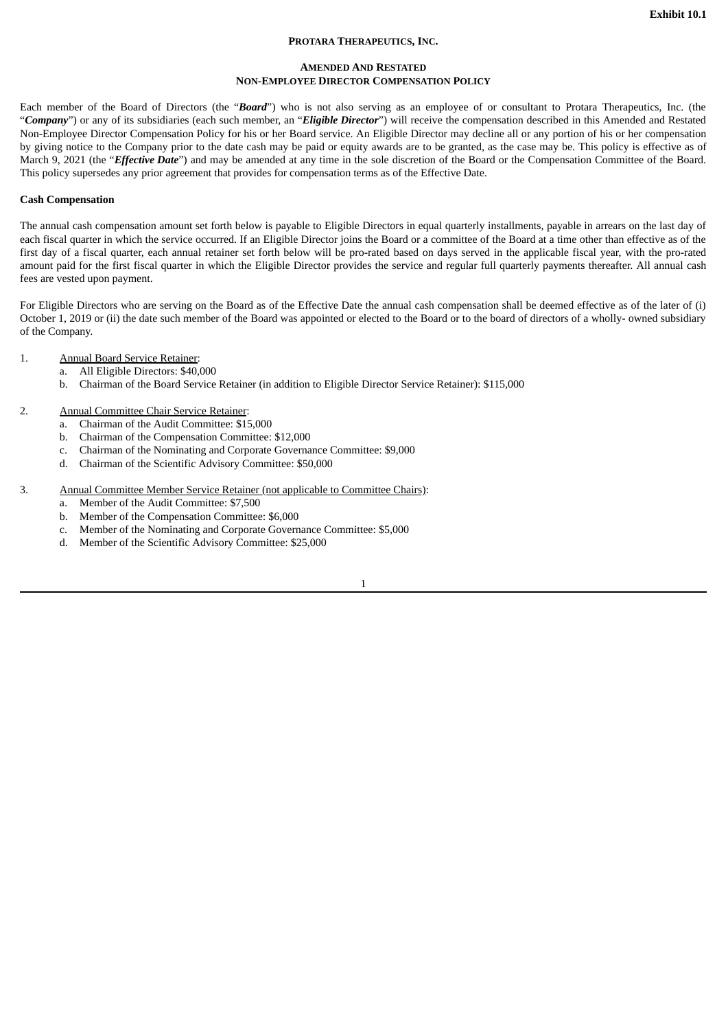**Exhibit 10.1**

**PROTARA THERAPEUTICS, INC.**

**AMENDED AND RESTATED**
**NON-EMPLOYEE DIRECTOR COMPENSATION POLICY**

Each member of the Board of Directors (the "***Board***") who is not also serving as an employee of or consultant to Protara Therapeutics, Inc. (the "***Company***") or any of its subsidiaries (each such member, an "***Eligible Director***") will receive the compensation described in this Amended and Restated Non-Employee Director Compensation Policy for his or her Board service. An Eligible Director may decline all or any portion of his or her compensation by giving notice to the Company prior to the date cash may be paid or equity awards are to be granted, as the case may be. This policy is effective as of March 9, 2021 (the "***Effective Date***") and may be amended at any time in the sole discretion of the Board or the Compensation Committee of the Board. This policy supersedes any prior agreement that provides for compensation terms as of the Effective Date.

**Cash Compensation**

The annual cash compensation amount set forth below is payable to Eligible Directors in equal quarterly installments, payable in arrears on the last day of each fiscal quarter in which the service occurred. If an Eligible Director joins the Board or a committee of the Board at a time other than effective as of the first day of a fiscal quarter, each annual retainer set forth below will be pro-rated based on days served in the applicable fiscal year, with the pro-rated amount paid for the first fiscal quarter in which the Eligible Director provides the service and regular full quarterly payments thereafter. All annual cash fees are vested upon payment.

For Eligible Directors who are serving on the Board as of the Effective Date the annual cash compensation shall be deemed effective as of the later of (i) October 1, 2019 or (ii) the date such member of the Board was appointed or elected to the Board or to the board of directors of a wholly- owned subsidiary of the Company.

1. Annual Board Service Retainer:
   a. All Eligible Directors: $40,000
   b. Chairman of the Board Service Retainer (in addition to Eligible Director Service Retainer): $115,000

2. Annual Committee Chair Service Retainer:
   a. Chairman of the Audit Committee: $15,000
   b. Chairman of the Compensation Committee: $12,000
   c. Chairman of the Nominating and Corporate Governance Committee: $9,000
   d. Chairman of the Scientific Advisory Committee: $50,000

3. Annual Committee Member Service Retainer (not applicable to Committee Chairs):
   a. Member of the Audit Committee: $7,500
   b. Member of the Compensation Committee: $6,000
   c. Member of the Nominating and Corporate Governance Committee: $5,000
   d. Member of the Scientific Advisory Committee: $25,000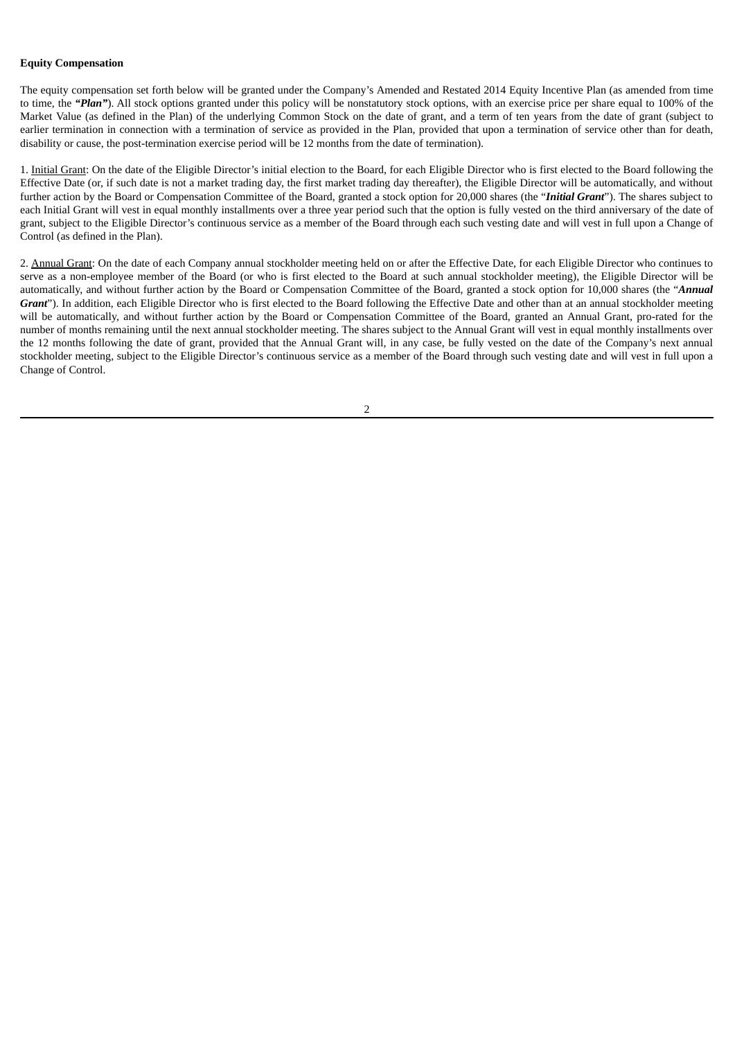**Equity Compensation**

The equity compensation set forth below will be granted under the Company's Amended and Restated 2014 Equity Incentive Plan (as amended from time to time, the ***"Plan"***). All stock options granted under this policy will be nonstatutory stock options, with an exercise price per share equal to 100% of the Market Value (as defined in the Plan) of the underlying Common Stock on the date of grant, and a term of ten years from the date of grant (subject to earlier termination in connection with a termination of service as provided in the Plan, provided that upon a termination of service other than for death, disability or cause, the post-termination exercise period will be 12 months from the date of termination).

1. Initial Grant: On the date of the Eligible Director's initial election to the Board, for each Eligible Director who is first elected to the Board following the Effective Date (or, if such date is not a market trading day, the first market trading day thereafter), the Eligible Director will be automatically, and without further action by the Board or Compensation Committee of the Board, granted a stock option for 20,000 shares (the "***Initial Grant***"). The shares subject to each Initial Grant will vest in equal monthly installments over a three year period such that the option is fully vested on the third anniversary of the date of grant, subject to the Eligible Director's continuous service as a member of the Board through each such vesting date and will vest in full upon a Change of Control (as defined in the Plan).

2. Annual Grant: On the date of each Company annual stockholder meeting held on or after the Effective Date, for each Eligible Director who continues to serve as a non-employee member of the Board (or who is first elected to the Board at such annual stockholder meeting), the Eligible Director will be automatically, and without further action by the Board or Compensation Committee of the Board, granted a stock option for 10,000 shares (the "***Annual Grant***"). In addition, each Eligible Director who is first elected to the Board following the Effective Date and other than at an annual stockholder meeting will be automatically, and without further action by the Board or Compensation Committee of the Board, granted an Annual Grant, pro-rated for the number of months remaining until the next annual stockholder meeting. The shares subject to the Annual Grant will vest in equal monthly installments over the 12 months following the date of grant, provided that the Annual Grant will, in any case, be fully vested on the date of the Company's next annual stockholder meeting, subject to the Eligible Director's continuous service as a member of the Board through such vesting date and will vest in full upon a Change of Control.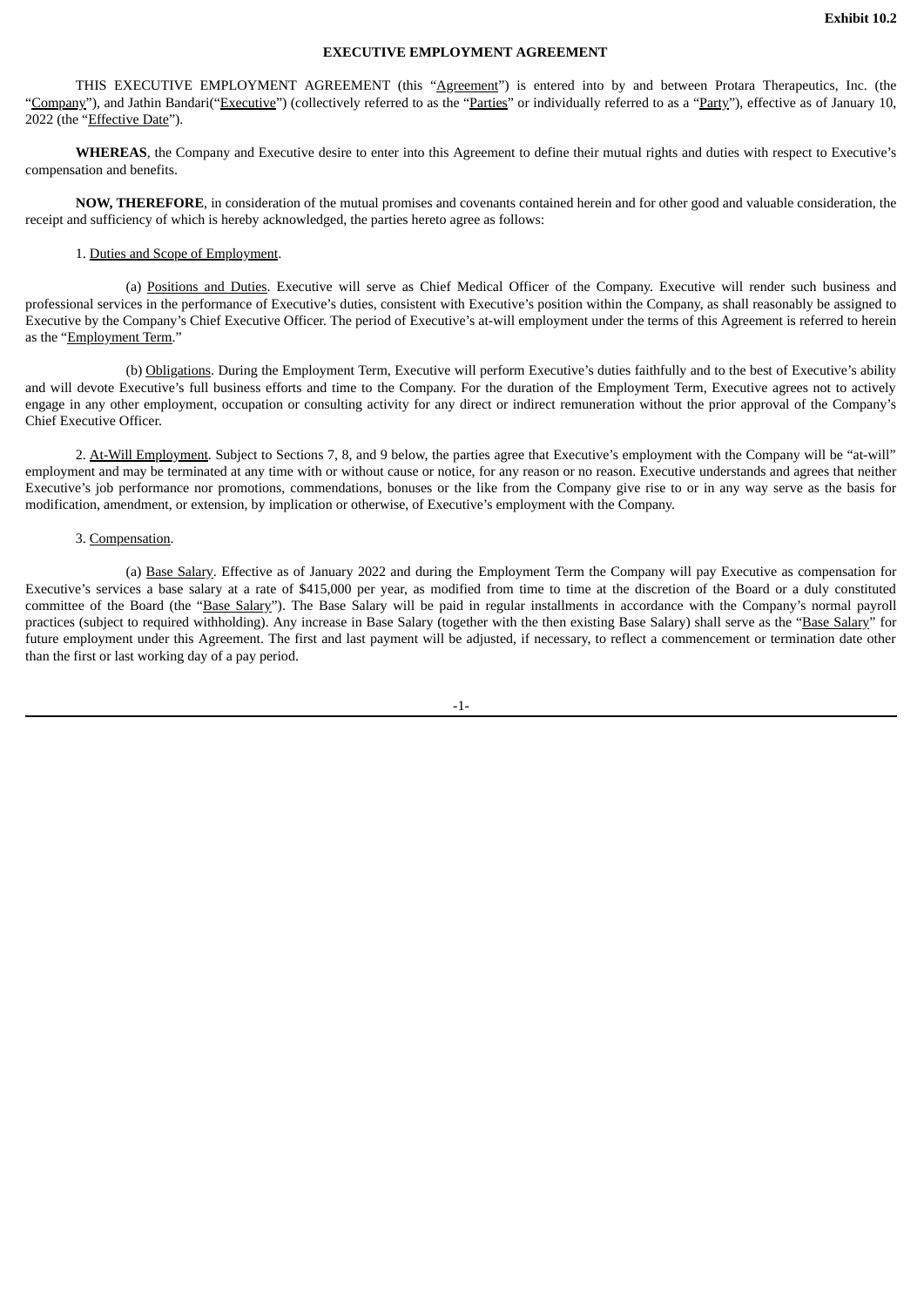**Exhibit 10.2**

**EXECUTIVE EMPLOYMENT AGREEMENT**

THIS EXECUTIVE EMPLOYMENT AGREEMENT (this "Agreement") is entered into by and between Protara Therapeutics, Inc. (the "Company"), and Jathin Bandari("Executive") (collectively referred to as the "Parties" or individually referred to as a "Party"), effective as of January 10, 2022 (the "Effective Date").

**WHEREAS**, the Company and Executive desire to enter into this Agreement to define their mutual rights and duties with respect to Executive's compensation and benefits.

**NOW, THEREFORE**, in consideration of the mutual promises and covenants contained herein and for other good and valuable consideration, the receipt and sufficiency of which is hereby acknowledged, the parties hereto agree as follows:

1. Duties and Scope of Employment.

(a) Positions and Duties. Executive will serve as Chief Medical Officer of the Company. Executive will render such business and professional services in the performance of Executive's duties, consistent with Executive's position within the Company, as shall reasonably be assigned to Executive by the Company's Chief Executive Officer. The period of Executive's at-will employment under the terms of this Agreement is referred to herein as the "Employment Term."

(b) Obligations. During the Employment Term, Executive will perform Executive's duties faithfully and to the best of Executive's ability and will devote Executive's full business efforts and time to the Company. For the duration of the Employment Term, Executive agrees not to actively engage in any other employment, occupation or consulting activity for any direct or indirect remuneration without the prior approval of the Company's Chief Executive Officer.

2. At-Will Employment. Subject to Sections 7, 8, and 9 below, the parties agree that Executive's employment with the Company will be "at-will" employment and may be terminated at any time with or without cause or notice, for any reason or no reason. Executive understands and agrees that neither Executive's job performance nor promotions, commendations, bonuses or the like from the Company give rise to or in any way serve as the basis for modification, amendment, or extension, by implication or otherwise, of Executive's employment with the Company.

3. Compensation.

(a) Base Salary. Effective as of January 2022 and during the Employment Term the Company will pay Executive as compensation for Executive's services a base salary at a rate of $415,000 per year, as modified from time to time at the discretion of the Board or a duly constituted committee of the Board (the "Base Salary"). The Base Salary will be paid in regular installments in accordance with the Company's normal payroll practices (subject to required withholding). Any increase in Base Salary (together with the then existing Base Salary) shall serve as the "Base Salary" for future employment under this Agreement. The first and last payment will be adjusted, if necessary, to reflect a commencement or termination date other than the first or last working day of a pay period.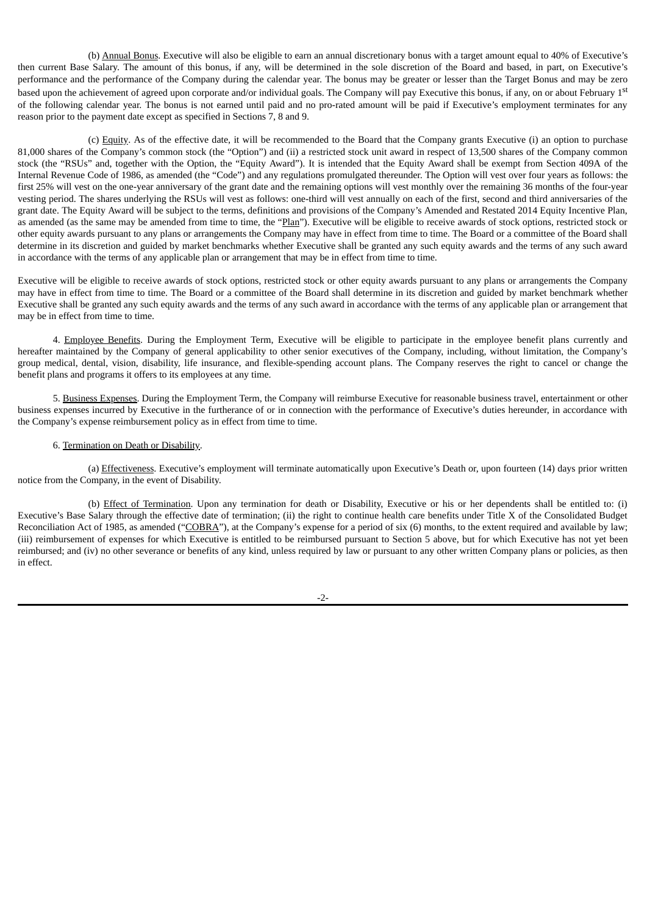(b) Annual Bonus. Executive will also be eligible to earn an annual discretionary bonus with a target amount equal to 40% of Executive's then current Base Salary. The amount of this bonus, if any, will be determined in the sole discretion of the Board and based, in part, on Executive's performance and the performance of the Company during the calendar year. The bonus may be greater or lesser than the Target Bonus and may be zero based upon the achievement of agreed upon corporate and/or individual goals. The Company will pay Executive this bonus, if any, on or about February 1st of the following calendar year. The bonus is not earned until paid and no pro-rated amount will be paid if Executive's employment terminates for any reason prior to the payment date except as specified in Sections 7, 8 and 9.

(c) Equity. As of the effective date, it will be recommended to the Board that the Company grants Executive (i) an option to purchase 81,000 shares of the Company's common stock (the "Option") and (ii) a restricted stock unit award in respect of 13,500 shares of the Company common stock (the "RSUs" and, together with the Option, the "Equity Award"). It is intended that the Equity Award shall be exempt from Section 409A of the Internal Revenue Code of 1986, as amended (the "Code") and any regulations promulgated thereunder. The Option will vest over four years as follows: the first 25% will vest on the one-year anniversary of the grant date and the remaining options will vest monthly over the remaining 36 months of the four-year vesting period. The shares underlying the RSUs will vest as follows: one-third will vest annually on each of the first, second and third anniversaries of the grant date. The Equity Award will be subject to the terms, definitions and provisions of the Company's Amended and Restated 2014 Equity Incentive Plan, as amended (as the same may be amended from time to time, the "Plan"). Executive will be eligible to receive awards of stock options, restricted stock or other equity awards pursuant to any plans or arrangements the Company may have in effect from time to time. The Board or a committee of the Board shall determine in its discretion and guided by market benchmarks whether Executive shall be granted any such equity awards and the terms of any such award in accordance with the terms of any applicable plan or arrangement that may be in effect from time to time.

Executive will be eligible to receive awards of stock options, restricted stock or other equity awards pursuant to any plans or arrangements the Company may have in effect from time to time. The Board or a committee of the Board shall determine in its discretion and guided by market benchmark whether Executive shall be granted any such equity awards and the terms of any such award in accordance with the terms of any applicable plan or arrangement that may be in effect from time to time.

4. Employee Benefits. During the Employment Term, Executive will be eligible to participate in the employee benefit plans currently and hereafter maintained by the Company of general applicability to other senior executives of the Company, including, without limitation, the Company's group medical, dental, vision, disability, life insurance, and flexible-spending account plans. The Company reserves the right to cancel or change the benefit plans and programs it offers to its employees at any time.

5. Business Expenses. During the Employment Term, the Company will reimburse Executive for reasonable business travel, entertainment or other business expenses incurred by Executive in the furtherance of or in connection with the performance of Executive's duties hereunder, in accordance with the Company's expense reimbursement policy as in effect from time to time.

6. Termination on Death or Disability.

(a) Effectiveness. Executive's employment will terminate automatically upon Executive's Death or, upon fourteen (14) days prior written notice from the Company, in the event of Disability.

(b) Effect of Termination. Upon any termination for death or Disability, Executive or his or her dependents shall be entitled to: (i) Executive's Base Salary through the effective date of termination; (ii) the right to continue health care benefits under Title X of the Consolidated Budget Reconciliation Act of 1985, as amended ("COBRA"), at the Company's expense for a period of six (6) months, to the extent required and available by law; (iii) reimbursement of expenses for which Executive is entitled to be reimbursed pursuant to Section 5 above, but for which Executive has not yet been reimbursed; and (iv) no other severance or benefits of any kind, unless required by law or pursuant to any other written Company plans or policies, as then in effect.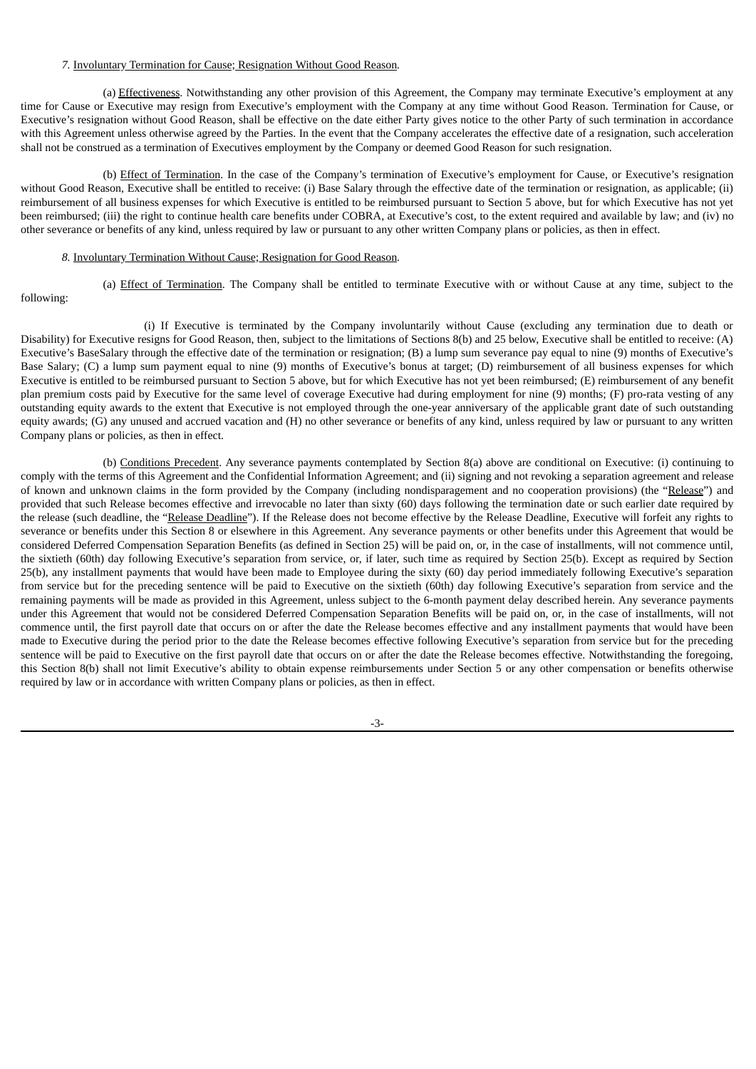*7.* Involuntary Termination for Cause; Resignation Without Good Reason.

(a) Effectiveness. Notwithstanding any other provision of this Agreement, the Company may terminate Executive's employment at any time for Cause or Executive may resign from Executive's employment with the Company at any time without Good Reason. Termination for Cause, or Executive's resignation without Good Reason, shall be effective on the date either Party gives notice to the other Party of such termination in accordance with this Agreement unless otherwise agreed by the Parties. In the event that the Company accelerates the effective date of a resignation, such acceleration shall not be construed as a termination of Executives employment by the Company or deemed Good Reason for such resignation.

(b) Effect of Termination. In the case of the Company's termination of Executive's employment for Cause, or Executive's resignation without Good Reason, Executive shall be entitled to receive: (i) Base Salary through the effective date of the termination or resignation, as applicable; (ii) reimbursement of all business expenses for which Executive is entitled to be reimbursed pursuant to Section 5 above, but for which Executive has not yet been reimbursed; (iii) the right to continue health care benefits under COBRA, at Executive's cost, to the extent required and available by law; and (iv) no other severance or benefits of any kind, unless required by law or pursuant to any other written Company plans or policies, as then in effect.

*8.* Involuntary Termination Without Cause; Resignation for Good Reason.

(a) Effect of Termination. The Company shall be entitled to terminate Executive with or without Cause at any time, subject to the following:

(i) If Executive is terminated by the Company involuntarily without Cause (excluding any termination due to death or Disability) for Executive resigns for Good Reason, then, subject to the limitations of Sections 8(b) and 25 below, Executive shall be entitled to receive: (A) Executive's BaseSalary through the effective date of the termination or resignation; (B) a lump sum severance pay equal to nine (9) months of Executive's Base Salary; (C) a lump sum payment equal to nine (9) months of Executive's bonus at target; (D) reimbursement of all business expenses for which Executive is entitled to be reimbursed pursuant to Section 5 above, but for which Executive has not yet been reimbursed; (E) reimbursement of any benefit plan premium costs paid by Executive for the same level of coverage Executive had during employment for nine (9) months; (F) pro-rata vesting of any outstanding equity awards to the extent that Executive is not employed through the one-year anniversary of the applicable grant date of such outstanding equity awards; (G) any unused and accrued vacation and (H) no other severance or benefits of any kind, unless required by law or pursuant to any written Company plans or policies, as then in effect.

(b) Conditions Precedent. Any severance payments contemplated by Section 8(a) above are conditional on Executive: (i) continuing to comply with the terms of this Agreement and the Confidential Information Agreement; and (ii) signing and not revoking a separation agreement and release of known and unknown claims in the form provided by the Company (including nondisparagement and no cooperation provisions) (the "Release") and provided that such Release becomes effective and irrevocable no later than sixty (60) days following the termination date or such earlier date required by the release (such deadline, the "Release Deadline"). If the Release does not become effective by the Release Deadline, Executive will forfeit any rights to severance or benefits under this Section 8 or elsewhere in this Agreement. Any severance payments or other benefits under this Agreement that would be considered Deferred Compensation Separation Benefits (as defined in Section 25) will be paid on, or, in the case of installments, will not commence until, the sixtieth (60th) day following Executive's separation from service, or, if later, such time as required by Section 25(b). Except as required by Section 25(b), any installment payments that would have been made to Employee during the sixty (60) day period immediately following Executive's separation from service but for the preceding sentence will be paid to Executive on the sixtieth (60th) day following Executive's separation from service and the remaining payments will be made as provided in this Agreement, unless subject to the 6-month payment delay described herein. Any severance payments under this Agreement that would not be considered Deferred Compensation Separation Benefits will be paid on, or, in the case of installments, will not commence until, the first payroll date that occurs on or after the date the Release becomes effective and any installment payments that would have been made to Executive during the period prior to the date the Release becomes effective following Executive's separation from service but for the preceding sentence will be paid to Executive on the first payroll date that occurs on or after the date the Release becomes effective. Notwithstanding the foregoing, this Section 8(b) shall not limit Executive's ability to obtain expense reimbursements under Section 5 or any other compensation or benefits otherwise required by law or in accordance with written Company plans or policies, as then in effect.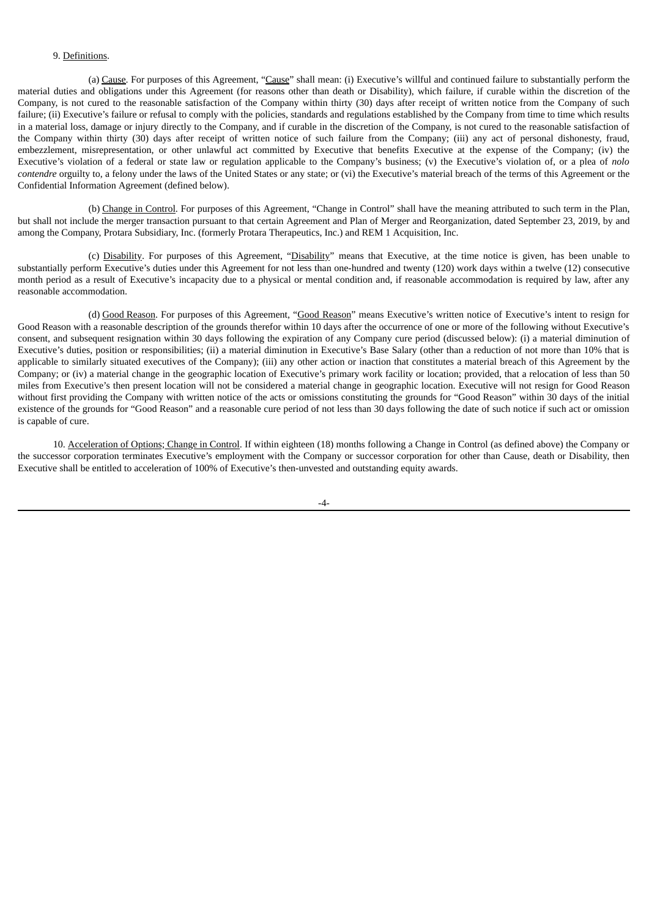9. Definitions.

(a) Cause. For purposes of this Agreement, "Cause" shall mean: (i) Executive's willful and continued failure to substantially perform the material duties and obligations under this Agreement (for reasons other than death or Disability), which failure, if curable within the discretion of the Company, is not cured to the reasonable satisfaction of the Company within thirty (30) days after receipt of written notice from the Company of such failure; (ii) Executive's failure or refusal to comply with the policies, standards and regulations established by the Company from time to time which results in a material loss, damage or injury directly to the Company, and if curable in the discretion of the Company, is not cured to the reasonable satisfaction of the Company within thirty (30) days after receipt of written notice of such failure from the Company; (iii) any act of personal dishonesty, fraud, embezzlement, misrepresentation, or other unlawful act committed by Executive that benefits Executive at the expense of the Company; (iv) the Executive's violation of a federal or state law or regulation applicable to the Company's business; (v) the Executive's violation of, or a plea of *nolo contendre* orguilty to, a felony under the laws of the United States or any state; or (vi) the Executive's material breach of the terms of this Agreement or the Confidential Information Agreement (defined below).

(b) Change in Control. For purposes of this Agreement, "Change in Control" shall have the meaning attributed to such term in the Plan, but shall not include the merger transaction pursuant to that certain Agreement and Plan of Merger and Reorganization, dated September 23, 2019, by and among the Company, Protara Subsidiary, Inc. (formerly Protara Therapeutics, Inc.) and REM 1 Acquisition, Inc.

(c) Disability. For purposes of this Agreement, "Disability" means that Executive, at the time notice is given, has been unable to substantially perform Executive's duties under this Agreement for not less than one-hundred and twenty (120) work days within a twelve (12) consecutive month period as a result of Executive's incapacity due to a physical or mental condition and, if reasonable accommodation is required by law, after any reasonable accommodation.

(d) Good Reason. For purposes of this Agreement, "Good Reason" means Executive's written notice of Executive's intent to resign for Good Reason with a reasonable description of the grounds therefor within 10 days after the occurrence of one or more of the following without Executive's consent, and subsequent resignation within 30 days following the expiration of any Company cure period (discussed below): (i) a material diminution of Executive's duties, position or responsibilities; (ii) a material diminution in Executive's Base Salary (other than a reduction of not more than 10% that is applicable to similarly situated executives of the Company); (iii) any other action or inaction that constitutes a material breach of this Agreement by the Company; or (iv) a material change in the geographic location of Executive's primary work facility or location; provided, that a relocation of less than 50 miles from Executive's then present location will not be considered a material change in geographic location. Executive will not resign for Good Reason without first providing the Company with written notice of the acts or omissions constituting the grounds for "Good Reason" within 30 days of the initial existence of the grounds for "Good Reason" and a reasonable cure period of not less than 30 days following the date of such notice if such act or omission is capable of cure.

10. Acceleration of Options; Change in Control. If within eighteen (18) months following a Change in Control (as defined above) the Company or the successor corporation terminates Executive's employment with the Company or successor corporation for other than Cause, death or Disability, then Executive shall be entitled to acceleration of 100% of Executive's then-unvested and outstanding equity awards.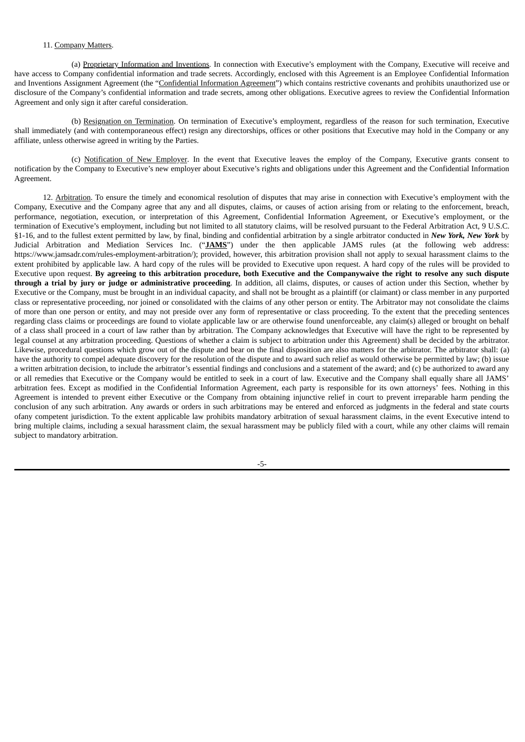11. Company Matters.

(a) Proprietary Information and Inventions. In connection with Executive's employment with the Company, Executive will receive and have access to Company confidential information and trade secrets. Accordingly, enclosed with this Agreement is an Employee Confidential Information and Inventions Assignment Agreement (the "Confidential Information Agreement") which contains restrictive covenants and prohibits unauthorized use or disclosure of the Company's confidential information and trade secrets, among other obligations. Executive agrees to review the Confidential Information Agreement and only sign it after careful consideration.

(b) Resignation on Termination. On termination of Executive's employment, regardless of the reason for such termination, Executive shall immediately (and with contemporaneous effect) resign any directorships, offices or other positions that Executive may hold in the Company or any affiliate, unless otherwise agreed in writing by the Parties.

(c) Notification of New Employer. In the event that Executive leaves the employ of the Company, Executive grants consent to notification by the Company to Executive's new employer about Executive's rights and obligations under this Agreement and the Confidential Information Agreement.

12. Arbitration. To ensure the timely and economical resolution of disputes that may arise in connection with Executive's employment with the Company, Executive and the Company agree that any and all disputes, claims, or causes of action arising from or relating to the enforcement, breach, performance, negotiation, execution, or interpretation of this Agreement, Confidential Information Agreement, or Executive's employment, or the termination of Executive's employment, including but not limited to all statutory claims, will be resolved pursuant to the Federal Arbitration Act, 9 U.S.C. §1-16, and to the fullest extent permitted by law, by final, binding and confidential arbitration by a single arbitrator conducted in ***New York, New York*** by Judicial Arbitration and Mediation Services Inc. ("**JAMS**") under the then applicable JAMS rules (at the following web address: https://www.jamsadr.com/rules-employment-arbitration/); provided, however, this arbitration provision shall not apply to sexual harassment claims to the extent prohibited by applicable law. A hard copy of the rules will be provided to Executive upon request. A hard copy of the rules will be provided to Executive upon request. **By agreeing to this arbitration procedure, both Executive and the Companywaive the right to resolve any such dispute through a trial by jury or judge or administrative proceeding**. In addition, all claims, disputes, or causes of action under this Section, whether by Executive or the Company, must be brought in an individual capacity, and shall not be brought as a plaintiff (or claimant) or class member in any purported class or representative proceeding, nor joined or consolidated with the claims of any other person or entity. The Arbitrator may not consolidate the claims of more than one person or entity, and may not preside over any form of representative or class proceeding. To the extent that the preceding sentences regarding class claims or proceedings are found to violate applicable law or are otherwise found unenforceable, any claim(s) alleged or brought on behalf of a class shall proceed in a court of law rather than by arbitration. The Company acknowledges that Executive will have the right to be represented by legal counsel at any arbitration proceeding. Questions of whether a claim is subject to arbitration under this Agreement) shall be decided by the arbitrator. Likewise, procedural questions which grow out of the dispute and bear on the final disposition are also matters for the arbitrator. The arbitrator shall: (a) have the authority to compel adequate discovery for the resolution of the dispute and to award such relief as would otherwise be permitted by law; (b) issue a written arbitration decision, to include the arbitrator's essential findings and conclusions and a statement of the award; and (c) be authorized to award any or all remedies that Executive or the Company would be entitled to seek in a court of law. Executive and the Company shall equally share all JAMS' arbitration fees. Except as modified in the Confidential Information Agreement, each party is responsible for its own attorneys' fees. Nothing in this Agreement is intended to prevent either Executive or the Company from obtaining injunctive relief in court to prevent irreparable harm pending the conclusion of any such arbitration. Any awards or orders in such arbitrations may be entered and enforced as judgments in the federal and state courts ofany competent jurisdiction. To the extent applicable law prohibits mandatory arbitration of sexual harassment claims, in the event Executive intend to bring multiple claims, including a sexual harassment claim, the sexual harassment may be publicly filed with a court, while any other claims will remain subject to mandatory arbitration.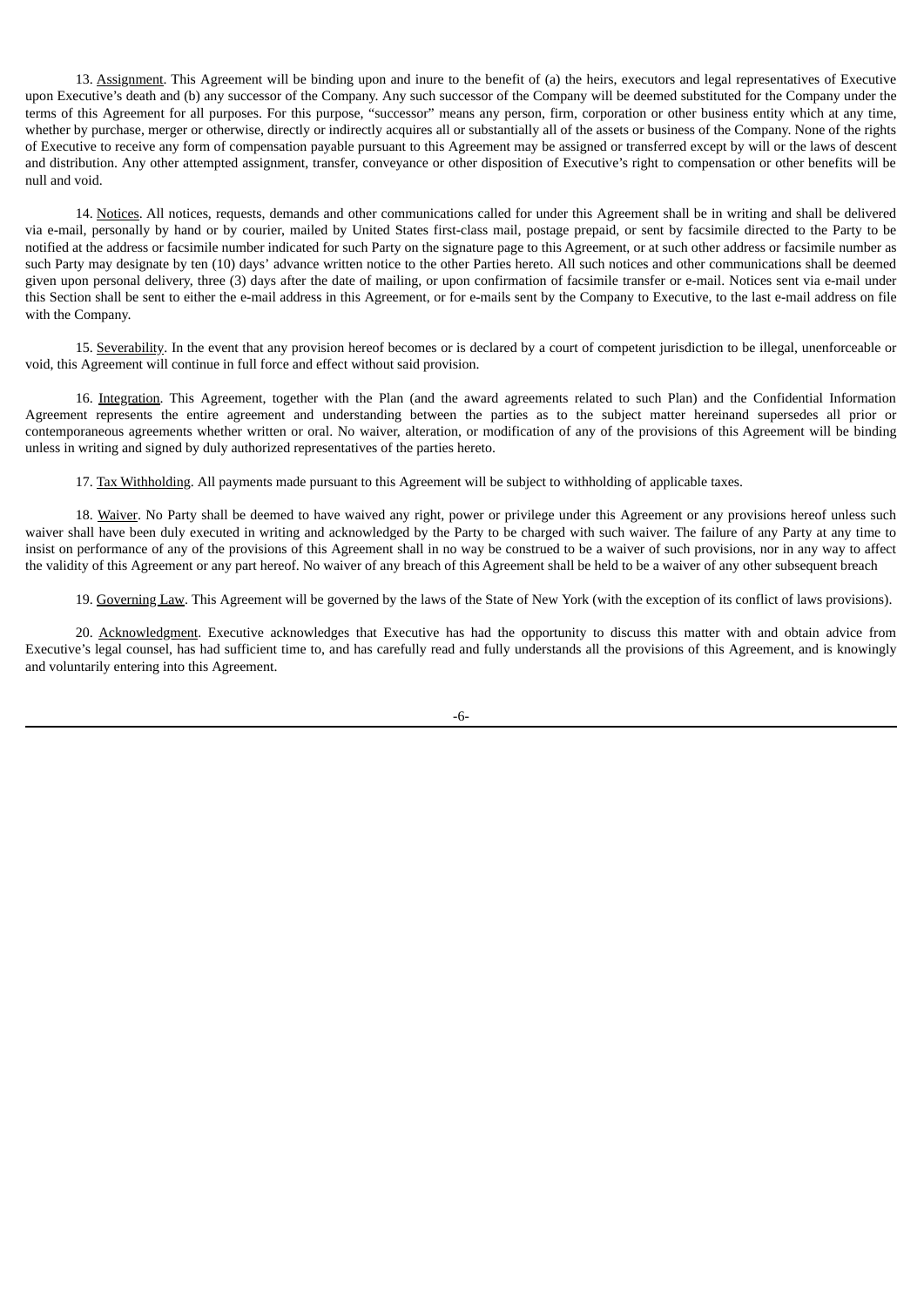13. Assignment. This Agreement will be binding upon and inure to the benefit of (a) the heirs, executors and legal representatives of Executive upon Executive's death and (b) any successor of the Company. Any such successor of the Company will be deemed substituted for the Company under the terms of this Agreement for all purposes. For this purpose, "successor" means any person, firm, corporation or other business entity which at any time, whether by purchase, merger or otherwise, directly or indirectly acquires all or substantially all of the assets or business of the Company. None of the rights of Executive to receive any form of compensation payable pursuant to this Agreement may be assigned or transferred except by will or the laws of descent and distribution. Any other attempted assignment, transfer, conveyance or other disposition of Executive's right to compensation or other benefits will be null and void.

14. Notices. All notices, requests, demands and other communications called for under this Agreement shall be in writing and shall be delivered via e-mail, personally by hand or by courier, mailed by United States first-class mail, postage prepaid, or sent by facsimile directed to the Party to be notified at the address or facsimile number indicated for such Party on the signature page to this Agreement, or at such other address or facsimile number as such Party may designate by ten (10) days' advance written notice to the other Parties hereto. All such notices and other communications shall be deemed given upon personal delivery, three (3) days after the date of mailing, or upon confirmation of facsimile transfer or e-mail. Notices sent via e-mail under this Section shall be sent to either the e-mail address in this Agreement, or for e-mails sent by the Company to Executive, to the last e-mail address on file with the Company.

15. Severability. In the event that any provision hereof becomes or is declared by a court of competent jurisdiction to be illegal, unenforceable or void, this Agreement will continue in full force and effect without said provision.

16. Integration. This Agreement, together with the Plan (and the award agreements related to such Plan) and the Confidential Information Agreement represents the entire agreement and understanding between the parties as to the subject matter hereinand supersedes all prior or contemporaneous agreements whether written or oral. No waiver, alteration, or modification of any of the provisions of this Agreement will be binding unless in writing and signed by duly authorized representatives of the parties hereto.

17. Tax Withholding. All payments made pursuant to this Agreement will be subject to withholding of applicable taxes.

18. Waiver. No Party shall be deemed to have waived any right, power or privilege under this Agreement or any provisions hereof unless such waiver shall have been duly executed in writing and acknowledged by the Party to be charged with such waiver. The failure of any Party at any time to insist on performance of any of the provisions of this Agreement shall in no way be construed to be a waiver of such provisions, nor in any way to affect the validity of this Agreement or any part hereof. No waiver of any breach of this Agreement shall be held to be a waiver of any other subsequent breach

19. Governing Law. This Agreement will be governed by the laws of the State of New York (with the exception of its conflict of laws provisions).

20. Acknowledgment. Executive acknowledges that Executive has had the opportunity to discuss this matter with and obtain advice from Executive's legal counsel, has had sufficient time to, and has carefully read and fully understands all the provisions of this Agreement, and is knowingly and voluntarily entering into this Agreement.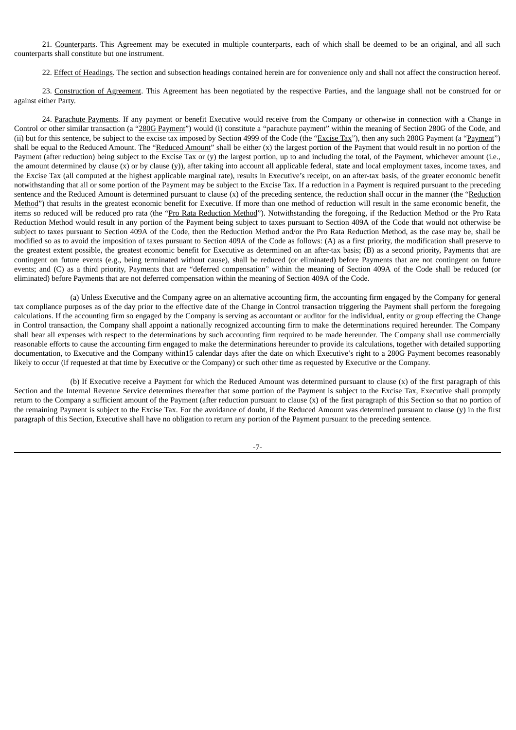21. Counterparts. This Agreement may be executed in multiple counterparts, each of which shall be deemed to be an original, and all such counterparts shall constitute but one instrument.

22. Effect of Headings. The section and subsection headings contained herein are for convenience only and shall not affect the construction hereof.

23. Construction of Agreement. This Agreement has been negotiated by the respective Parties, and the language shall not be construed for or against either Party.

24. Parachute Payments. If any payment or benefit Executive would receive from the Company or otherwise in connection with a Change in Control or other similar transaction (a "280G Payment") would (i) constitute a "parachute payment" within the meaning of Section 280G of the Code, and (ii) but for this sentence, be subject to the excise tax imposed by Section 4999 of the Code (the "Excise Tax"), then any such 280G Payment (a "Payment") shall be equal to the Reduced Amount. The "Reduced Amount" shall be either (x) the largest portion of the Payment that would result in no portion of the Payment (after reduction) being subject to the Excise Tax or (y) the largest portion, up to and including the total, of the Payment, whichever amount (i.e., the amount determined by clause (x) or by clause (y)), after taking into account all applicable federal, state and local employment taxes, income taxes, and the Excise Tax (all computed at the highest applicable marginal rate), results in Executive's receipt, on an after-tax basis, of the greater economic benefit notwithstanding that all or some portion of the Payment may be subject to the Excise Tax. If a reduction in a Payment is required pursuant to the preceding sentence and the Reduced Amount is determined pursuant to clause (x) of the preceding sentence, the reduction shall occur in the manner (the "Reduction Method") that results in the greatest economic benefit for Executive. If more than one method of reduction will result in the same economic benefit, the items so reduced will be reduced pro rata (the "Pro Rata Reduction Method"). Notwithstanding the foregoing, if the Reduction Method or the Pro Rata Reduction Method would result in any portion of the Payment being subject to taxes pursuant to Section 409A of the Code that would not otherwise be subject to taxes pursuant to Section 409A of the Code, then the Reduction Method and/or the Pro Rata Reduction Method, as the case may be, shall be modified so as to avoid the imposition of taxes pursuant to Section 409A of the Code as follows: (A) as a first priority, the modification shall preserve to the greatest extent possible, the greatest economic benefit for Executive as determined on an after-tax basis; (B) as a second priority, Payments that are contingent on future events (e.g., being terminated without cause), shall be reduced (or eliminated) before Payments that are not contingent on future events; and (C) as a third priority, Payments that are "deferred compensation" within the meaning of Section 409A of the Code shall be reduced (or eliminated) before Payments that are not deferred compensation within the meaning of Section 409A of the Code.

(a) Unless Executive and the Company agree on an alternative accounting firm, the accounting firm engaged by the Company for general tax compliance purposes as of the day prior to the effective date of the Change in Control transaction triggering the Payment shall perform the foregoing calculations. If the accounting firm so engaged by the Company is serving as accountant or auditor for the individual, entity or group effecting the Change in Control transaction, the Company shall appoint a nationally recognized accounting firm to make the determinations required hereunder. The Company shall bear all expenses with respect to the determinations by such accounting firm required to be made hereunder. The Company shall use commercially reasonable efforts to cause the accounting firm engaged to make the determinations hereunder to provide its calculations, together with detailed supporting documentation, to Executive and the Company within15 calendar days after the date on which Executive's right to a 280G Payment becomes reasonably likely to occur (if requested at that time by Executive or the Company) or such other time as requested by Executive or the Company.

(b) If Executive receive a Payment for which the Reduced Amount was determined pursuant to clause (x) of the first paragraph of this Section and the Internal Revenue Service determines thereafter that some portion of the Payment is subject to the Excise Tax, Executive shall promptly return to the Company a sufficient amount of the Payment (after reduction pursuant to clause (x) of the first paragraph of this Section so that no portion of the remaining Payment is subject to the Excise Tax. For the avoidance of doubt, if the Reduced Amount was determined pursuant to clause (y) in the first paragraph of this Section, Executive shall have no obligation to return any portion of the Payment pursuant to the preceding sentence.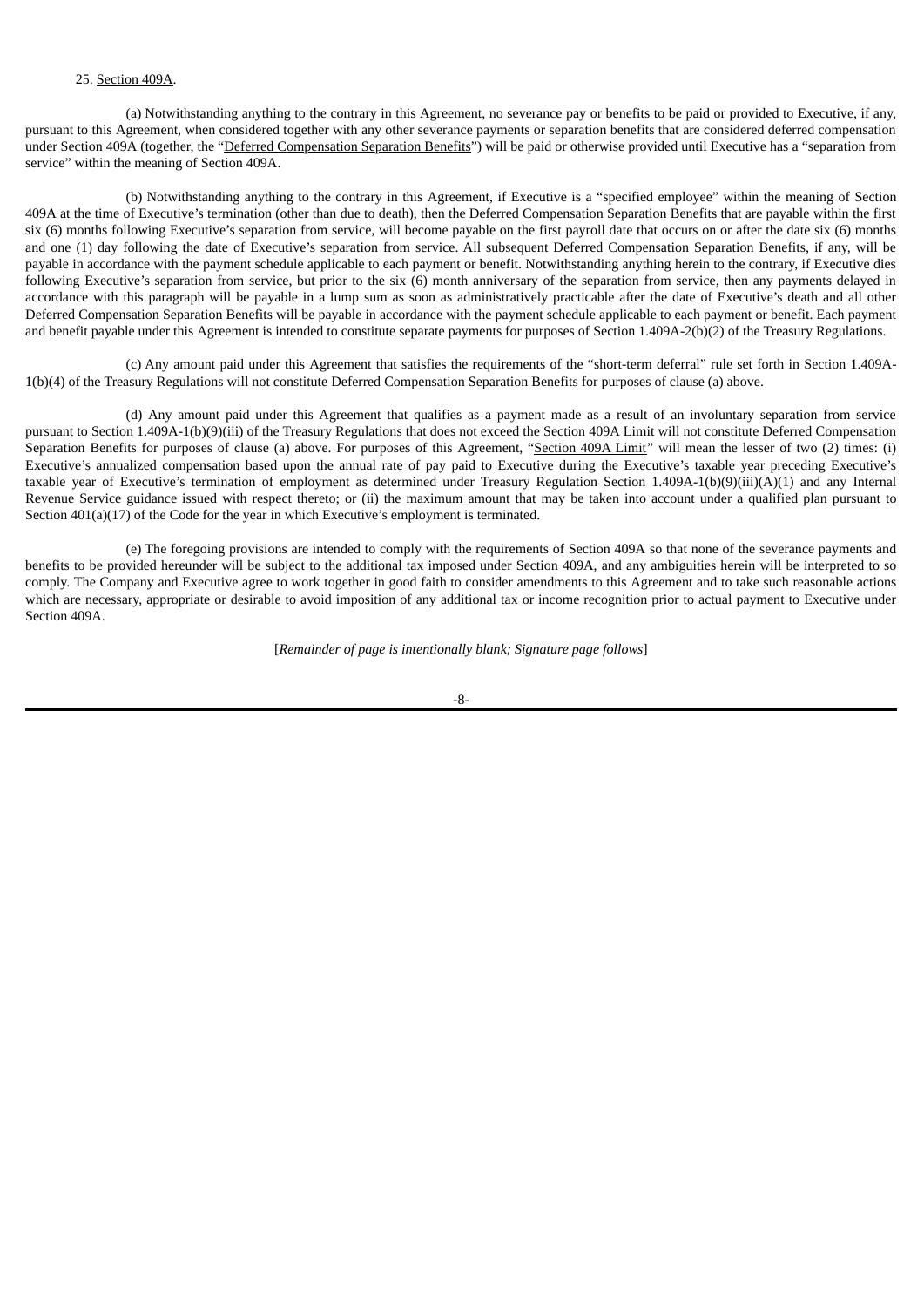25. Section 409A.

(a) Notwithstanding anything to the contrary in this Agreement, no severance pay or benefits to be paid or provided to Executive, if any, pursuant to this Agreement, when considered together with any other severance payments or separation benefits that are considered deferred compensation under Section 409A (together, the "Deferred Compensation Separation Benefits") will be paid or otherwise provided until Executive has a "separation from service" within the meaning of Section 409A.

(b) Notwithstanding anything to the contrary in this Agreement, if Executive is a "specified employee" within the meaning of Section 409A at the time of Executive's termination (other than due to death), then the Deferred Compensation Separation Benefits that are payable within the first six (6) months following Executive's separation from service, will become payable on the first payroll date that occurs on or after the date six (6) months and one (1) day following the date of Executive's separation from service. All subsequent Deferred Compensation Separation Benefits, if any, will be payable in accordance with the payment schedule applicable to each payment or benefit. Notwithstanding anything herein to the contrary, if Executive dies following Executive's separation from service, but prior to the six (6) month anniversary of the separation from service, then any payments delayed in accordance with this paragraph will be payable in a lump sum as soon as administratively practicable after the date of Executive's death and all other Deferred Compensation Separation Benefits will be payable in accordance with the payment schedule applicable to each payment or benefit. Each payment and benefit payable under this Agreement is intended to constitute separate payments for purposes of Section 1.409A-2(b)(2) of the Treasury Regulations.

(c) Any amount paid under this Agreement that satisfies the requirements of the "short-term deferral" rule set forth in Section 1.409A-1(b)(4) of the Treasury Regulations will not constitute Deferred Compensation Separation Benefits for purposes of clause (a) above.

(d) Any amount paid under this Agreement that qualifies as a payment made as a result of an involuntary separation from service pursuant to Section 1.409A-1(b)(9)(iii) of the Treasury Regulations that does not exceed the Section 409A Limit will not constitute Deferred Compensation Separation Benefits for purposes of clause (a) above. For purposes of this Agreement, "Section 409A Limit" will mean the lesser of two (2) times: (i) Executive's annualized compensation based upon the annual rate of pay paid to Executive during the Executive's taxable year preceding Executive's taxable year of Executive's termination of employment as determined under Treasury Regulation Section 1.409A-1(b)(9)(iii)(A)(1) and any Internal Revenue Service guidance issued with respect thereto; or (ii) the maximum amount that may be taken into account under a qualified plan pursuant to Section 401(a)(17) of the Code for the year in which Executive's employment is terminated.

(e) The foregoing provisions are intended to comply with the requirements of Section 409A so that none of the severance payments and benefits to be provided hereunder will be subject to the additional tax imposed under Section 409A, and any ambiguities herein will be interpreted to so comply. The Company and Executive agree to work together in good faith to consider amendments to this Agreement and to take such reasonable actions which are necessary, appropriate or desirable to avoid imposition of any additional tax or income recognition prior to actual payment to Executive under Section 409A.

[*Remainder of page is intentionally blank; Signature page follows*]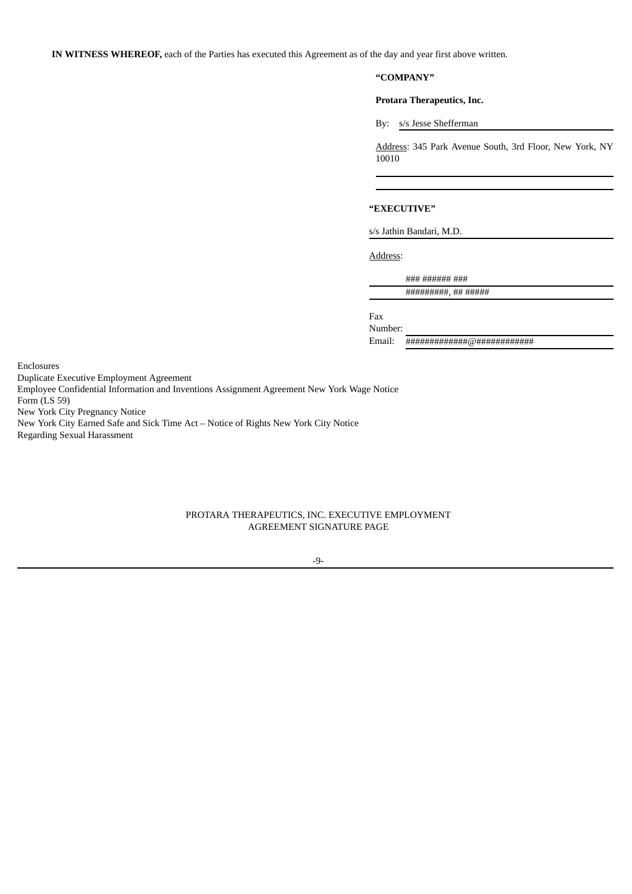**IN WITNESS WHEREOF,** each of the Parties has executed this Agreement as of the day and year first above written.

**"COMPANY"**

**Protara Therapeutics, Inc.**

By: s/s Jesse Shefferman

Address: 345 Park Avenue South, 3rd Floor, New York, NY 10010

**"EXECUTIVE"**

s/s Jathin Bandari, M.D.

Address:

### ###### ###
#########, ## #####

Fax Number:

Email: #############@############

Enclosures
Duplicate Executive Employment Agreement
Employee Confidential Information and Inventions Assignment Agreement New York Wage Notice Form (LS 59)
New York City Pregnancy Notice
New York City Earned Safe and Sick Time Act – Notice of Rights New York City Notice Regarding Sexual Harassment

PROTARA THERAPEUTICS, INC. EXECUTIVE EMPLOYMENT AGREEMENT SIGNATURE PAGE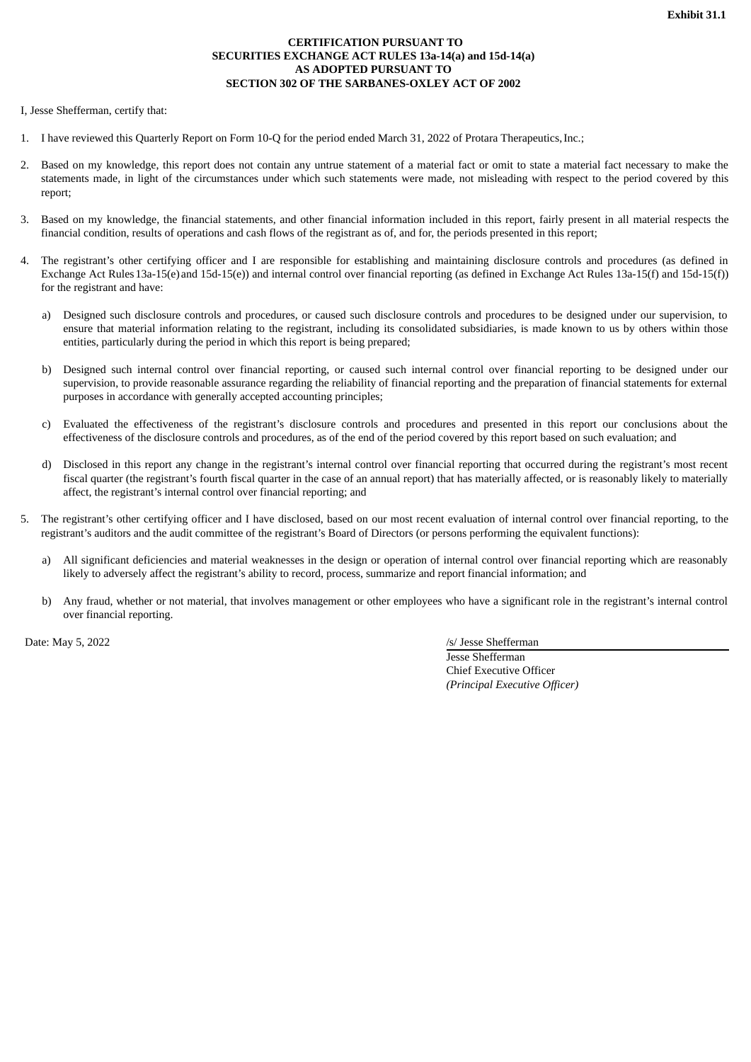**Exhibit 31.1**

**CERTIFICATION PURSUANT TO SECURITIES EXCHANGE ACT RULES 13a-14(a) and 15d-14(a) AS ADOPTED PURSUANT TO SECTION 302 OF THE SARBANES-OXLEY ACT OF 2002**

I, Jesse Shefferman, certify that:

1. I have reviewed this Quarterly Report on Form 10-Q for the period ended March 31, 2022 of Protara Therapeutics, Inc.;

2. Based on my knowledge, this report does not contain any untrue statement of a material fact or omit to state a material fact necessary to make the statements made, in light of the circumstances under which such statements were made, not misleading with respect to the period covered by this report;

3. Based on my knowledge, the financial statements, and other financial information included in this report, fairly present in all material respects the financial condition, results of operations and cash flows of the registrant as of, and for, the periods presented in this report;

4. The registrant's other certifying officer and I are responsible for establishing and maintaining disclosure controls and procedures (as defined in Exchange Act Rules 13a-15(e) and 15d-15(e)) and internal control over financial reporting (as defined in Exchange Act Rules 13a-15(f) and 15d-15(f)) for the registrant and have:

   a) Designed such disclosure controls and procedures, or caused such disclosure controls and procedures to be designed under our supervision, to ensure that material information relating to the registrant, including its consolidated subsidiaries, is made known to us by others within those entities, particularly during the period in which this report is being prepared;

   b) Designed such internal control over financial reporting, or caused such internal control over financial reporting to be designed under our supervision, to provide reasonable assurance regarding the reliability of financial reporting and the preparation of financial statements for external purposes in accordance with generally accepted accounting principles;

   c) Evaluated the effectiveness of the registrant's disclosure controls and procedures and presented in this report our conclusions about the effectiveness of the disclosure controls and procedures, as of the end of the period covered by this report based on such evaluation; and

   d) Disclosed in this report any change in the registrant's internal control over financial reporting that occurred during the registrant's most recent fiscal quarter (the registrant's fourth fiscal quarter in the case of an annual report) that has materially affected, or is reasonably likely to materially affect, the registrant's internal control over financial reporting; and

5. The registrant's other certifying officer and I have disclosed, based on our most recent evaluation of internal control over financial reporting, to the registrant's auditors and the audit committee of the registrant's Board of Directors (or persons performing the equivalent functions):

   a) All significant deficiencies and material weaknesses in the design or operation of internal control over financial reporting which are reasonably likely to adversely affect the registrant's ability to record, process, summarize and report financial information; and

   b) Any fraud, whether or not material, that involves management or other employees who have a significant role in the registrant's internal control over financial reporting.

Date: May 5, 2022

/s/ Jesse Shefferman
Jesse Shefferman
Chief Executive Officer
*(Principal Executive Officer)*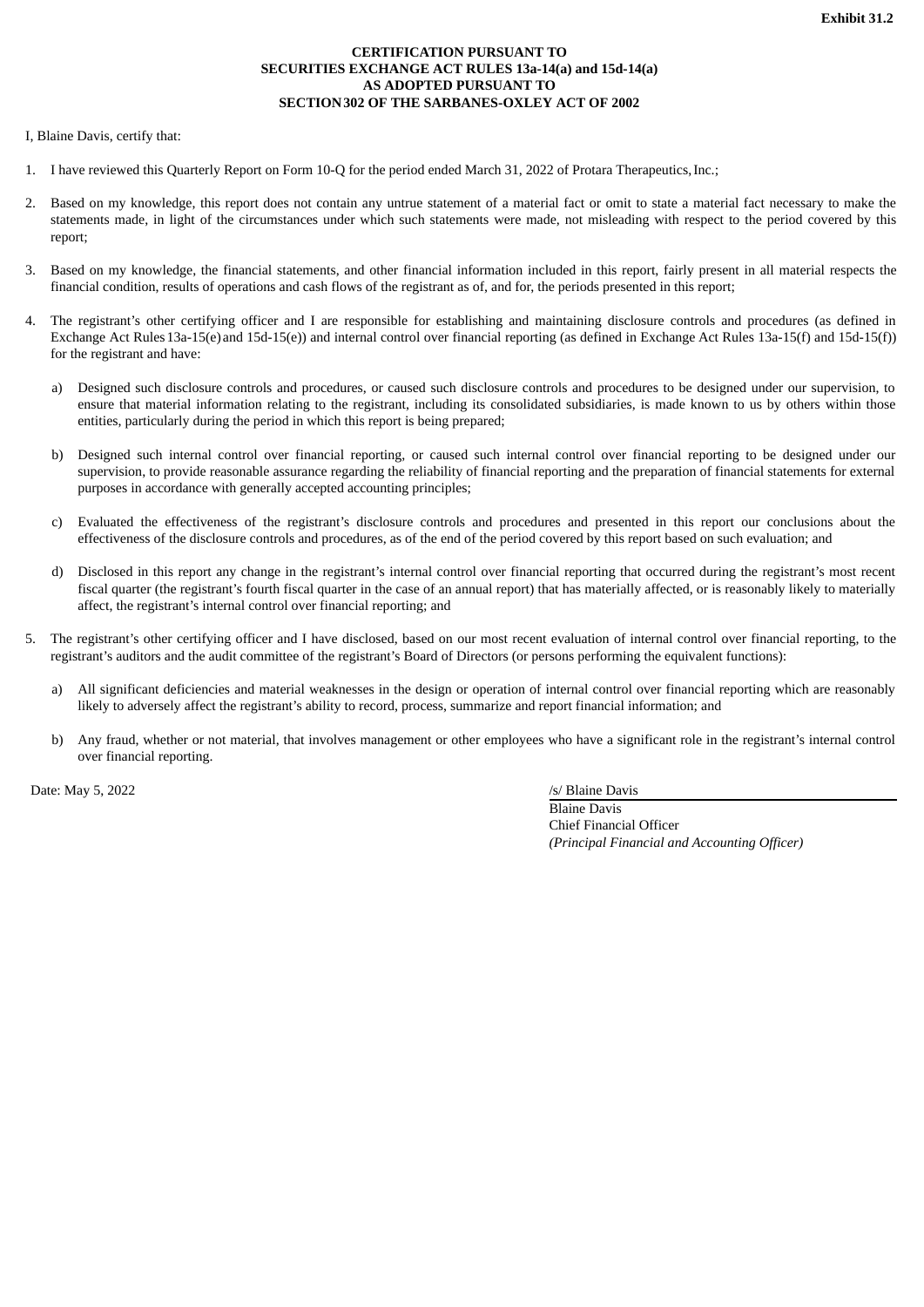**Exhibit 31.2**

**CERTIFICATION PURSUANT TO**
**SECURITIES EXCHANGE ACT RULES 13a-14(a) and 15d-14(a)**
**AS ADOPTED PURSUANT TO**
**SECTION 302 OF THE SARBANES-OXLEY ACT OF 2002**

I, Blaine Davis, certify that:

1. I have reviewed this Quarterly Report on Form 10-Q for the period ended March 31, 2022 of Protara Therapeutics, Inc.;

2. Based on my knowledge, this report does not contain any untrue statement of a material fact or omit to state a material fact necessary to make the statements made, in light of the circumstances under which such statements were made, not misleading with respect to the period covered by this report;

3. Based on my knowledge, the financial statements, and other financial information included in this report, fairly present in all material respects the financial condition, results of operations and cash flows of the registrant as of, and for, the periods presented in this report;

4. The registrant's other certifying officer and I are responsible for establishing and maintaining disclosure controls and procedures (as defined in Exchange Act Rules 13a-15(e) and 15d-15(e)) and internal control over financial reporting (as defined in Exchange Act Rules 13a-15(f) and 15d-15(f)) for the registrant and have:

   a) Designed such disclosure controls and procedures, or caused such disclosure controls and procedures to be designed under our supervision, to ensure that material information relating to the registrant, including its consolidated subsidiaries, is made known to us by others within those entities, particularly during the period in which this report is being prepared;

   b) Designed such internal control over financial reporting, or caused such internal control over financial reporting to be designed under our supervision, to provide reasonable assurance regarding the reliability of financial reporting and the preparation of financial statements for external purposes in accordance with generally accepted accounting principles;

   c) Evaluated the effectiveness of the registrant's disclosure controls and procedures and presented in this report our conclusions about the effectiveness of the disclosure controls and procedures, as of the end of the period covered by this report based on such evaluation; and

   d) Disclosed in this report any change in the registrant's internal control over financial reporting that occurred during the registrant's most recent fiscal quarter (the registrant's fourth fiscal quarter in the case of an annual report) that has materially affected, or is reasonably likely to materially affect, the registrant's internal control over financial reporting; and

5. The registrant's other certifying officer and I have disclosed, based on our most recent evaluation of internal control over financial reporting, to the registrant's auditors and the audit committee of the registrant's Board of Directors (or persons performing the equivalent functions):

   a) All significant deficiencies and material weaknesses in the design or operation of internal control over financial reporting which are reasonably likely to adversely affect the registrant's ability to record, process, summarize and report financial information; and

   b) Any fraud, whether or not material, that involves management or other employees who have a significant role in the registrant's internal control over financial reporting.

Date: May 5, 2022

/s/ Blaine Davis
Blaine Davis
Chief Financial Officer
*(Principal Financial and Accounting Officer)*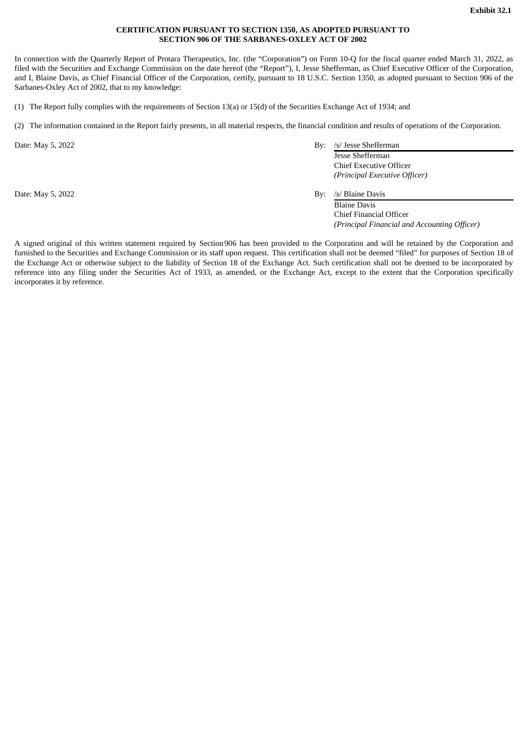**Exhibit 32.1**

**CERTIFICATION PURSUANT TO SECTION 1350, AS ADOPTED PURSUANT TO SECTION 906 OF THE SARBANES-OXLEY ACT OF 2002**

In connection with the Quarterly Report of Protara Therapeutics, Inc. (the "Corporation") on Form 10-Q for the fiscal quarter ended March 31, 2022, as filed with the Securities and Exchange Commission on the date hereof (the "Report"), I, Jesse Shefferman, as Chief Executive Officer of the Corporation, and I, Blaine Davis, as Chief Financial Officer of the Corporation, certify, pursuant to 18 U.S.C. Section 1350, as adopted pursuant to Section 906 of the Sarbanes-Oxley Act of 2002, that to my knowledge:

(1) The Report fully complies with the requirements of Section 13(a) or 15(d) of the Securities Exchange Act of 1934; and

(2) The information contained in the Report fairly presents, in all material respects, the financial condition and results of operations of the Corporation.

Date: May 5, 2022

By: /s/ Jesse Shefferman
Jesse Shefferman
Chief Executive Officer
*(Principal Executive Officer)*

Date: May 5, 2022

By: /s/ Blaine Davis
Blaine Davis
Chief Financial Officer
*(Principal Financial and Accounting Officer)*

A signed original of this written statement required by Section 906 has been provided to the Corporation and will be retained by the Corporation and furnished to the Securities and Exchange Commission or its staff upon request. This certification shall not be deemed "filed" for purposes of Section 18 of the Exchange Act or otherwise subject to the liability of Section 18 of the Exchange Act. Such certification shall not be deemed to be incorporated by reference into any filing under the Securities Act of 1933, as amended, or the Exchange Act, except to the extent that the Corporation specifically incorporates it by reference.